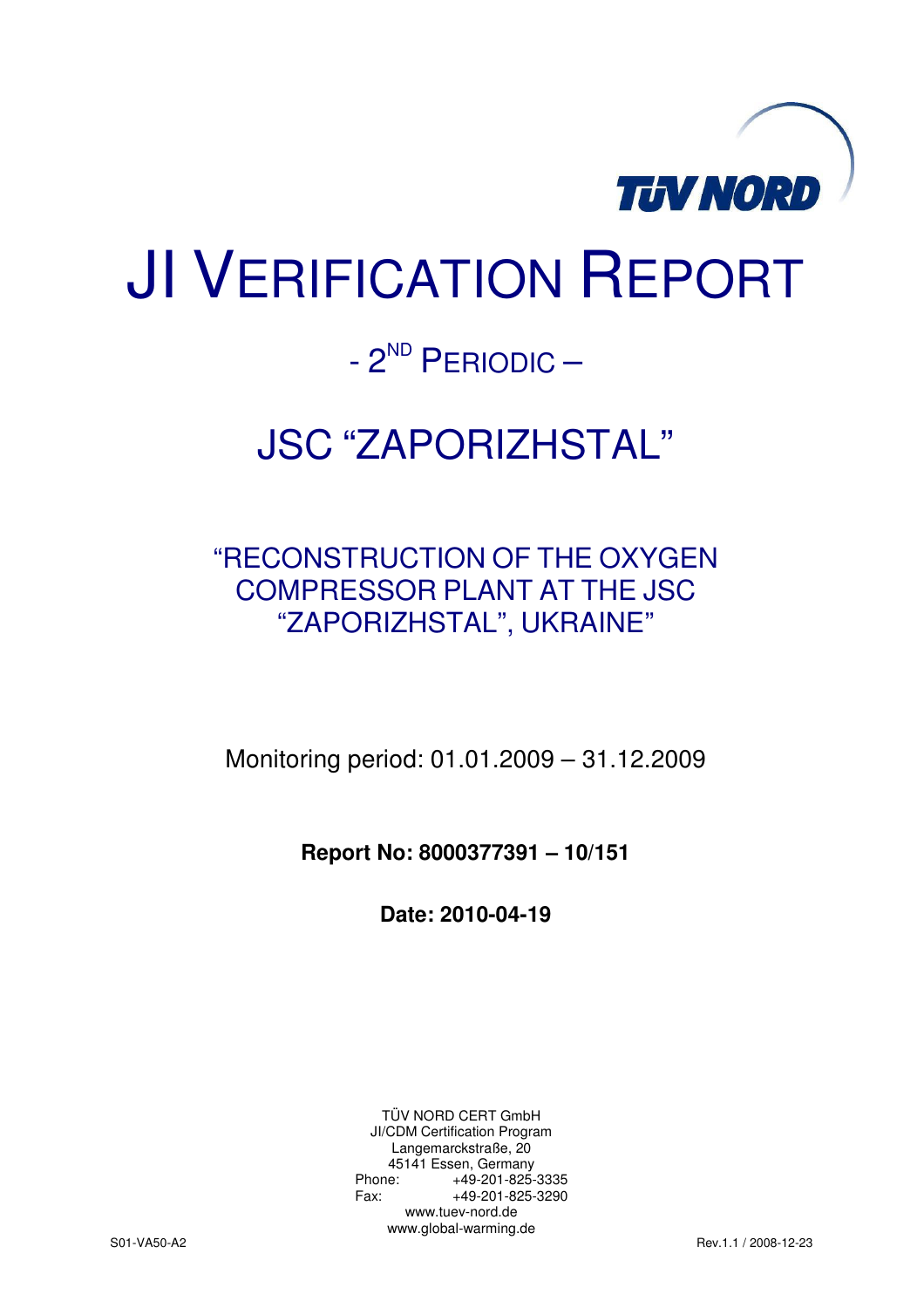TÜV NORD

# JI VERIFICATION REPORT

## - 2ND PERIODIC –

## JSC "ZAPORIZHSTAL"

### "RECONSTRUCTION OF THE OXYGEN COMPRESSOR PLANT AT THE JSC "ZAPORIZHSTAL", UKRAINE"

Monitoring period: 01.01.2009 – 31.12.2009

**Report No: 8000377391 – 10/151**

**Date: 2010-04-19**

TÜV NORD CERT GmbH
JI/CDM Certification Program
Langemarckstraße, 20
45141 Essen, Germany
Phone: +49-201-825-3335
Fax: +49-201-825-3290
www.tuev-nord.de
www.global-warming.de

S01-VA50-A2 Rev.1.1 / 2008-12-23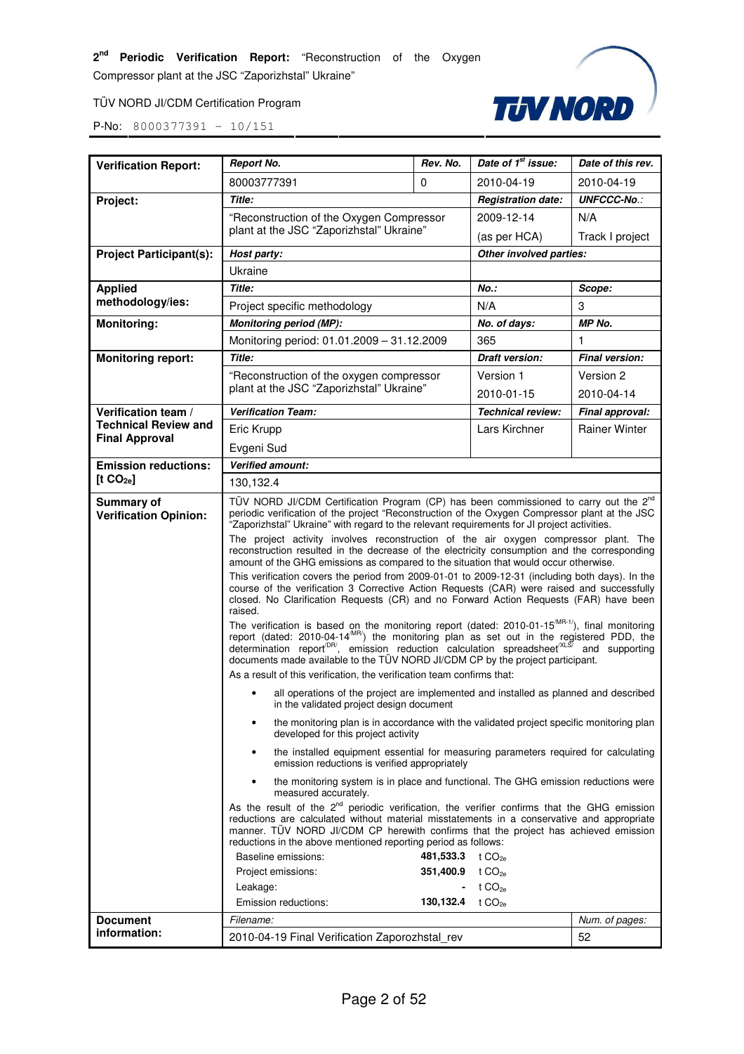| Verification Report: | Report No. | Rev. No. | Date of 1[st] issue: | Date of this rev. |
|---|---|---|---|---|
| | 80003777391 | 0 | 2010-04-19 | 2010-04-19 |
| **Project:** | *Title:* | | *Registration date:* | *UNFCCC-No.:* |
| | "Reconstruction of the Oxygen Compressor plant at the JSC "Zaporizhstal" Ukraine" | | 2009-12-14 (as per HCA) | N/A Track I project |
| **Project Participant(s):** | *Host party:* | | *Other involved parties:* | |
| | Ukraine | | | |
| **Applied methodology/ies:** | *Title:* | | *No.:* | *Scope:* |
| | Project specific methodology | | N/A | 3 |
| **Monitoring:** | *Monitoring period (MP):* | | *No. of days:* | *MP No.* |
| | Monitoring period: 01.01.2009 – 31.12.2009 | | 365 | 1 |
| **Monitoring report:** | *Title:* | | *Draft version:* | *Final version:* |
| | "Reconstruction of the oxygen compressor plant at the JSC "Zaporizhstal" Ukraine" | | Version 1 2010-01-15 | Version 2 2010-04-14 |
| **Verification team / Technical Review and Final Approval** | *Verification Team:* | | *Technical review:* | *Final approval:* |
| | Eric Krupp Evgeni Sud | | Lars Kirchner | Rainer Winter |
| **Emission reductions: [t $CO_{2e}$]** | *Verified amount:* | | | |
| | 130,132.4 | | | |

**Summary of Verification Opinion:**

TÜV NORD JI/CDM Certification Program (CP) has been commissioned to carry out the 2nd periodic verification of the project "Reconstruction of the Oxygen Compressor plant at the JSC "Zaporizhstal" Ukraine" with regard to the relevant requirements for JI project activities.

The project activity involves reconstruction of the air oxygen compressor plant. The reconstruction resulted in the decrease of the electricity consumption and the corresponding amount of the GHG emissions as compared to the situation that would occur otherwise.

This verification covers the period from 2009-01-01 to 2009-12-31 (including both days). In the course of the verification 3 Corrective Action Requests (CAR) were raised and successfully closed. No Clarification Requests (CR) and no Forward Action Requests (FAR) have been raised.

The verification is based on the monitoring report (dated: 2010-01-15[/MR-1/]), final monitoring report (dated: 2010-04-14[/MR/]) the monitoring plan as set out in the registered PDD, the determination report[/DR/], emission reduction calculation spreadsheet[/XLS/] and supporting documents made available to the TÜV NORD JI/CDM CP by the project participant.

As a result of this verification, the verification team confirms that:

- all operations of the project are implemented and installed as planned and described in the validated project design document
- the monitoring plan is in accordance with the validated project specific monitoring plan developed for this project activity
- the installed equipment essential for measuring parameters required for calculating emission reductions is verified appropriately
- the monitoring system is in place and functional. The GHG emission reductions were measured accurately.

As the result of the 2nd periodic verification, the verifier confirms that the GHG emission reductions are calculated without material misstatements in a conservative and appropriate manner. TÜV NORD JI/CDM CP herewith confirms that the project has achieved emission reductions in the above mentioned reporting period as follows:

| | | |
|---|---|---|
| Baseline emissions: | **481,533.3** | t $CO_{2e}$ |
| Project emissions: | **351,400.9** | t $CO_{2e}$ |
| Leakage: | **-** | t $CO_{2e}$ |
| Emission reductions: | **130,132.4** | t $CO_{2e}$ |

| Document information: | *Filename:* | *Num. of pages:* |
|---|---|---|
| | 2010-04-19 Final Verification Zaporozhstal_rev | 52 |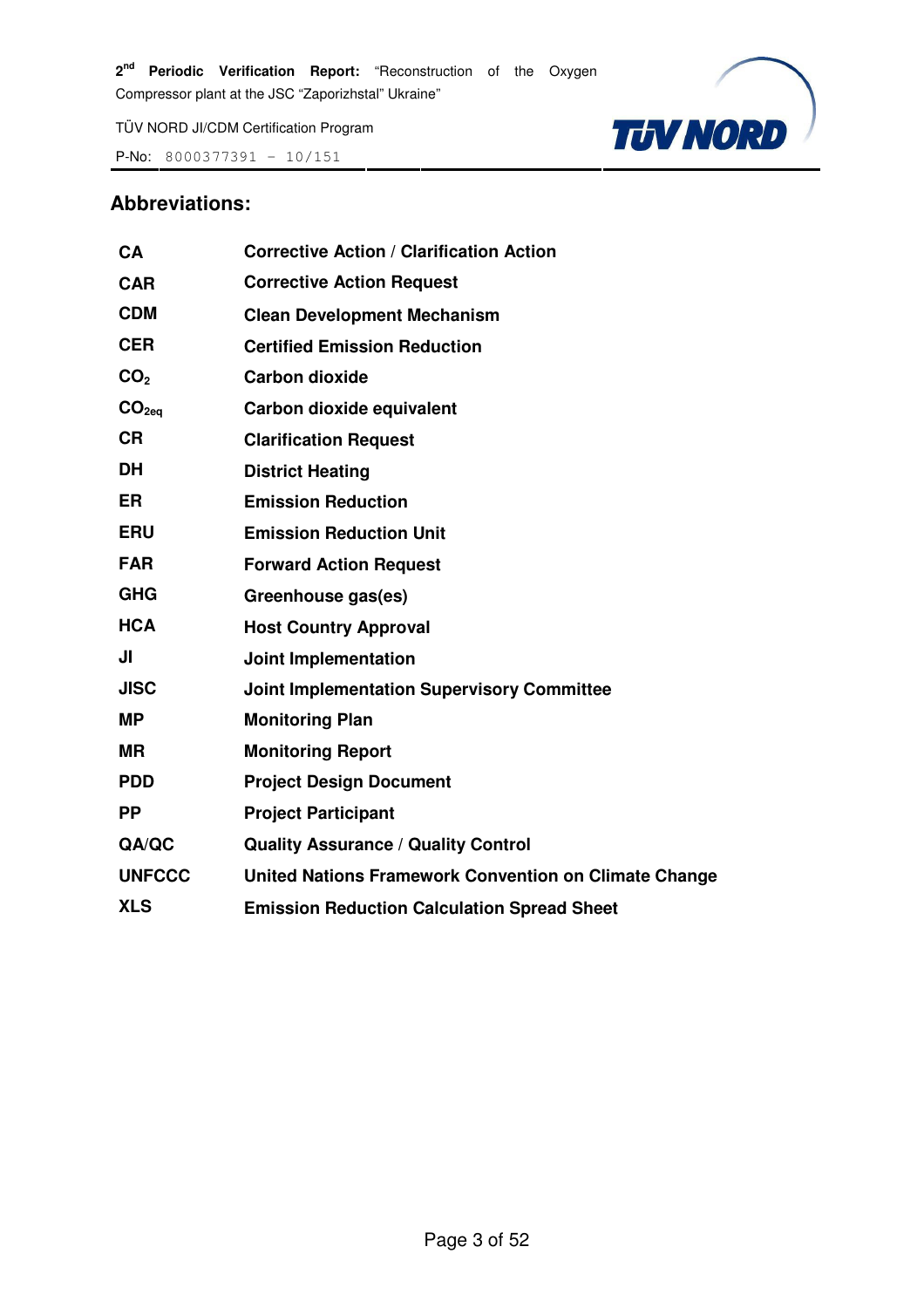## Abbreviations:

| | |
|---|---|
| **CA** | **Corrective Action / Clarification Action** |
| **CAR** | **Corrective Action Request** |
| **CDM** | **Clean Development Mechanism** |
| **CER** | **Certified Emission Reduction** |
| **$CO_2$** | **Carbon dioxide** |
| **$CO_{2eq}$** | **Carbon dioxide equivalent** |
| **CR** | **Clarification Request** |
| **DH** | **District Heating** |
| **ER** | **Emission Reduction** |
| **ERU** | **Emission Reduction Unit** |
| **FAR** | **Forward Action Request** |
| **GHG** | **Greenhouse gas(es)** |
| **HCA** | **Host Country Approval** |
| **JI** | **Joint Implementation** |
| **JISC** | **Joint Implementation Supervisory Committee** |
| **MP** | **Monitoring Plan** |
| **MR** | **Monitoring Report** |
| **PDD** | **Project Design Document** |
| **PP** | **Project Participant** |
| **QA/QC** | **Quality Assurance / Quality Control** |
| **UNFCCC** | **United Nations Framework Convention on Climate Change** |
| **XLS** | **Emission Reduction Calculation Spread Sheet** |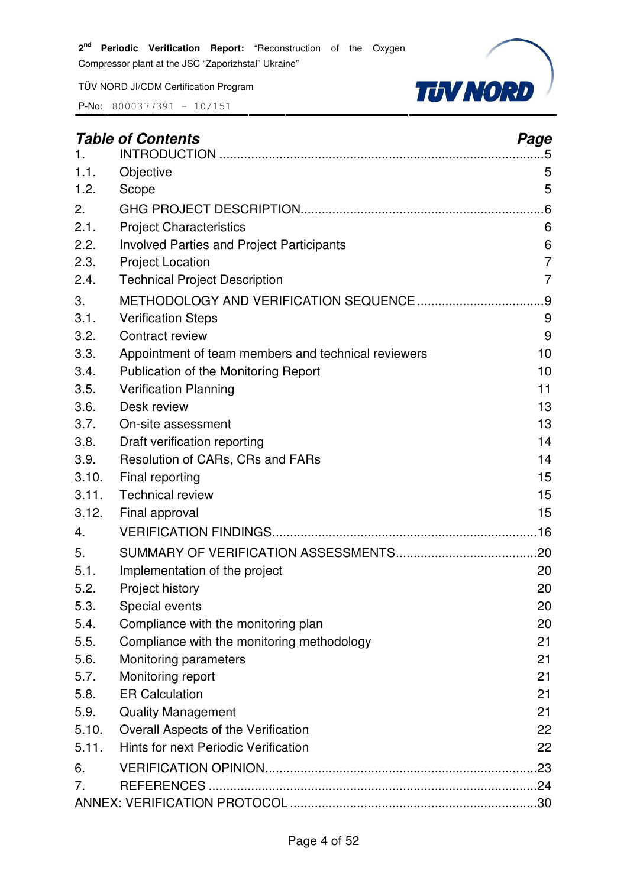## Table of Contents

| | | Page |
|---|---|---|
| 1. | INTRODUCTION | 5 |
| 1.1. | Objective | 5 |
| 1.2. | Scope | 5 |
| 2. | GHG PROJECT DESCRIPTION | 6 |
| 2.1. | Project Characteristics | 6 |
| 2.2. | Involved Parties and Project Participants | 6 |
| 2.3. | Project Location | 7 |
| 2.4. | Technical Project Description | 7 |
| 3. | METHODOLOGY AND VERIFICATION SEQUENCE | 9 |
| 3.1. | Verification Steps | 9 |
| 3.2. | Contract review | 9 |
| 3.3. | Appointment of team members and technical reviewers | 10 |
| 3.4. | Publication of the Monitoring Report | 10 |
| 3.5. | Verification Planning | 11 |
| 3.6. | Desk review | 13 |
| 3.7. | On-site assessment | 13 |
| 3.8. | Draft verification reporting | 14 |
| 3.9. | Resolution of CARs, CRs and FARs | 14 |
| 3.10. | Final reporting | 15 |
| 3.11. | Technical review | 15 |
| 3.12. | Final approval | 15 |
| 4. | VERIFICATION FINDINGS | 16 |
| 5. | SUMMARY OF VERIFICATION ASSESSMENTS | 20 |
| 5.1. | Implementation of the project | 20 |
| 5.2. | Project history | 20 |
| 5.3. | Special events | 20 |
| 5.4. | Compliance with the monitoring plan | 20 |
| 5.5. | Compliance with the monitoring methodology | 21 |
| 5.6. | Monitoring parameters | 21 |
| 5.7. | Monitoring report | 21 |
| 5.8. | ER Calculation | 21 |
| 5.9. | Quality Management | 21 |
| 5.10. | Overall Aspects of the Verification | 22 |
| 5.11. | Hints for next Periodic Verification | 22 |
| 6. | VERIFICATION OPINION | 23 |
| 7. | REFERENCES | 24 |
| ANNEX: VERIFICATION PROTOCOL | | 30 |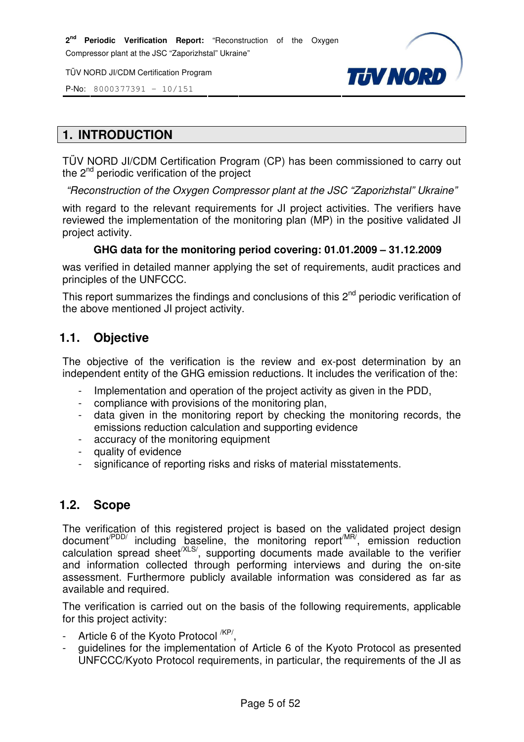# 1. INTRODUCTION

TÜV NORD JI/CDM Certification Program (CP) has been commissioned to carry out the 2nd periodic verification of the project

*"Reconstruction of the Oxygen Compressor plant at the JSC "Zaporizhstal" Ukraine"*

with regard to the relevant requirements for JI project activities. The verifiers have reviewed the implementation of the monitoring plan (MP) in the positive validated JI project activity.

**GHG data for the monitoring period covering: 01.01.2009 – 31.12.2009**

was verified in detailed manner applying the set of requirements, audit practices and principles of the UNFCCC.

This report summarizes the findings and conclusions of this 2nd periodic verification of the above mentioned JI project activity.

## 1.1. Objective

The objective of the verification is the review and ex-post determination by an independent entity of the GHG emission reductions. It includes the verification of the:

- Implementation and operation of the project activity as given in the PDD,
- compliance with provisions of the monitoring plan,
- data given in the monitoring report by checking the monitoring records, the emissions reduction calculation and supporting evidence
- accuracy of the monitoring equipment
- quality of evidence
- significance of reporting risks and risks of material misstatements.

## 1.2. Scope

The verification of this registered project is based on the validated project design document[/PDD/] including baseline, the monitoring report[/MR/], emission reduction calculation spread sheet[/XLS/], supporting documents made available to the verifier and information collected through performing interviews and during the on-site assessment. Furthermore publicly available information was considered as far as available and required.

The verification is carried out on the basis of the following requirements, applicable for this project activity:

- Article 6 of the Kyoto Protocol [/KP/],
- guidelines for the implementation of Article 6 of the Kyoto Protocol as presented UNFCCC/Kyoto Protocol requirements, in particular, the requirements of the JI as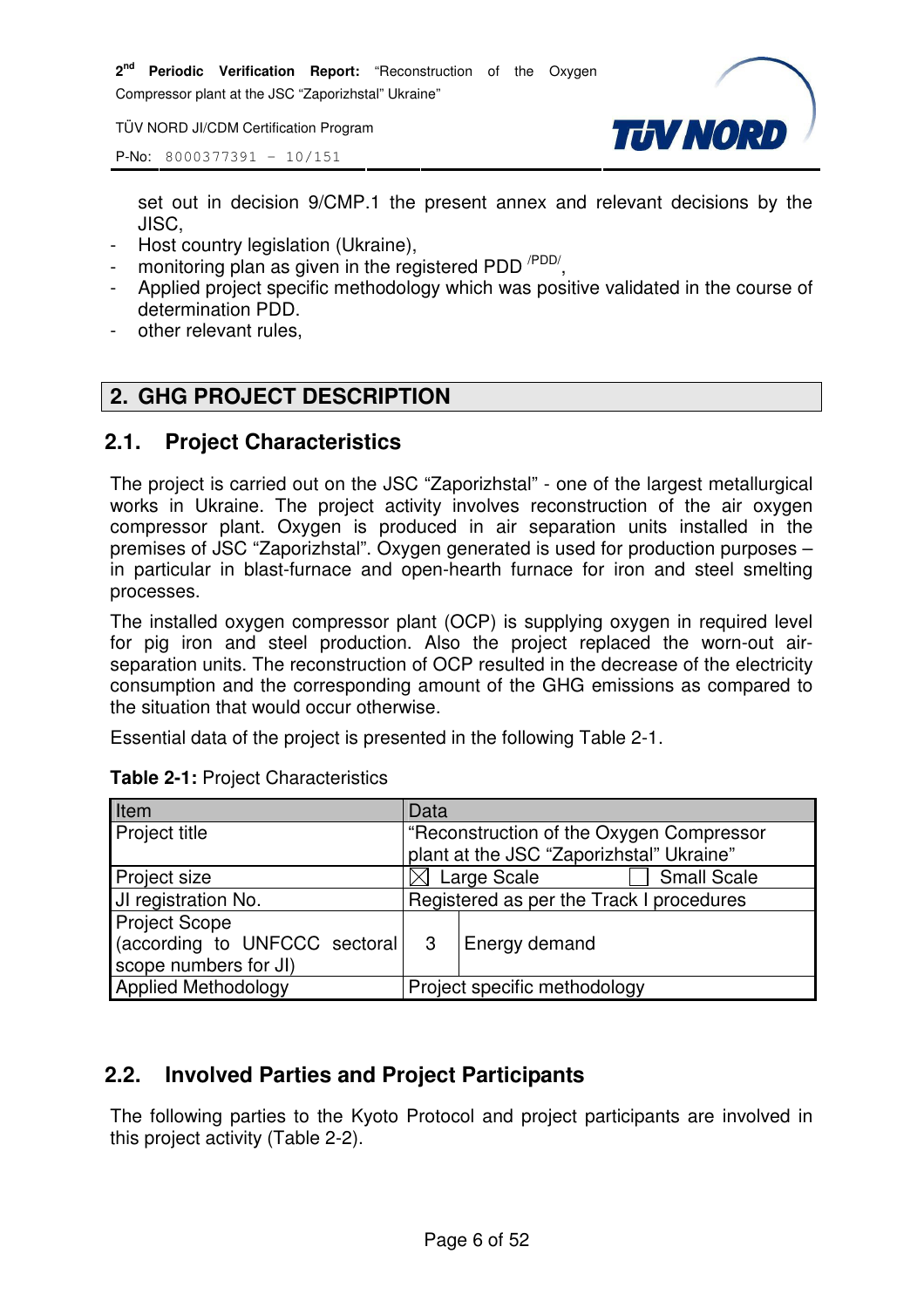set out in decision 9/CMP.1 the present annex and relevant decisions by the JISC,

- Host country legislation (Ukraine),
- monitoring plan as given in the registered PDD /PDD/,
- Applied project specific methodology which was positive validated in the course of determination PDD.
- other relevant rules,

# 2. GHG PROJECT DESCRIPTION

## 2.1. Project Characteristics

The project is carried out on the JSC "Zaporizhstal" - one of the largest metallurgical works in Ukraine. The project activity involves reconstruction of the air oxygen compressor plant. Oxygen is produced in air separation units installed in the premises of JSC "Zaporizhstal". Oxygen generated is used for production purposes – in particular in blast-furnace and open-hearth furnace for iron and steel smelting processes.

The installed oxygen compressor plant (OCP) is supplying oxygen in required level for pig iron and steel production. Also the project replaced the worn-out air-separation units. The reconstruction of OCP resulted in the decrease of the electricity consumption and the corresponding amount of the GHG emissions as compared to the situation that would occur otherwise.

Essential data of the project is presented in the following Table 2-1.

**Table 2-1:** Project Characteristics

| Item | Data | |
|---|---|---|
| Project title | "Reconstruction of the Oxygen Compressor plant at the JSC "Zaporizhstal" Ukraine" | |
| Project size | ☒ Large Scale ☐ Small Scale | |
| JI registration No. | Registered as per the Track I procedures | |
| Project Scope (according to UNFCCC sectoral scope numbers for JI) | 3 | Energy demand |
| Applied Methodology | Project specific methodology | |

## 2.2. Involved Parties and Project Participants

The following parties to the Kyoto Protocol and project participants are involved in this project activity (Table 2-2).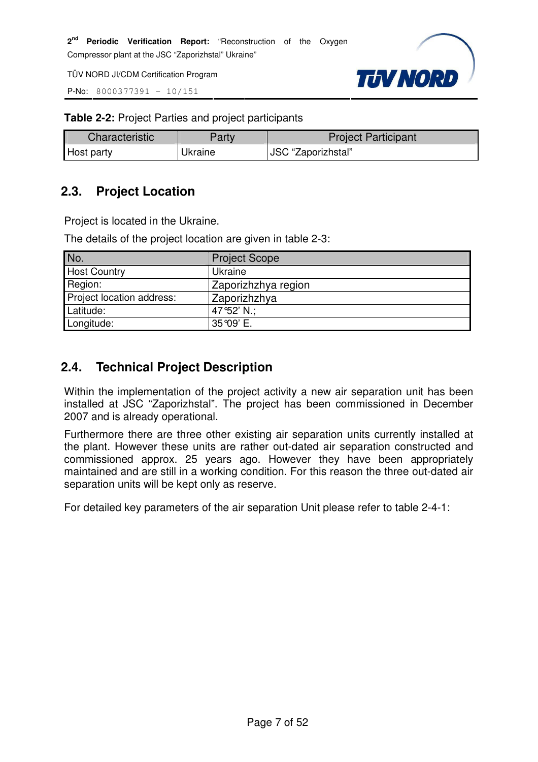**Table 2-2:** Project Parties and project participants

| Characteristic | Party | Project Participant |
|---|---|---|
| Host party | Ukraine | JSC “Zaporizhstal” |

## 2.3. Project Location

Project is located in the Ukraine.

The details of the project location are given in table 2-3:

| No. | Project Scope |
|---|---|
| Host Country | Ukraine |
| Region: | Zaporizhzhya region |
| Project location address: | Zaporizhzhya |
| Latitude: | 47°52’ N.; |
| Longitude: | 35°09’ E. |

## 2.4. Technical Project Description

Within the implementation of the project activity a new air separation unit has been installed at JSC “Zaporizhstal”. The project has been commissioned in December 2007 and is already operational.

Furthermore there are three other existing air separation units currently installed at the plant. However these units are rather out-dated air separation constructed and commissioned approx. 25 years ago. However they have been appropriately maintained and are still in a working condition. For this reason the three out-dated air separation units will be kept only as reserve.

For detailed key parameters of the air separation Unit please refer to table 2-4-1: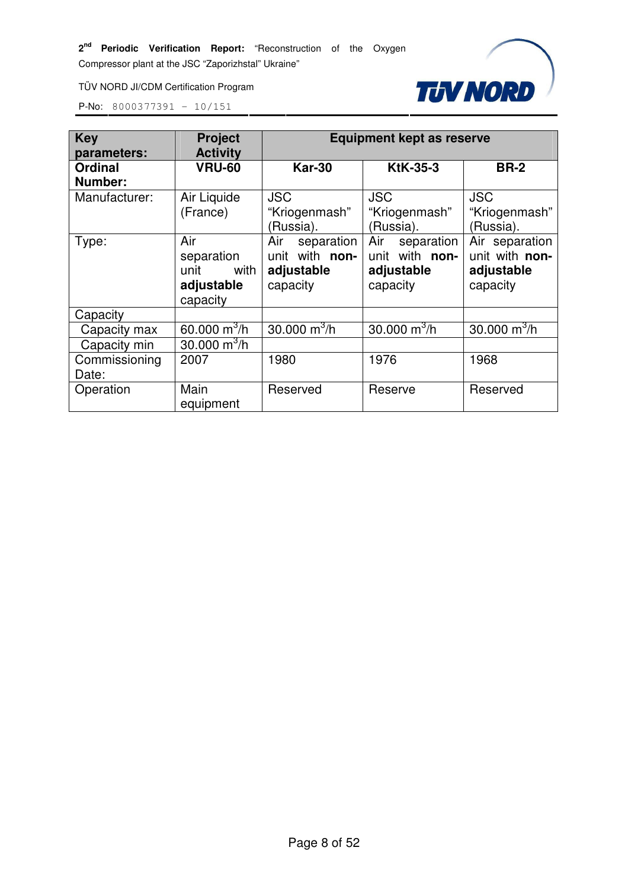| **Key parameters:** | **Project Activity** | **Equipment kept as reserve** | | |
|---|---|---|---|---|
| **Ordinal Number:** | **VRU-60** | **Kar-30** | **KtK-35-3** | **BR-2** |
| Manufacturer: | Air Liquide (France) | JSC "Kriogenmash" (Russia). | JSC "Kriogenmash" (Russia). | JSC "Kriogenmash" (Russia). |
| Type: | Air separation unit with **adjustable** capacity | Air separation unit with **non-adjustable** capacity | Air separation unit with **non-adjustable** capacity | Air separation unit with **non-adjustable** capacity |
| Capacity | | | | |
| Capacity max | 60.000 $m^3$/h | 30.000 $m^3$/h | 30.000 $m^3$/h | 30.000 $m^3$/h |
| Capacity min | 30.000 $m^3$/h | | | |
| Commissioning Date: | 2007 | 1980 | 1976 | 1968 |
| Operation | Main equipment | Reserved | Reserve | Reserved |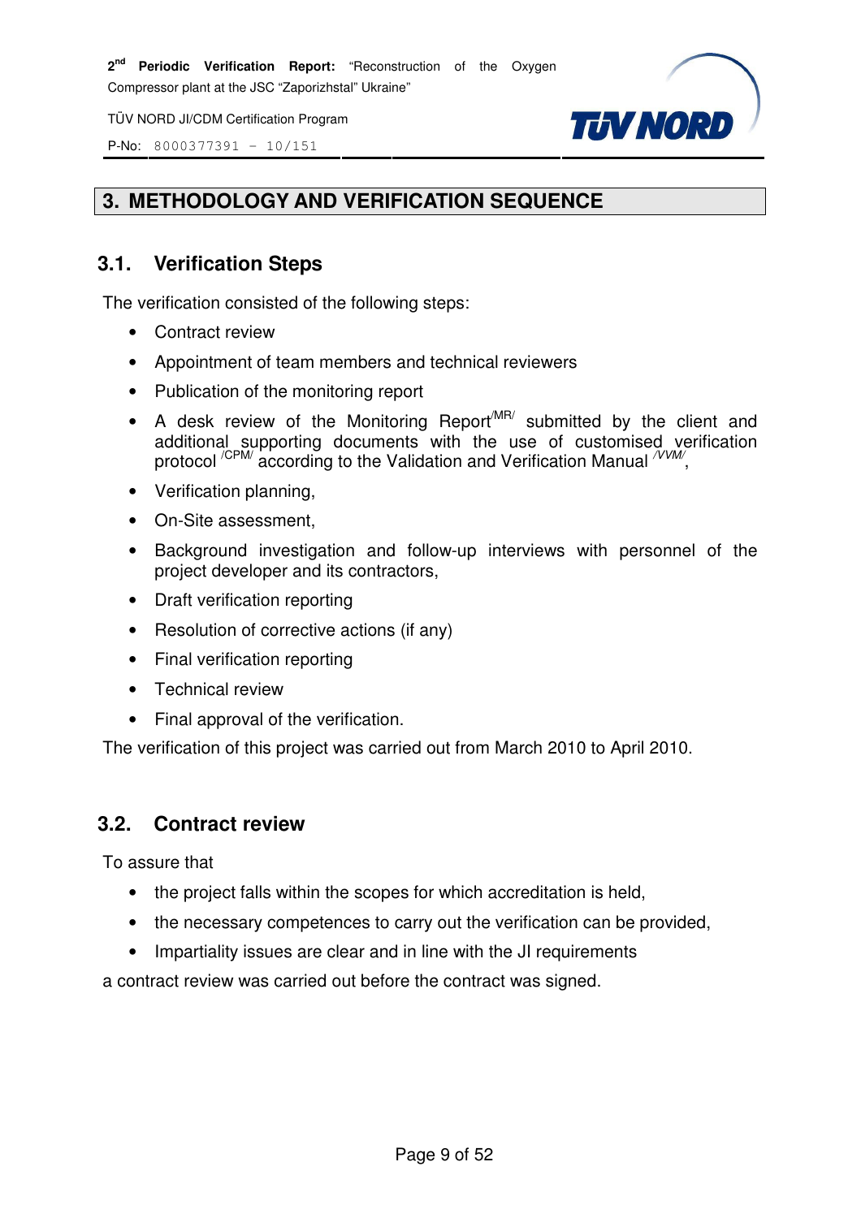# 3. METHODOLOGY AND VERIFICATION SEQUENCE

## 3.1. Verification Steps

The verification consisted of the following steps:

- Contract review
- Appointment of team members and technical reviewers
- Publication of the monitoring report
- A desk review of the Monitoring Report /MR/ submitted by the client and additional supporting documents with the use of customised verification protocol /CPM/ according to the Validation and Verification Manual /VVM/,
- Verification planning,
- On-Site assessment,
- Background investigation and follow-up interviews with personnel of the project developer and its contractors,
- Draft verification reporting
- Resolution of corrective actions (if any)
- Final verification reporting
- Technical review
- Final approval of the verification.

The verification of this project was carried out from March 2010 to April 2010.

## 3.2. Contract review

To assure that

- the project falls within the scopes for which accreditation is held,
- the necessary competences to carry out the verification can be provided,
- Impartiality issues are clear and in line with the JI requirements

a contract review was carried out before the contract was signed.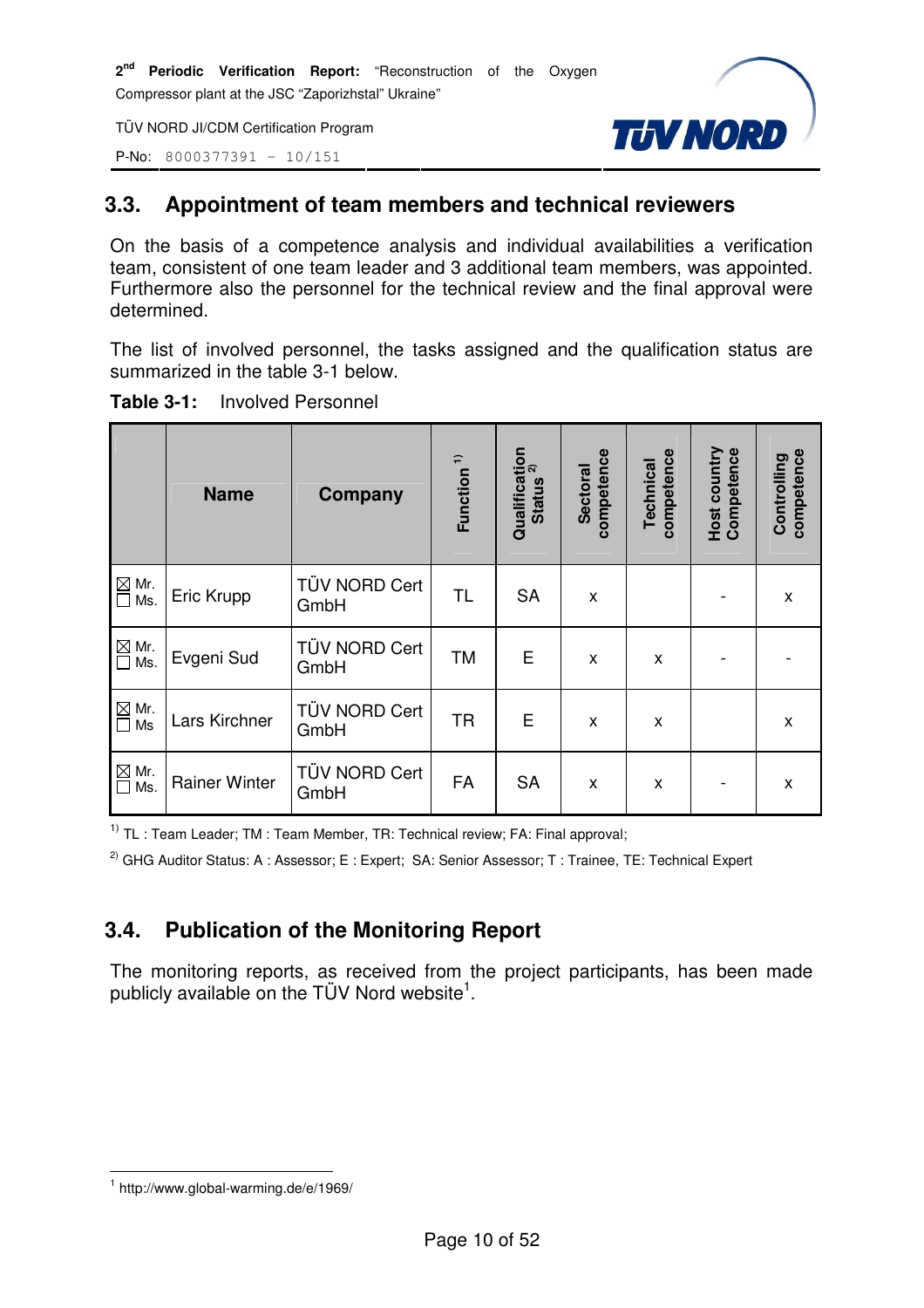## 3.3. Appointment of team members and technical reviewers

On the basis of a competence analysis and individual availabilities a verification team, consistent of one team leader and 3 additional team members, was appointed. Furthermore also the personnel for the technical review and the final approval were determined.

The list of involved personnel, the tasks assigned and the qualification status are summarized in the table 3-1 below.

**Table 3-1:** Involved Personnel

| | Name | Company | Function [1] | Qualification Status [2] | Sectoral competence | Technical competence | Host country Competence | Controlling competence |
|---|---|---|---|---|---|---|---|---|
| ☒ Mr. ☐ Ms. | Eric Krupp | TÜV NORD Cert GmbH | TL | SA | x | | - | x |
| ☒ Mr. ☐ Ms. | Evgeni Sud | TÜV NORD Cert GmbH | TM | E | x | x | - | - |
| ☒ Mr. ☐ Ms | Lars Kirchner | TÜV NORD Cert GmbH | TR | E | x | x | | x |
| ☒ Mr. ☐ Ms. | Rainer Winter | TÜV NORD Cert GmbH | FA | SA | x | x | - | x |

[1] TL : Team Leader; TM : Team Member, TR: Technical review; FA: Final approval;

[2] GHG Auditor Status: A : Assessor; E : Expert; SA: Senior Assessor; T : Trainee, TE: Technical Expert

## 3.4. Publication of the Monitoring Report

The monitoring reports, as received from the project participants, has been made publicly available on the TÜV Nord website[1].

[1] http://www.global-warming.de/e/1969/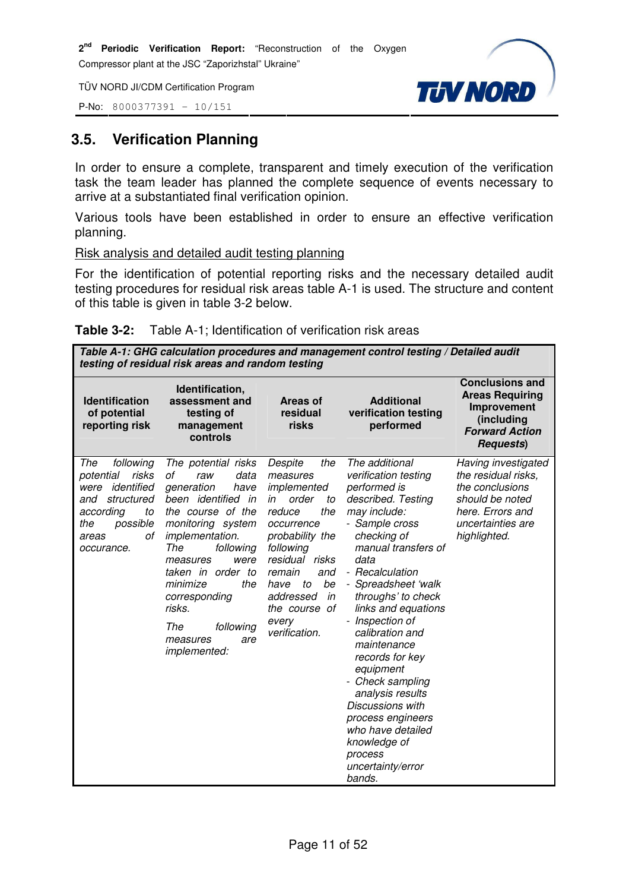## 3.5. Verification Planning

In order to ensure a complete, transparent and timely execution of the verification task the team leader has planned the complete sequence of events necessary to arrive at a substantiated final verification opinion.

Various tools have been established in order to ensure an effective verification planning.

Risk analysis and detailed audit testing planning

For the identification of potential reporting risks and the necessary detailed audit testing procedures for residual risk areas table A-1 is used. The structure and content of this table is given in table 3-2 below.

**Table 3-2:** Table A-1; Identification of verification risk areas

| ***Table A-1: GHG calculation procedures and management control testing / Detailed audit testing of residual risk areas and random testing*** | | | | |
|---|---|---|---|---|
| **Identification of potential reporting risk** | **Identification, assessment and testing of management controls** | **Areas of residual risks** | **Additional verification testing performed** | **Conclusions and Areas Requiring Improvement (including *Forward Action Requests*)** |
| *The following potential risks were identified and structured according to the possible areas of occurance.* | *The potential risks of raw data generation have been identified in the course of the monitoring system implementation. The following measures were taken in order to minimize the corresponding risks.*<br><br>*The following measures are implemented:* | *Despite the measures implemented in order to reduce the occurrence probability the following residual risks remain and have to be addressed in the course of every verification.* | *The additional verification testing performed is described. Testing may include:*<br>*- Sample cross checking of manual transfers of data*<br>*- Recalculation*<br>*- Spreadsheet 'walk throughs' to check links and equations*<br>*- Inspection of calibration and maintenance records for key equipment*<br>*- Check sampling analysis results*<br>*Discussions with process engineers who have detailed knowledge of process uncertainty/error bands.* | *Having investigated the residual risks, the conclusions should be noted here. Errors and uncertainties are highlighted.* |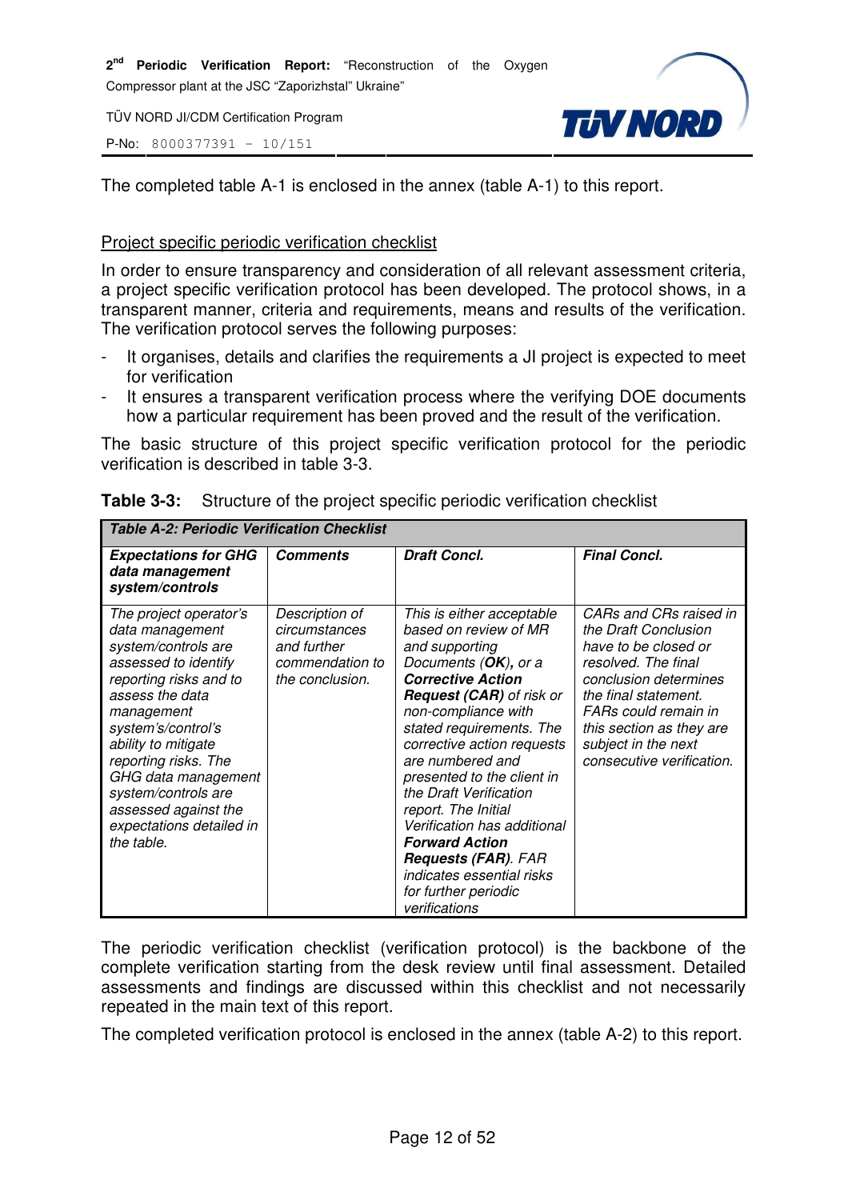The completed table A-1 is enclosed in the annex (table A-1) to this report.

Project specific periodic verification checklist

In order to ensure transparency and consideration of all relevant assessment criteria, a project specific verification protocol has been developed. The protocol shows, in a transparent manner, criteria and requirements, means and results of the verification. The verification protocol serves the following purposes:

- It organises, details and clarifies the requirements a JI project is expected to meet for verification
- It ensures a transparent verification process where the verifying DOE documents how a particular requirement has been proved and the result of the verification.

The basic structure of this project specific verification protocol for the periodic verification is described in table 3-3.

**Table 3-3:** Structure of the project specific periodic verification checklist

| ***Table A-2: Periodic Verification Checklist*** | | | |
|---|---|---|---|
| ***Expectations for GHG data management system/controls*** | ***Comments*** | ***Draft Concl.*** | ***Final Concl.*** |
| *The project operator's data management system/controls are assessed to identify reporting risks and to assess the data management system's/control's ability to mitigate reporting risks. The GHG data management system/controls are assessed against the expectations detailed in the table.* | *Description of circumstances and further commendation to the conclusion.* | *This is either acceptable based on review of MR and supporting Documents (**OK**), or a **Corrective Action Request (CAR)** of risk or non-compliance with stated requirements. The corrective action requests are numbered and presented to the client in the Draft Verification report. The Initial Verification has additional **Forward Action Requests (FAR)**. FAR indicates essential risks for further periodic verifications* | *CARs and CRs raised in the Draft Conclusion have to be closed or resolved. The final conclusion determines the final statement. FARs could remain in this section as they are subject in the next consecutive verification.* |

The periodic verification checklist (verification protocol) is the backbone of the complete verification starting from the desk review until final assessment. Detailed assessments and findings are discussed within this checklist and not necessarily repeated in the main text of this report.

The completed verification protocol is enclosed in the annex (table A-2) to this report.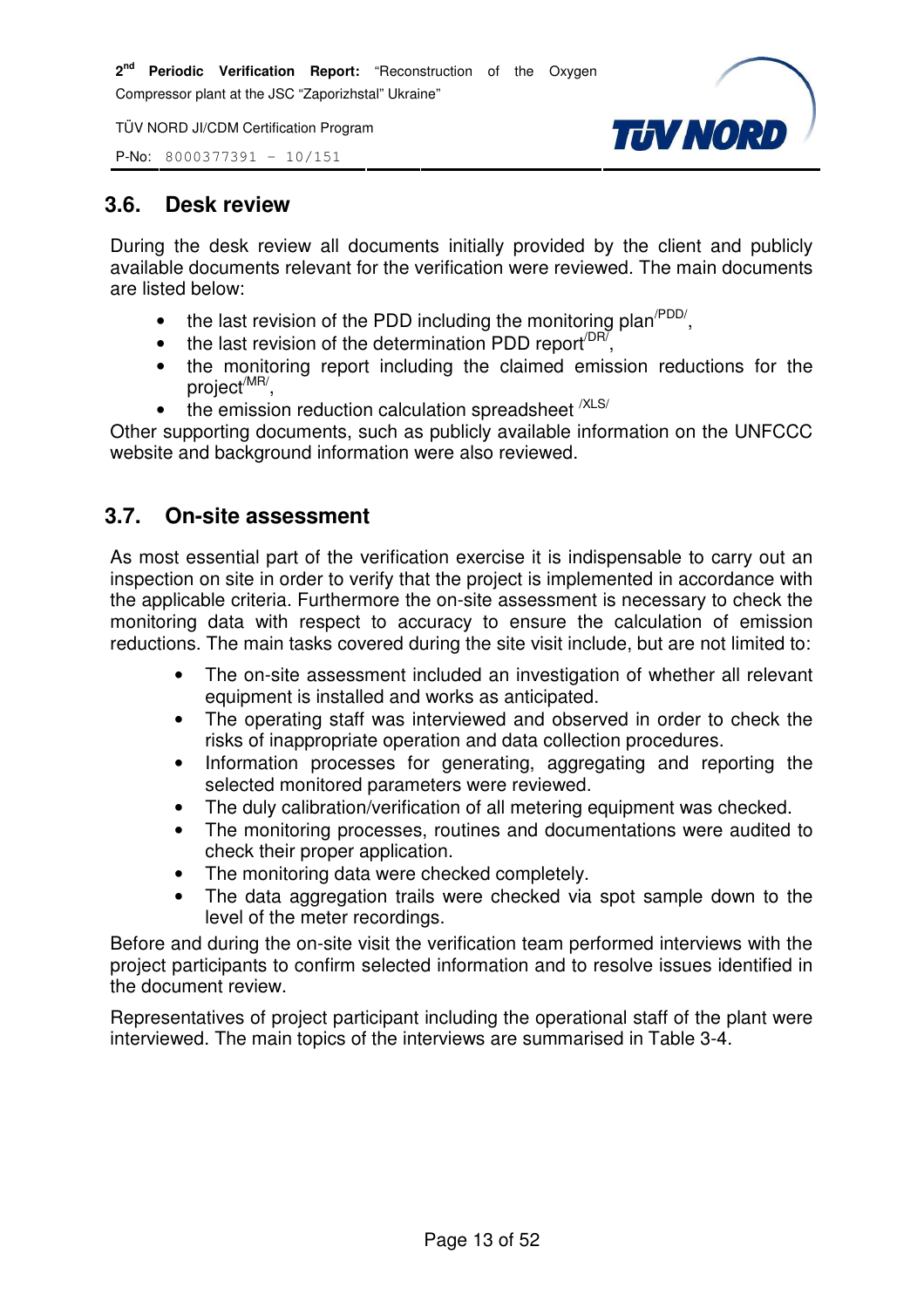## 3.6. Desk review

During the desk review all documents initially provided by the client and publicly available documents relevant for the verification were reviewed. The main documents are listed below:

- the last revision of the PDD including the monitoring plan /PDD/,
- the last revision of the determination PDD report /DR/,
- the monitoring report including the claimed emission reductions for the project /MR/,
- the emission reduction calculation spreadsheet /XLS/

Other supporting documents, such as publicly available information on the UNFCCC website and background information were also reviewed.

## 3.7. On-site assessment

As most essential part of the verification exercise it is indispensable to carry out an inspection on site in order to verify that the project is implemented in accordance with the applicable criteria. Furthermore the on-site assessment is necessary to check the monitoring data with respect to accuracy to ensure the calculation of emission reductions. The main tasks covered during the site visit include, but are not limited to:

- The on-site assessment included an investigation of whether all relevant equipment is installed and works as anticipated.
- The operating staff was interviewed and observed in order to check the risks of inappropriate operation and data collection procedures.
- Information processes for generating, aggregating and reporting the selected monitored parameters were reviewed.
- The duly calibration/verification of all metering equipment was checked.
- The monitoring processes, routines and documentations were audited to check their proper application.
- The monitoring data were checked completely.
- The data aggregation trails were checked via spot sample down to the level of the meter recordings.

Before and during the on-site visit the verification team performed interviews with the project participants to confirm selected information and to resolve issues identified in the document review.

Representatives of project participant including the operational staff of the plant were interviewed. The main topics of the interviews are summarised in Table 3-4.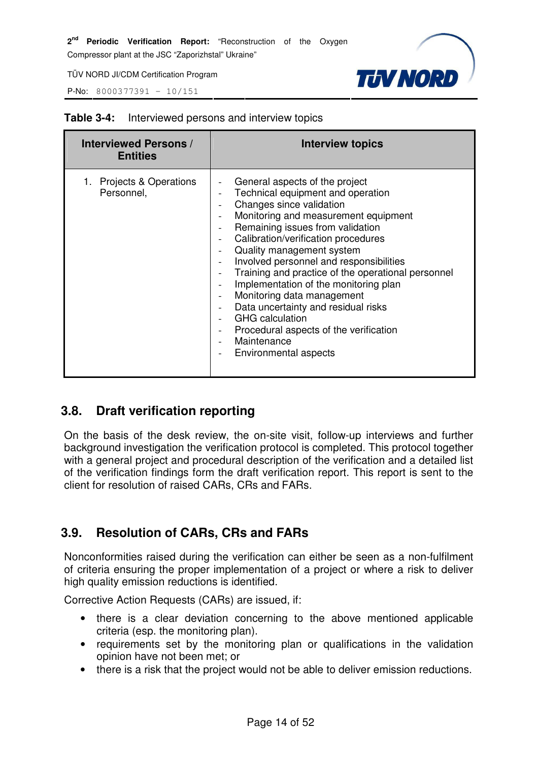**Table 3-4:** Interviewed persons and interview topics

| Interviewed Persons / Entities | Interview topics |
|---|---|
| 1. Projects & Operations Personnel, | - General aspects of the project<br>- Technical equipment and operation<br>- Changes since validation<br>- Monitoring and measurement equipment<br>- Remaining issues from validation<br>- Calibration/verification procedures<br>- Quality management system<br>- Involved personnel and responsibilities<br>- Training and practice of the operational personnel<br>- Implementation of the monitoring plan<br>- Monitoring data management<br>- Data uncertainty and residual risks<br>- GHG calculation<br>- Procedural aspects of the verification<br>- Maintenance<br>- Environmental aspects |

## 3.8. Draft verification reporting

On the basis of the desk review, the on-site visit, follow-up interviews and further background investigation the verification protocol is completed. This protocol together with a general project and procedural description of the verification and a detailed list of the verification findings form the draft verification report. This report is sent to the client for resolution of raised CARs, CRs and FARs.

## 3.9. Resolution of CARs, CRs and FARs

Nonconformities raised during the verification can either be seen as a non-fulfilment of criteria ensuring the proper implementation of a project or where a risk to deliver high quality emission reductions is identified.

Corrective Action Requests (CARs) are issued, if:

- there is a clear deviation concerning to the above mentioned applicable criteria (esp. the monitoring plan).
- requirements set by the monitoring plan or qualifications in the validation opinion have not been met; or
- there is a risk that the project would not be able to deliver emission reductions.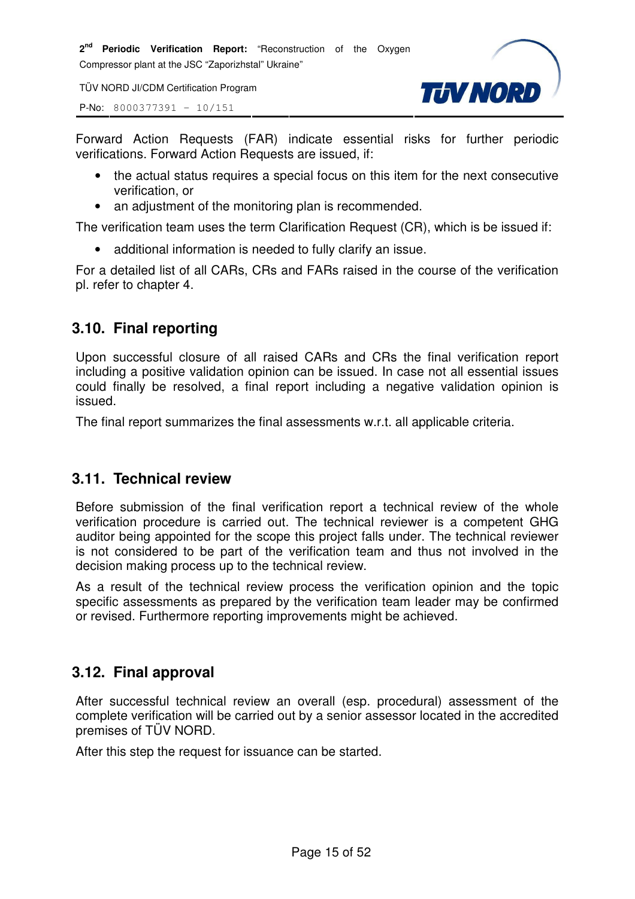Forward Action Requests (FAR) indicate essential risks for further periodic verifications. Forward Action Requests are issued, if:

- the actual status requires a special focus on this item for the next consecutive verification, or
- an adjustment of the monitoring plan is recommended.

The verification team uses the term Clarification Request (CR), which is be issued if:

- additional information is needed to fully clarify an issue.

For a detailed list of all CARs, CRs and FARs raised in the course of the verification pl. refer to chapter 4.

## 3.10. Final reporting

Upon successful closure of all raised CARs and CRs the final verification report including a positive validation opinion can be issued. In case not all essential issues could finally be resolved, a final report including a negative validation opinion is issued.

The final report summarizes the final assessments w.r.t. all applicable criteria.

## 3.11. Technical review

Before submission of the final verification report a technical review of the whole verification procedure is carried out. The technical reviewer is a competent GHG auditor being appointed for the scope this project falls under. The technical reviewer is not considered to be part of the verification team and thus not involved in the decision making process up to the technical review.

As a result of the technical review process the verification opinion and the topic specific assessments as prepared by the verification team leader may be confirmed or revised. Furthermore reporting improvements might be achieved.

## 3.12. Final approval

After successful technical review an overall (esp. procedural) assessment of the complete verification will be carried out by a senior assessor located in the accredited premises of TÜV NORD.

After this step the request for issuance can be started.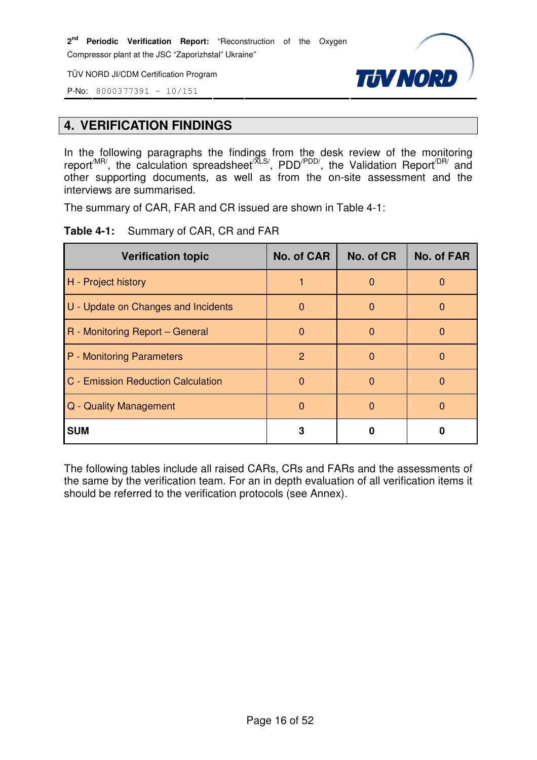## 4. VERIFICATION FINDINGS

In the following paragraphs the findings from the desk review of the monitoring report[/MR/], the calculation spreadsheet[/XLS/], PDD[/PDD/], the Validation Report[/DR/] and other supporting documents, as well as from the on-site assessment and the interviews are summarised.

The summary of CAR, FAR and CR issued are shown in Table 4-1:

**Table 4-1:** Summary of CAR, CR and FAR

| Verification topic | No. of CAR | No. of CR | No. of FAR |
|---|---|---|---|
| H - Project history | 1 | 0 | 0 |
| U - Update on Changes and Incidents | 0 | 0 | 0 |
| R - Monitoring Report – General | 0 | 0 | 0 |
| P - Monitoring Parameters | 2 | 0 | 0 |
| C - Emission Reduction Calculation | 0 | 0 | 0 |
| Q - Quality Management | 0 | 0 | 0 |
| **SUM** | **3** | **0** | **0** |

The following tables include all raised CARs, CRs and FARs and the assessments of the same by the verification team. For an in depth evaluation of all verification items it should be referred to the verification protocols (see Annex).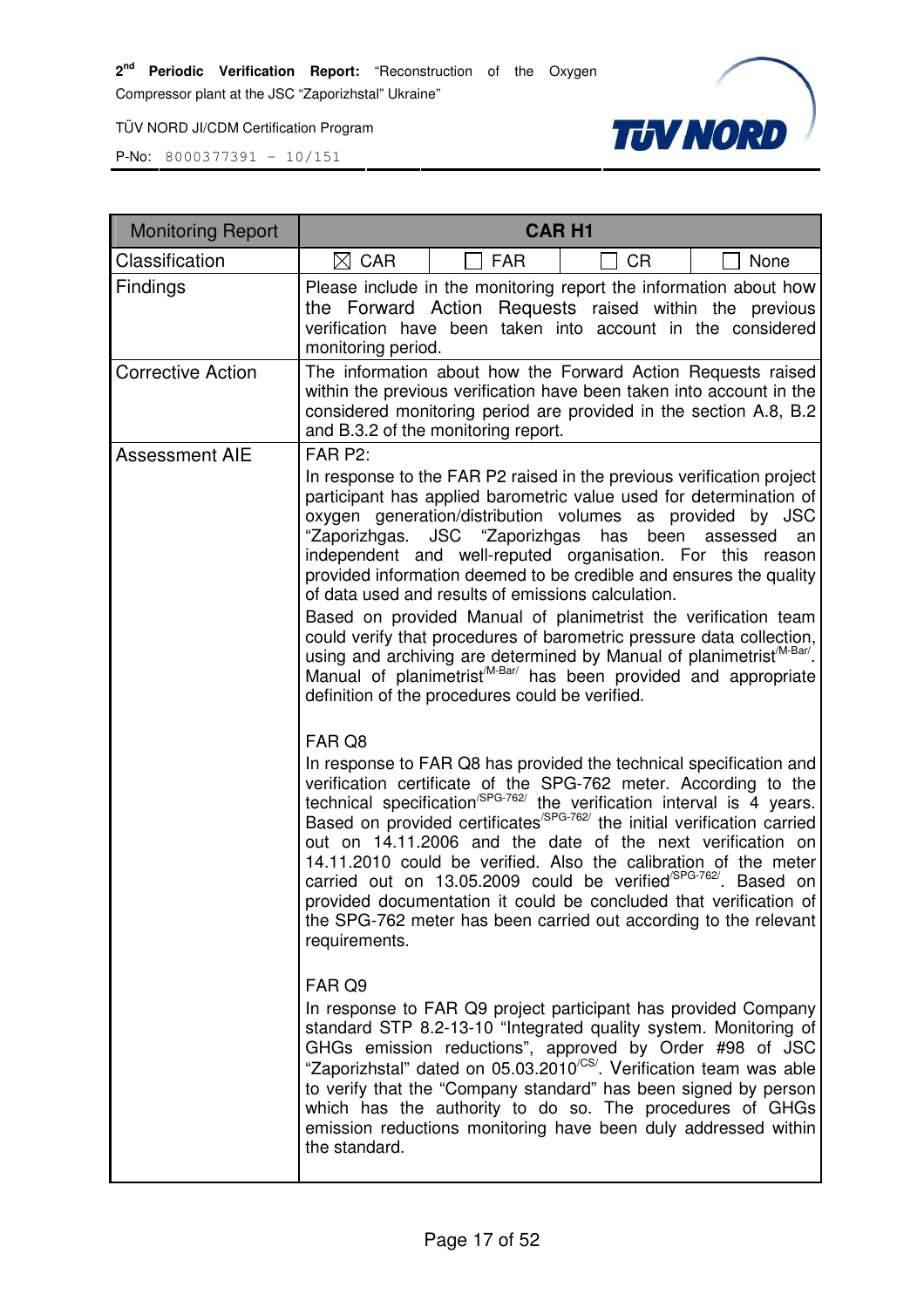| Monitoring Report | CAR H1 | | | |
|---|---|---|---|---|
| Classification | ☒ CAR | ☐ FAR | ☐ CR | ☐ None |
| Findings | Please include in the monitoring report the information about how the Forward Action Requests raised within the previous verification have been taken into account in the considered monitoring period. | | | |
| Corrective Action | The information about how the Forward Action Requests raised within the previous verification have been taken into account in the considered monitoring period are provided in the section A.8, B.2 and B.3.2 of the monitoring report. | | | |
| Assessment AIE | FAR P2:<br>In response to the FAR P2 raised in the previous verification project participant has applied barometric value used for determination of oxygen generation/distribution volumes as provided by JSC "Zaporizhgas. JSC "Zaporizhgas has been assessed an independent and well-reputed organisation. For this reason provided information deemed to be credible and ensures the quality of data used and results of emissions calculation.<br>Based on provided Manual of planimetrist the verification team could verify that procedures of barometric pressure data collection, using and archiving are determined by Manual of planimetrist[/M-Bar/]. Manual of planimetrist[/M-Bar/] has been provided and appropriate definition of the procedures could be verified.<br><br>FAR Q8<br>In response to FAR Q8 has provided the technical specification and verification certificate of the SPG-762 meter. According to the technical specification[/SPG-762/] the verification interval is 4 years. Based on provided certificates[/SPG-762/] the initial verification carried out on 14.11.2006 and the date of the next verification on 14.11.2010 could be verified. Also the calibration of the meter carried out on 13.05.2009 could be verified[/SPG-762/]. Based on provided documentation it could be concluded that verification of the SPG-762 meter has been carried out according to the relevant requirements.<br><br>FAR Q9<br>In response to FAR Q9 project participant has provided Company standard STP 8.2-13-10 "Integrated quality system. Monitoring of GHGs emission reductions", approved by Order #98 of JSC "Zaporizhstal" dated on 05.03.2010[/CS/]. Verification team was able to verify that the "Company standard" has been signed by person which has the authority to do so. The procedures of GHGs emission reductions monitoring have been duly addressed within the standard. | | | |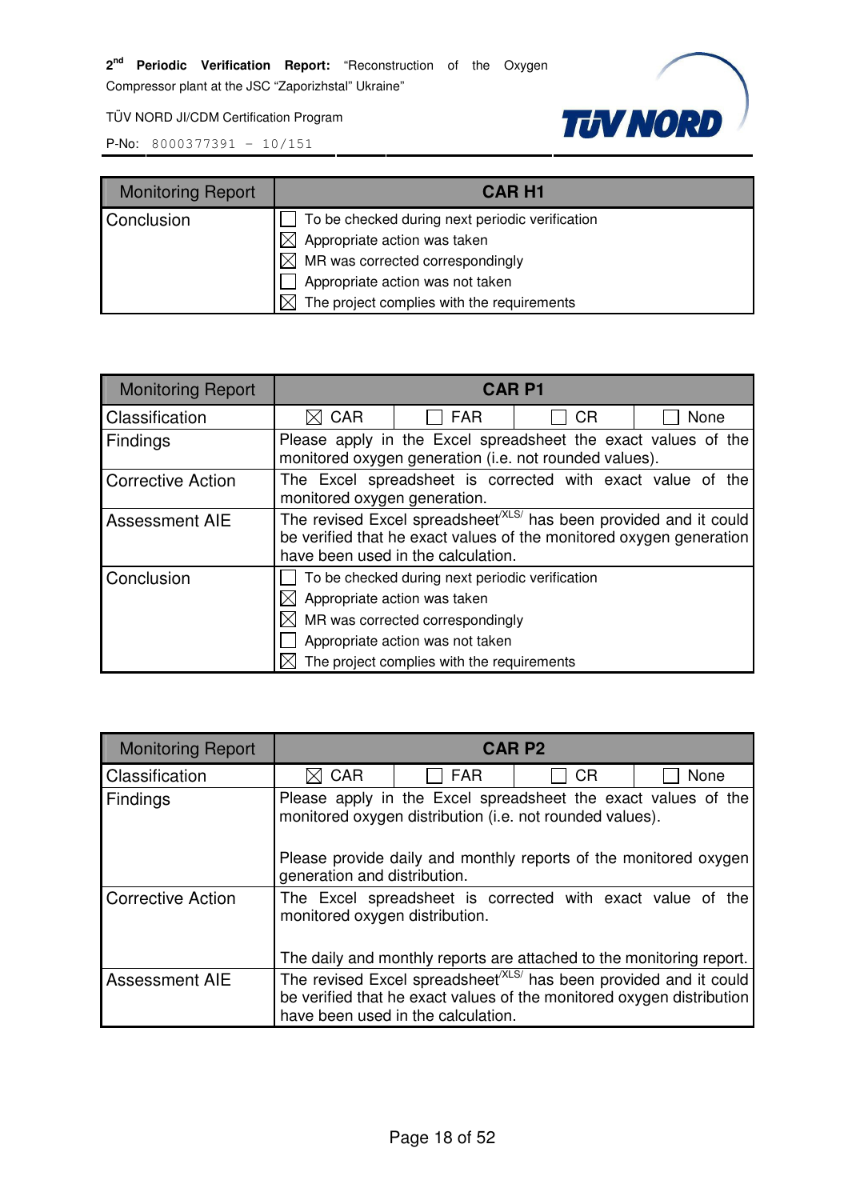| Monitoring Report | CAR H1 |
|---|---|
| Conclusion | ☐ To be checked during next periodic verification<br>☒ Appropriate action was taken<br>☒ MR was corrected correspondingly<br>☐ Appropriate action was not taken<br>☒ The project complies with the requirements |

| Monitoring Report | CAR P1 | | | |
|---|---|---|---|---|
| Classification | ☒ CAR | ☐ FAR | ☐ CR | ☐ None |
| Findings | Please apply in the Excel spreadsheet the exact values of the monitored oxygen generation (i.e. not rounded values). | | | |
| Corrective Action | The Excel spreadsheet is corrected with exact value of the monitored oxygen generation. | | | |
| Assessment AIE | The revised Excel spreadsheet[/XLS/] has been provided and it could be verified that he exact values of the monitored oxygen generation have been used in the calculation. | | | |
| Conclusion | ☐ To be checked during next periodic verification<br>☒ Appropriate action was taken<br>☒ MR was corrected correspondingly<br>☐ Appropriate action was not taken<br>☒ The project complies with the requirements | | | |

| Monitoring Report | CAR P2 | | | |
|---|---|---|---|---|
| Classification | ☒ CAR | ☐ FAR | ☐ CR | ☐ None |
| Findings | Please apply in the Excel spreadsheet the exact values of the monitored oxygen distribution (i.e. not rounded values).<br><br>Please provide daily and monthly reports of the monitored oxygen generation and distribution. | | | |
| Corrective Action | The Excel spreadsheet is corrected with exact value of the monitored oxygen distribution.<br><br>The daily and monthly reports are attached to the monitoring report. | | | |
| Assessment AIE | The revised Excel spreadsheet[/XLS/] has been provided and it could be verified that he exact values of the monitored oxygen distribution have been used in the calculation. | | | |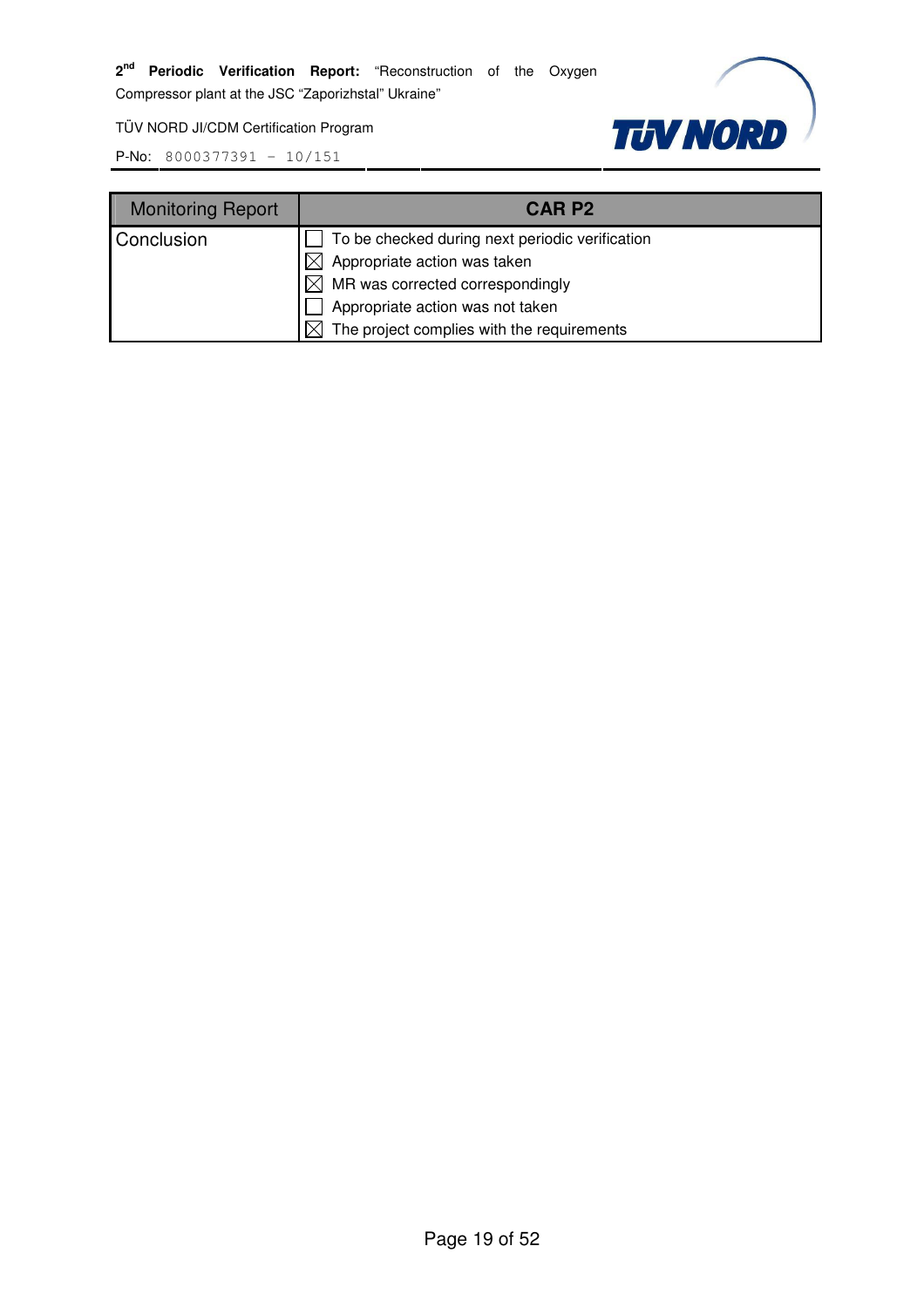| Monitoring Report | CAR P2 |
| --- | --- |
| Conclusion | ☐ To be checked during next periodic verification<br>☒ Appropriate action was taken<br>☒ MR was corrected correspondingly<br>☐ Appropriate action was not taken<br>☒ The project complies with the requirements |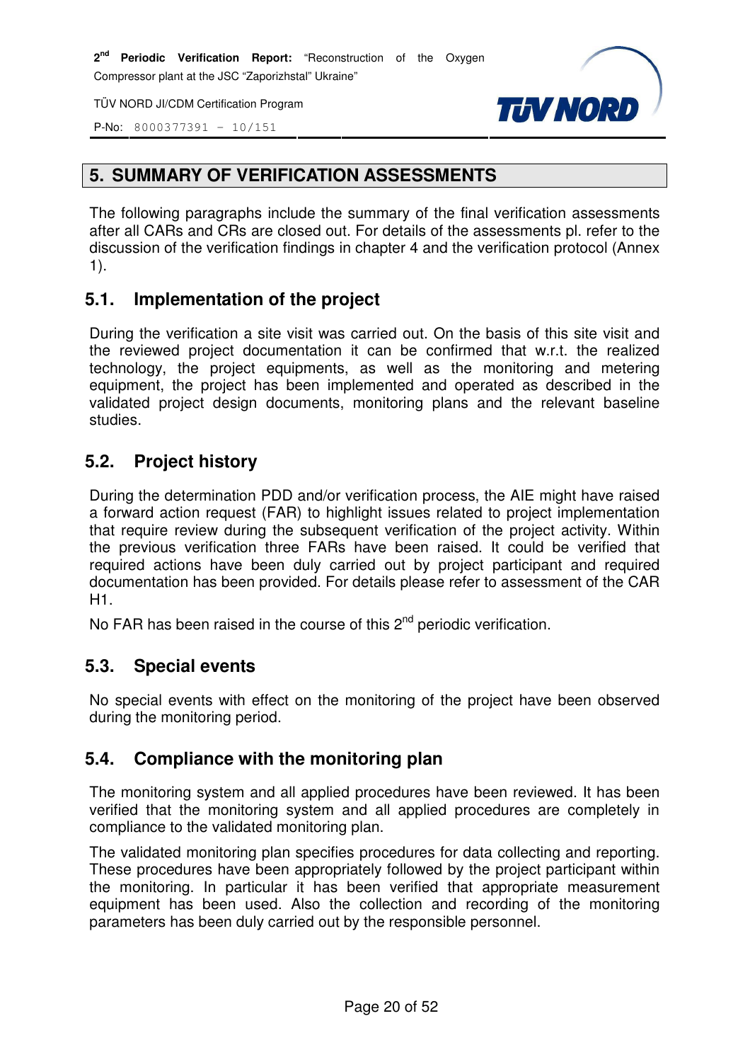## 5. SUMMARY OF VERIFICATION ASSESSMENTS

The following paragraphs include the summary of the final verification assessments after all CARs and CRs are closed out. For details of the assessments pl. refer to the discussion of the verification findings in chapter 4 and the verification protocol (Annex 1).

### 5.1. Implementation of the project

During the verification a site visit was carried out. On the basis of this site visit and the reviewed project documentation it can be confirmed that w.r.t. the realized technology, the project equipments, as well as the monitoring and metering equipment, the project has been implemented and operated as described in the validated project design documents, monitoring plans and the relevant baseline studies.

### 5.2. Project history

During the determination PDD and/or verification process, the AIE might have raised a forward action request (FAR) to highlight issues related to project implementation that require review during the subsequent verification of the project activity. Within the previous verification three FARs have been raised. It could be verified that required actions have been duly carried out by project participant and required documentation has been provided. For details please refer to assessment of the CAR H1.

No FAR has been raised in the course of this 2nd periodic verification.

### 5.3. Special events

No special events with effect on the monitoring of the project have been observed during the monitoring period.

### 5.4. Compliance with the monitoring plan

The monitoring system and all applied procedures have been reviewed. It has been verified that the monitoring system and all applied procedures are completely in compliance to the validated monitoring plan.

The validated monitoring plan specifies procedures for data collecting and reporting. These procedures have been appropriately followed by the project participant within the monitoring. In particular it has been verified that appropriate measurement equipment has been used. Also the collection and recording of the monitoring parameters has been duly carried out by the responsible personnel.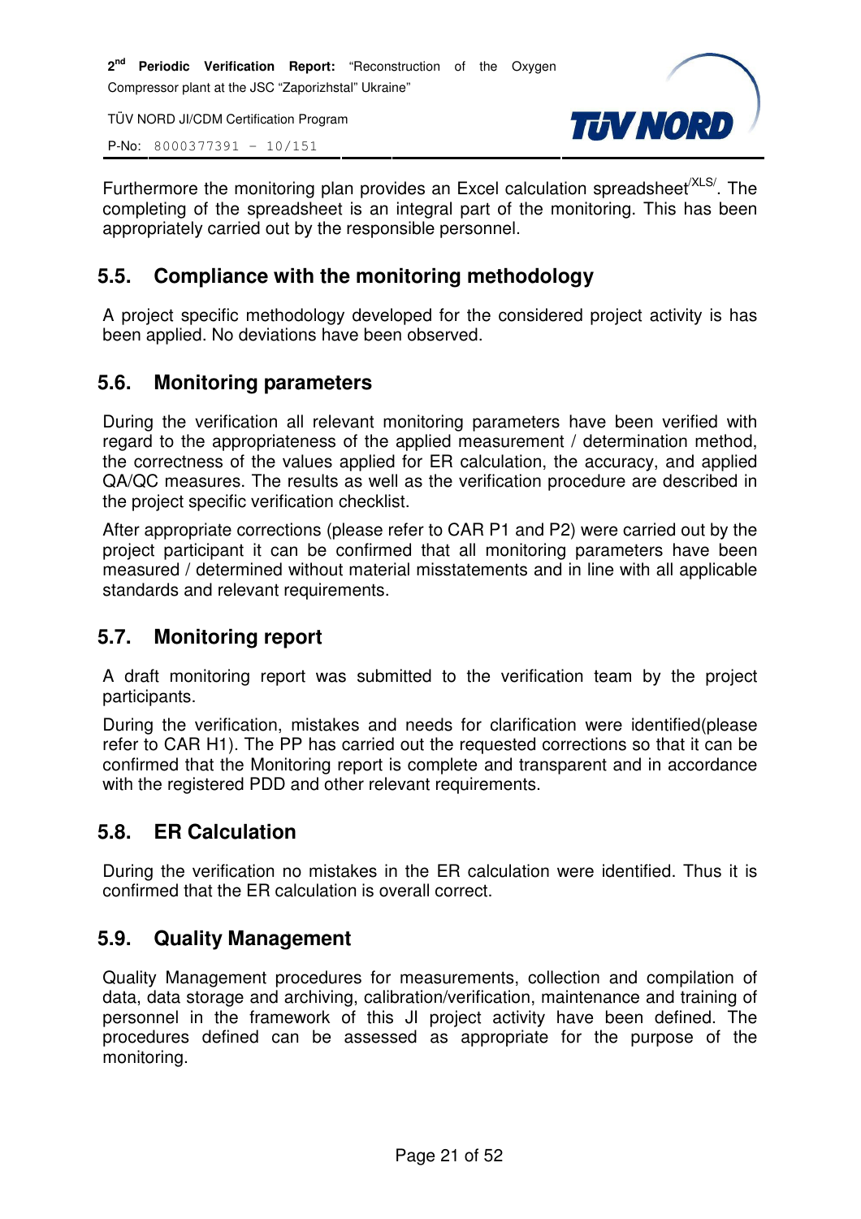Furthermore the monitoring plan provides an Excel calculation spreadsheet[/XLS/]. The completing of the spreadsheet is an integral part of the monitoring. This has been appropriately carried out by the responsible personnel.

## 5.5. Compliance with the monitoring methodology

A project specific methodology developed for the considered project activity is has been applied. No deviations have been observed.

## 5.6. Monitoring parameters

During the verification all relevant monitoring parameters have been verified with regard to the appropriateness of the applied measurement / determination method, the correctness of the values applied for ER calculation, the accuracy, and applied QA/QC measures. The results as well as the verification procedure are described in the project specific verification checklist.

After appropriate corrections (please refer to CAR P1 and P2) were carried out by the project participant it can be confirmed that all monitoring parameters have been measured / determined without material misstatements and in line with all applicable standards and relevant requirements.

## 5.7. Monitoring report

A draft monitoring report was submitted to the verification team by the project participants.

During the verification, mistakes and needs for clarification were identified(please refer to CAR H1). The PP has carried out the requested corrections so that it can be confirmed that the Monitoring report is complete and transparent and in accordance with the registered PDD and other relevant requirements.

## 5.8. ER Calculation

During the verification no mistakes in the ER calculation were identified. Thus it is confirmed that the ER calculation is overall correct.

## 5.9. Quality Management

Quality Management procedures for measurements, collection and compilation of data, data storage and archiving, calibration/verification, maintenance and training of personnel in the framework of this JI project activity have been defined. The procedures defined can be assessed as appropriate for the purpose of the monitoring.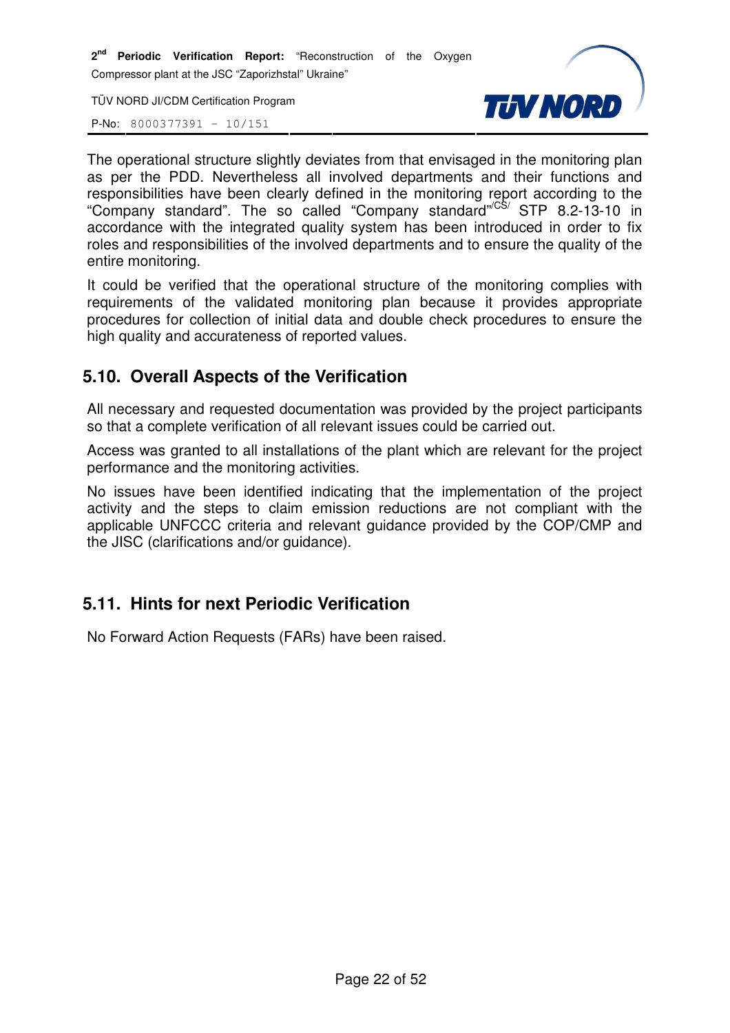The operational structure slightly deviates from that envisaged in the monitoring plan as per the PDD. Nevertheless all involved departments and their functions and responsibilities have been clearly defined in the monitoring report according to the "Company standard". The so called "Company standard"/CS/ STP 8.2-13-10 in accordance with the integrated quality system has been introduced in order to fix roles and responsibilities of the involved departments and to ensure the quality of the entire monitoring.

It could be verified that the operational structure of the monitoring complies with requirements of the validated monitoring plan because it provides appropriate procedures for collection of initial data and double check procedures to ensure the high quality and accurateness of reported values.

## 5.10. Overall Aspects of the Verification

All necessary and requested documentation was provided by the project participants so that a complete verification of all relevant issues could be carried out.

Access was granted to all installations of the plant which are relevant for the project performance and the monitoring activities.

No issues have been identified indicating that the implementation of the project activity and the steps to claim emission reductions are not compliant with the applicable UNFCCC criteria and relevant guidance provided by the COP/CMP and the JISC (clarifications and/or guidance).

## 5.11. Hints for next Periodic Verification

No Forward Action Requests (FARs) have been raised.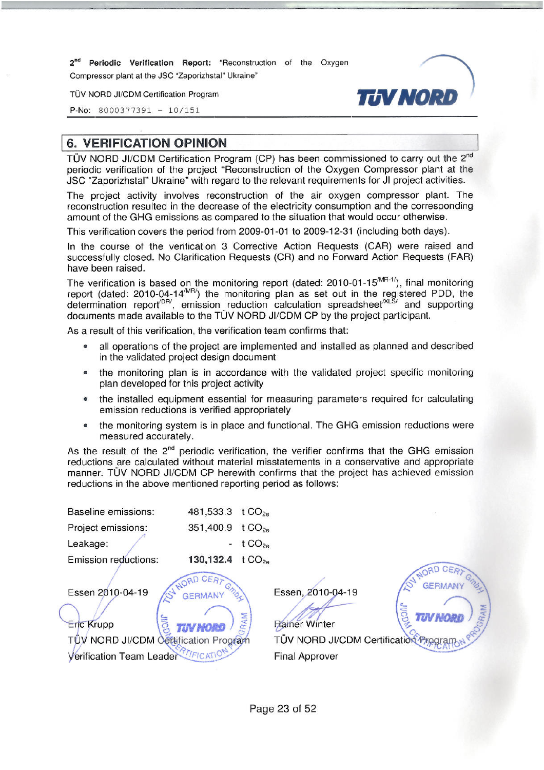## 6. VERIFICATION OPINION

TÜV NORD JI/CDM Certification Program (CP) has been commissioned to carry out the 2nd periodic verification of the project "Reconstruction of the Oxygen Compressor plant at the JSC "Zaporizhstal" Ukraine" with regard to the relevant requirements for JI project activities.

The project activity involves reconstruction of the air oxygen compressor plant. The reconstruction resulted in the decrease of the electricity consumption and the corresponding amount of the GHG emissions as compared to the situation that would occur otherwise.

This verification covers the period from 2009-01-01 to 2009-12-31 (including both days).

In the course of the verification 3 Corrective Action Requests (CAR) were raised and successfully closed. No Clarification Requests (CR) and no Forward Action Requests (FAR) have been raised.

The verification is based on the monitoring report (dated: 2010-01-15[/MR-1/]), final monitoring report (dated: 2010-04-14[/MR/]) the monitoring plan as set out in the registered PDD, the determination report[/DR/], emission reduction calculation spreadsheet[/XLS/] and supporting documents made available to the TÜV NORD JI/CDM CP by the project participant.

As a result of this verification, the verification team confirms that:

- all operations of the project are implemented and installed as planned and described in the validated project design document
- the monitoring plan is in accordance with the validated project specific monitoring plan developed for this project activity
- the installed equipment essential for measuring parameters required for calculating emission reductions is verified appropriately
- the monitoring system is in place and functional. The GHG emission reductions were measured accurately.

As the result of the 2nd periodic verification, the verifier confirms that the GHG emission reductions are calculated without material misstatements in a conservative and appropriate manner. TÜV NORD JI/CDM CP herewith confirms that the project has achieved emission reductions in the above mentioned reporting period as follows:

| | | |
|---|---|---|
| Baseline emissions: | 481,533.3 | t $CO_{2e}$ |
| Project emissions: | 351,400.9 | t $CO_{2e}$ |
| Leakage: | - | t $CO_{2e}$ |
| Emission reductions: | **130,132.4** | t $CO_{2e}$ |

Essen 2010-04-19

Eric Krupp
TÜV NORD JI/CDM Certification Program
Verification Team Leader

Essen, 2010-04-19

Rainer Winter
TÜV NORD JI/CDM Certification Program
Final Approver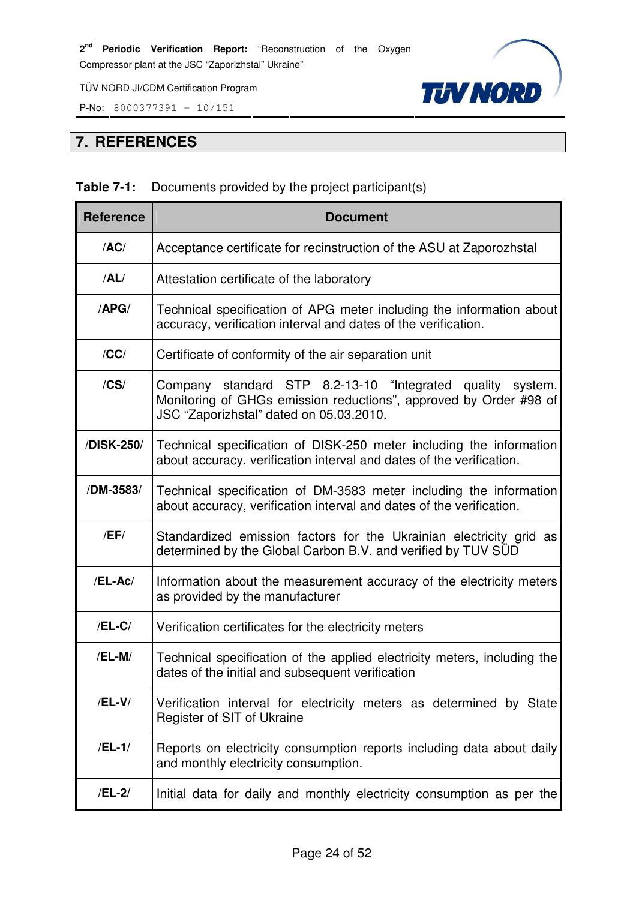# 7. REFERENCES

**Table 7-1:** Documents provided by the project participant(s)

| Reference | Document |
|---|---|
| /AC/ | Acceptance certificate for recinstruction of the ASU at Zaporozhstal |
| /AL/ | Attestation certificate of the laboratory |
| /APG/ | Technical specification of APG meter including the information about accuracy, verification interval and dates of the verification. |
| /CC/ | Certificate of conformity of the air separation unit |
| /CS/ | Company standard STP 8.2-13-10 "Integrated quality system. Monitoring of GHGs emission reductions", approved by Order #98 of JSC "Zaporizhstal" dated on 05.03.2010. |
| /DISK-250/ | Technical specification of DISK-250 meter including the information about accuracy, verification interval and dates of the verification. |
| /DM-3583/ | Technical specification of DM-3583 meter including the information about accuracy, verification interval and dates of the verification. |
| /EF/ | Standardized emission factors for the Ukrainian electricity grid as determined by the Global Carbon B.V. and verified by TUV SÜD |
| /EL-Ac/ | Information about the measurement accuracy of the electricity meters as provided by the manufacturer |
| /EL-C/ | Verification certificates for the electricity meters |
| /EL-M/ | Technical specification of the applied electricity meters, including the dates of the initial and subsequent verification |
| /EL-V/ | Verification interval for electricity meters as determined by State Register of SIT of Ukraine |
| /EL-1/ | Reports on electricity consumption reports including data about daily and monthly electricity consumption. |
| /EL-2/ | Initial data for daily and monthly electricity consumption as per the |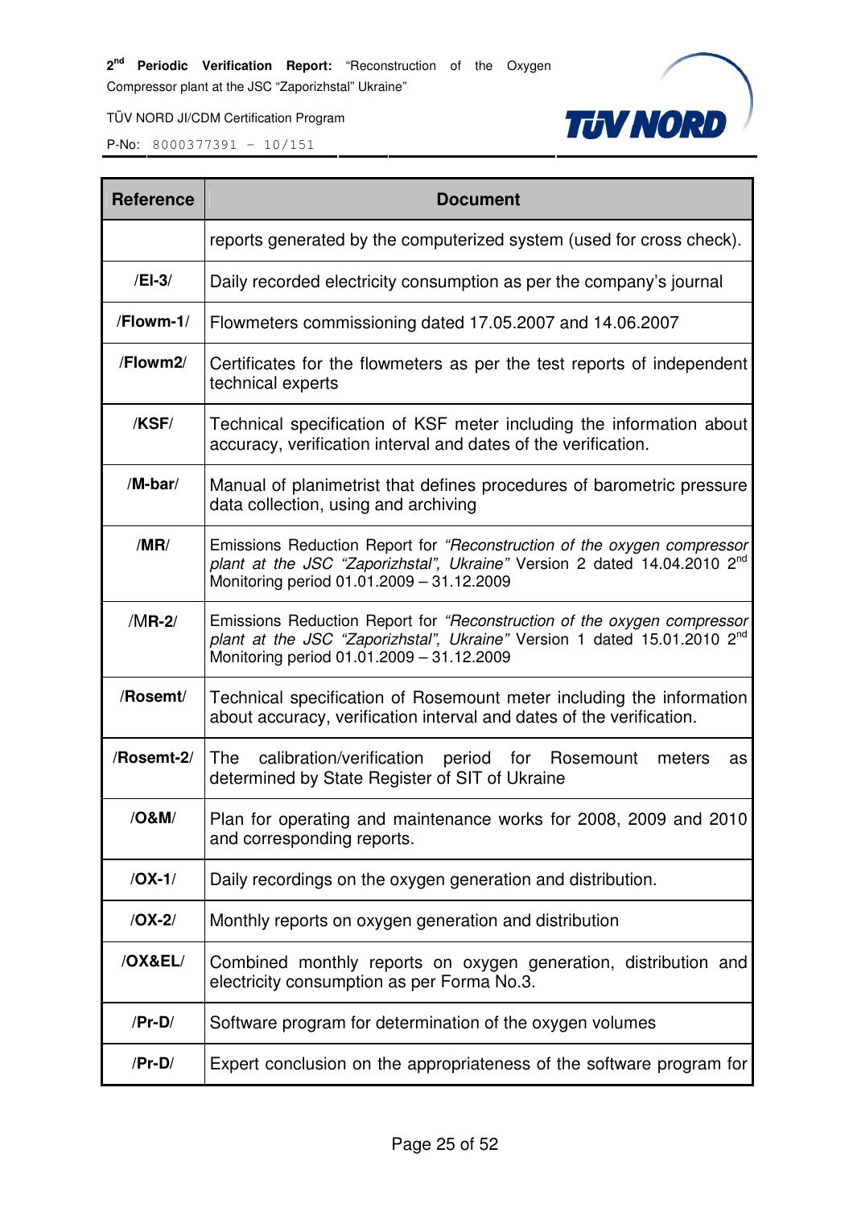| Reference | Document |
|---|---|
| | reports generated by the computerized system (used for cross check). |
| /**El-3**/ | Daily recorded electricity consumption as per the company's journal |
| /**Flowm-1**/ | Flowmeters commissioning dated 17.05.2007 and 14.06.2007 |
| /**Flowm2**/ | Certificates for the flowmeters as per the test reports of independent technical experts |
| /**KSF**/ | Technical specification of KSF meter including the information about accuracy, verification interval and dates of the verification. |
| /**M-bar**/ | Manual of planimetrist that defines procedures of barometric pressure data collection, using and archiving |
| /**MR**/ | Emissions Reduction Report for *"Reconstruction of the oxygen compressor plant at the JSC "Zaporizhstal", Ukraine"* Version 2 dated 14.04.2010 2nd Monitoring period 01.01.2009 – 31.12.2009 |
| /M**R-2**/ | Emissions Reduction Report for *"Reconstruction of the oxygen compressor plant at the JSC "Zaporizhstal", Ukraine"* Version 1 dated 15.01.2010 2nd Monitoring period 01.01.2009 – 31.12.2009 |
| /**Rosemt**/ | Technical specification of Rosemount meter including the information about accuracy, verification interval and dates of the verification. |
| /**Rosemt-2**/ | The calibration/verification period for Rosemount meters as determined by State Register of SIT of Ukraine |
| /**O&M**/ | Plan for operating and maintenance works for 2008, 2009 and 2010 and corresponding reports. |
| /**OX-1**/ | Daily recordings on the oxygen generation and distribution. |
| /**OX-2**/ | Monthly reports on oxygen generation and distribution |
| /**OX&EL**/ | Combined monthly reports on oxygen generation, distribution and electricity consumption as per Forma No.3. |
| /**Pr-D**/ | Software program for determination of the oxygen volumes |
| /**Pr-D**/ | Expert conclusion on the appropriateness of the software program for |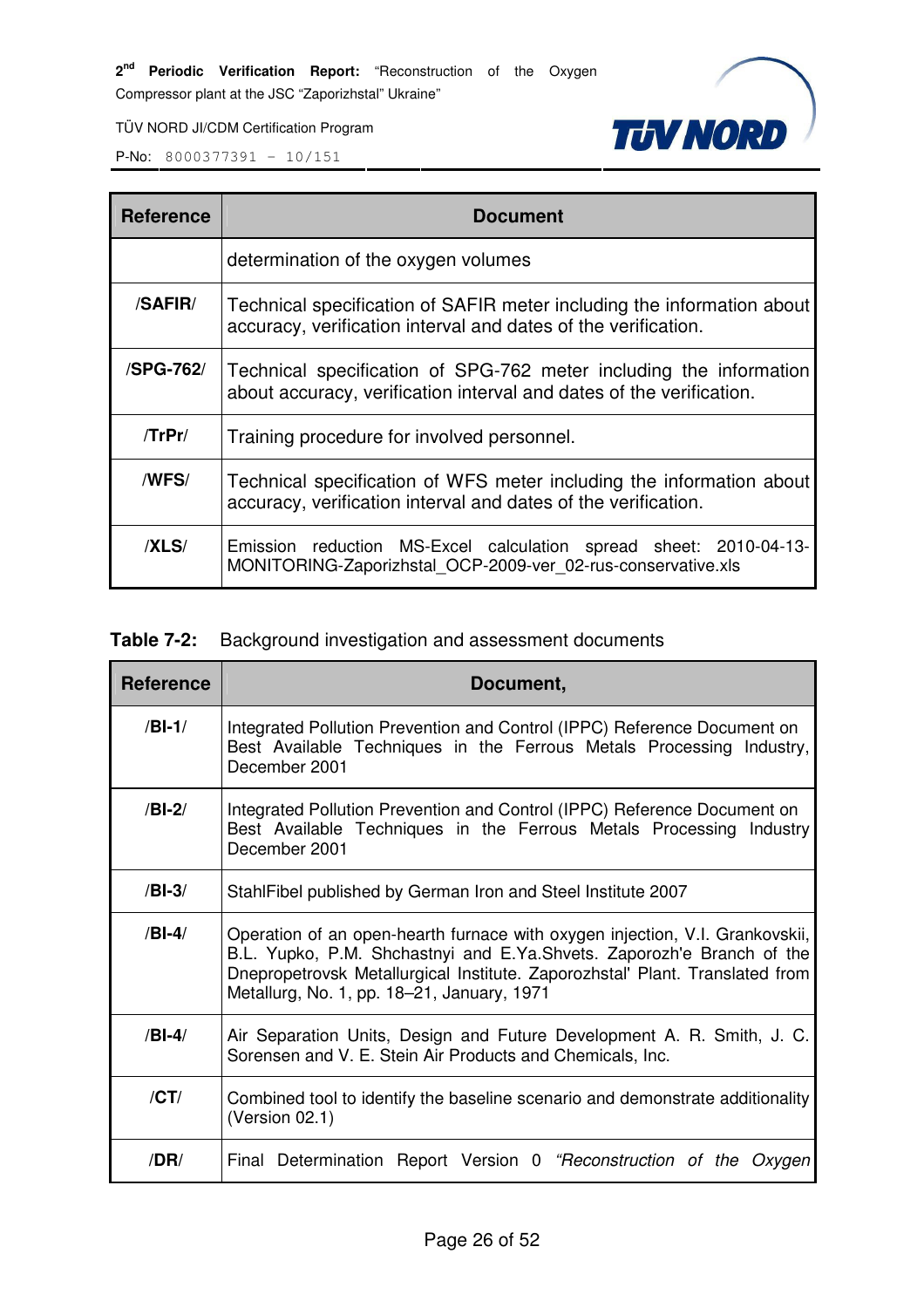| Reference | Document |
|---|---|
| | determination of the oxygen volumes |
| /**SAFIR**/ | Technical specification of SAFIR meter including the information about accuracy, verification interval and dates of the verification. |
| /**SPG-762**/ | Technical specification of SPG-762 meter including the information about accuracy, verification interval and dates of the verification. |
| /**TrPr**/ | Training procedure for involved personnel. |
| /**WFS**/ | Technical specification of WFS meter including the information about accuracy, verification interval and dates of the verification. |
| /**XLS**/ | Emission reduction MS-Excel calculation spread sheet: 2010-04-13-MONITORING-Zaporizhstal_OCP-2009-ver_02-rus-conservative.xls |

**Table 7-2:** Background investigation and assessment documents

| Reference | Document, |
|---|---|
| /**BI-1**/ | Integrated Pollution Prevention and Control (IPPC) Reference Document on Best Available Techniques in the Ferrous Metals Processing Industry, December 2001 |
| /**BI-2**/ | Integrated Pollution Prevention and Control (IPPC) Reference Document on Best Available Techniques in the Ferrous Metals Processing Industry December 2001 |
| /**BI-3**/ | StahlFibel published by German Iron and Steel Institute 2007 |
| /**BI-4**/ | Operation of an open-hearth furnace with oxygen injection, V.I. Grankovskii, B.L. Yupko, P.M. Shchastnyi and E.Ya.Shvets. Zaporozh'e Branch of the Dnepropetrovsk Metallurgical Institute. Zaporozhstal' Plant. Translated from Metallurg, No. 1, pp. 18–21, January, 1971 |
| /**BI-4**/ | Air Separation Units, Design and Future Development A. R. Smith, J. C. Sorensen and V. E. Stein Air Products and Chemicals, Inc. |
| /**CT**/ | Combined tool to identify the baseline scenario and demonstrate additionality (Version 02.1) |
| /**DR**/ | Final Determination Report Version 0 *“Reconstruction of the Oxygen* |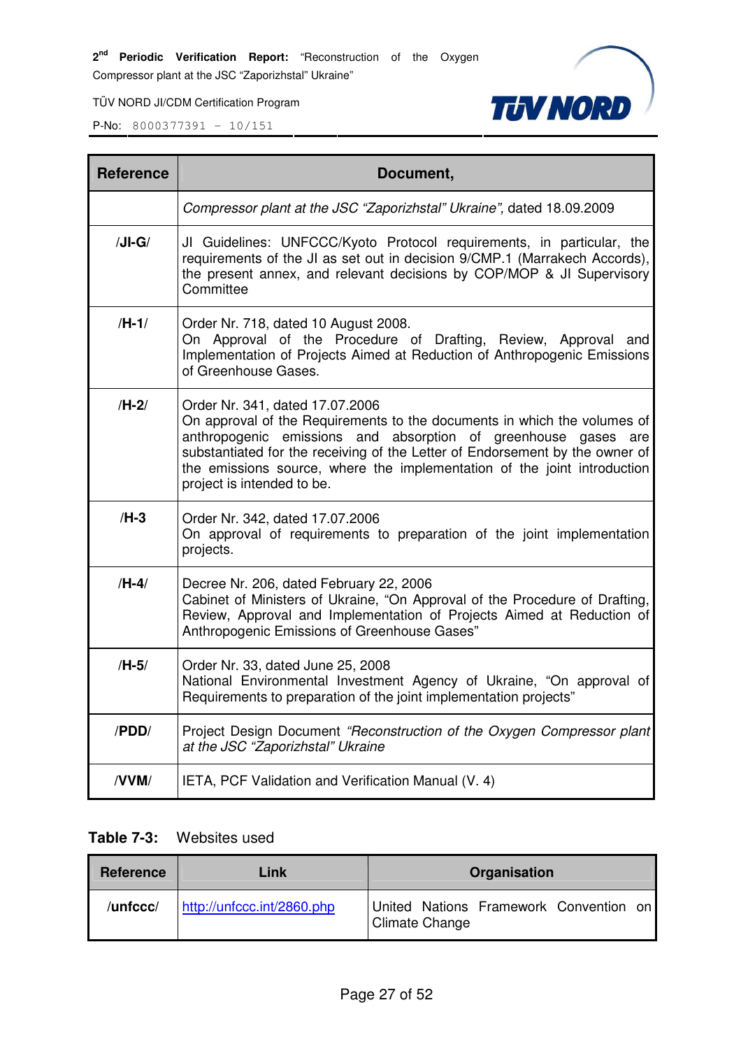| Reference | Document, |
|---|---|
| | *Compressor plant at the JSC "Zaporizhstal" Ukraine"*, dated 18.09.2009 |
| **/JI-G/** | JI Guidelines: UNFCCC/Kyoto Protocol requirements, in particular, the requirements of the JI as set out in decision 9/CMP.1 (Marrakech Accords), the present annex, and relevant decisions by COP/MOP & JI Supervisory Committee |
| **/H-1/** | Order Nr. 718, dated 10 August 2008.<br>On Approval of the Procedure of Drafting, Review, Approval and Implementation of Projects Aimed at Reduction of Anthropogenic Emissions of Greenhouse Gases. |
| **/H-2/** | Order Nr. 341, dated 17.07.2006<br>On approval of the Requirements to the documents in which the volumes of anthropogenic emissions and absorption of greenhouse gases are substantiated for the receiving of the Letter of Endorsement by the owner of the emissions source, where the implementation of the joint introduction project is intended to be. |
| **/H-3** | Order Nr. 342, dated 17.07.2006<br>On approval of requirements to preparation of the joint implementation projects. |
| **/H-4/** | Decree Nr. 206, dated February 22, 2006<br>Cabinet of Ministers of Ukraine, "On Approval of the Procedure of Drafting, Review, Approval and Implementation of Projects Aimed at Reduction of Anthropogenic Emissions of Greenhouse Gases" |
| **/H-5/** | Order Nr. 33, dated June 25, 2008<br>National Environmental Investment Agency of Ukraine, "On approval of Requirements to preparation of the joint implementation projects" |
| **/PDD/** | Project Design Document *"Reconstruction of the Oxygen Compressor plant at the JSC "Zaporizhstal" Ukraine* |
| **/VVM/** | IETA, PCF Validation and Verification Manual (V. 4) |

**Table 7-3:** Websites used

| Reference | Link | Organisation |
|---|---|---|
| **/unfccc/** | http://unfccc.int/2860.php | United Nations Framework Convention on Climate Change |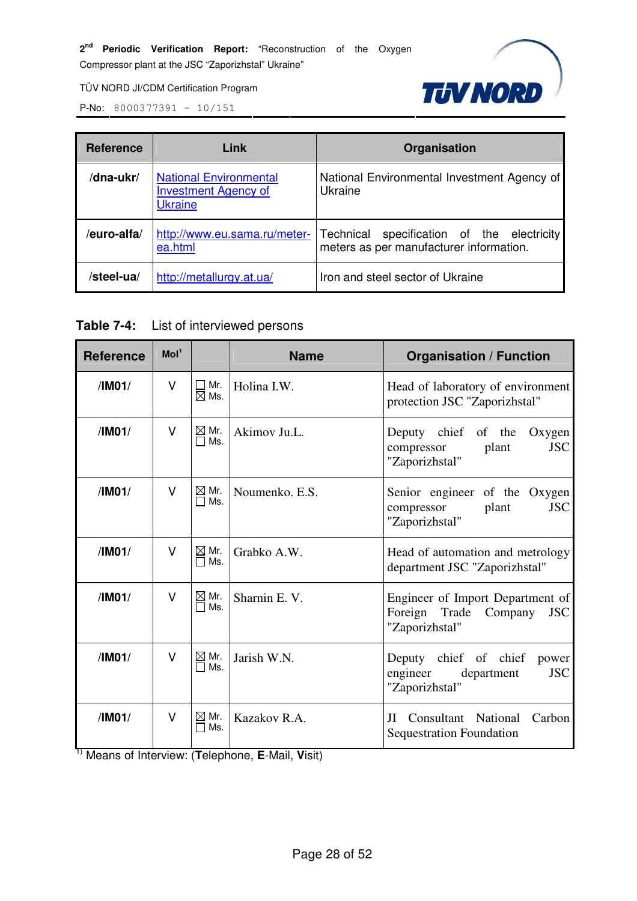| Reference | Link | Organisation |
|---|---|---|
| /dna-ukr/ | National Environmental Investment Agency of Ukraine | National Environmental Investment Agency of Ukraine |
| /euro-alfa/ | http://www.eu.sama.ru/meter-ea.html | Technical specification of the electricity meters as per manufacturer information. |
| /steel-ua/ | http://metallurgy.at.ua/ | Iron and steel sector of Ukraine |

**Table 7-4:** List of interviewed persons

| Reference | MoI[1] | | Name | Organisation / Function |
|---|---|---|---|---|
| /IM01/ | V | ☐ Mr. ☒ Ms. | Holina I.W. | Head of laboratory of environment protection JSC "Zaporizhstal" |
| /IM01/ | V | ☒ Mr. ☐ Ms. | Akimov Ju.L. | Deputy chief of the Oxygen compressor plant JSC "Zaporizhstal" |
| /IM01/ | V | ☒ Mr. ☐ Ms. | Noumenko. E.S. | Senior engineer of the Oxygen compressor plant JSC "Zaporizhstal" |
| /IM01/ | V | ☒ Mr. ☐ Ms. | Grabko A.W. | Head of automation and metrology department JSC "Zaporizhstal" |
| /IM01/ | V | ☒ Mr. ☐ Ms. | Sharnin E. V. | Engineer of Import Department of Foreign Trade Company JSC "Zaporizhstal" |
| /IM01/ | V | ☒ Mr. ☐ Ms. | Jarish W.N. | Deputy chief of chief power engineer department JSC "Zaporizhstal" |
| /IM01/ | V | ☒ Mr. ☐ Ms. | Kazakov R.A. | JI Consultant National Carbon Sequestration Foundation |

[1] Means of Interview: (**T**elephone, **E**-Mail, **V**isit)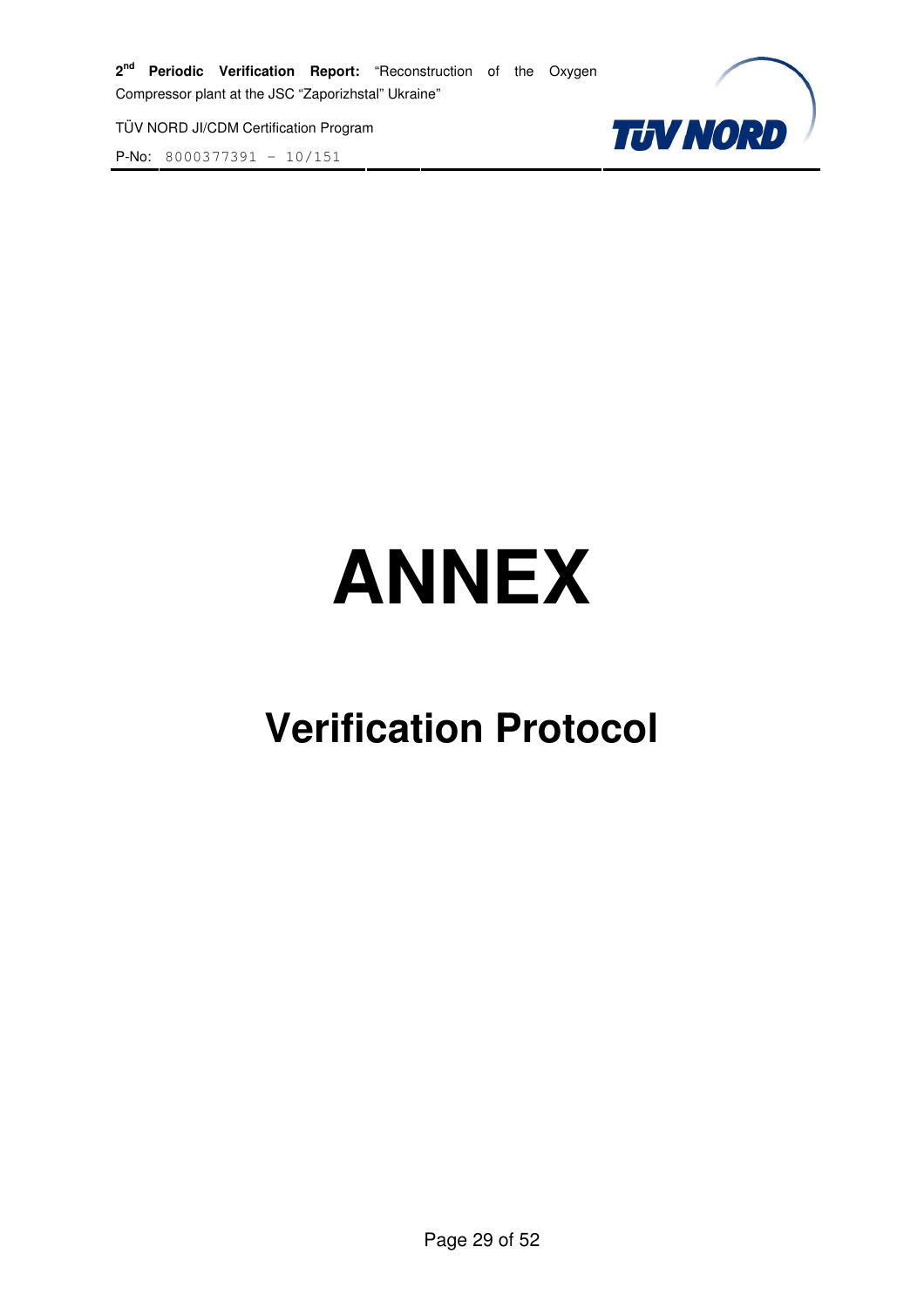# ANNEX

## Verification Protocol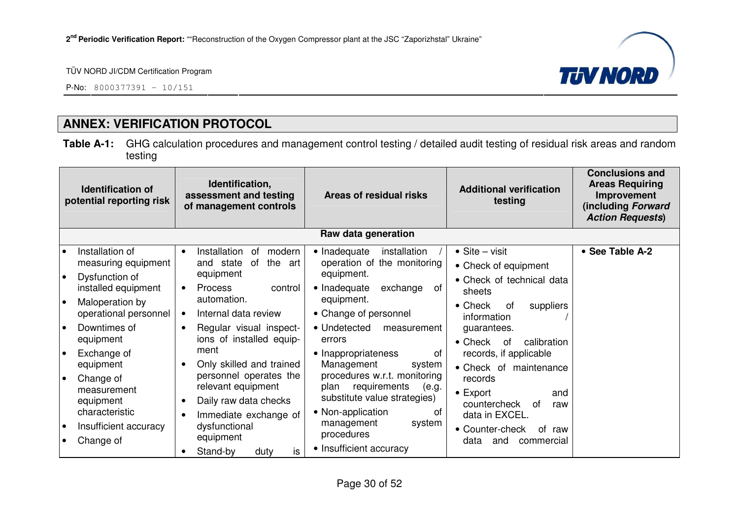## ANNEX: VERIFICATION PROTOCOL

**Table A-1:** GHG calculation procedures and management control testing / detailed audit testing of residual risk areas and random testing

| Identification of potential reporting risk | Identification, assessment and testing of management controls | Areas of residual risks | Additional verification testing | Conclusions and Areas Requiring Improvement (including *Forward Action Requests*) |
|---|---|---|---|---|
| **Raw data generation** | | | | |
| • Installation of measuring equipment<br>• Dysfunction of installed equipment<br>• Maloperation by operational personnel<br>• Downtimes of equipment<br>• Exchange of equipment<br>• Change of measurement equipment characteristic<br>• Insufficient accuracy<br>• Change of | • Installation of modern and state of the art equipment<br>• Process control automation.<br>• Internal data review<br>• Regular visual inspections of installed equipment<br>• Only skilled and trained personnel operates the relevant equipment<br>• Daily raw data checks<br>• Immediate exchange of dysfunctional equipment<br>• Stand-by duty is | • Inadequate installation / operation of the monitoring equipment.<br>• Inadequate exchange of equipment.<br>• Change of personnel<br>• Undetected measurement errors<br>• Inappropriateness of Management system procedures w.r.t. monitoring plan requirements (e.g. substitute value strategies)<br>• Non-application of management system procedures<br>• Insufficient accuracy | • Site – visit<br>• Check of equipment<br>• Check of technical data sheets<br>• Check of suppliers information / guarantees.<br>• Check of calibration records, if applicable<br>• Check of maintenance records<br>• Export and countercheck of raw data in EXCEL.<br>• Counter-check of raw data and commercial | • **See Table A-2** |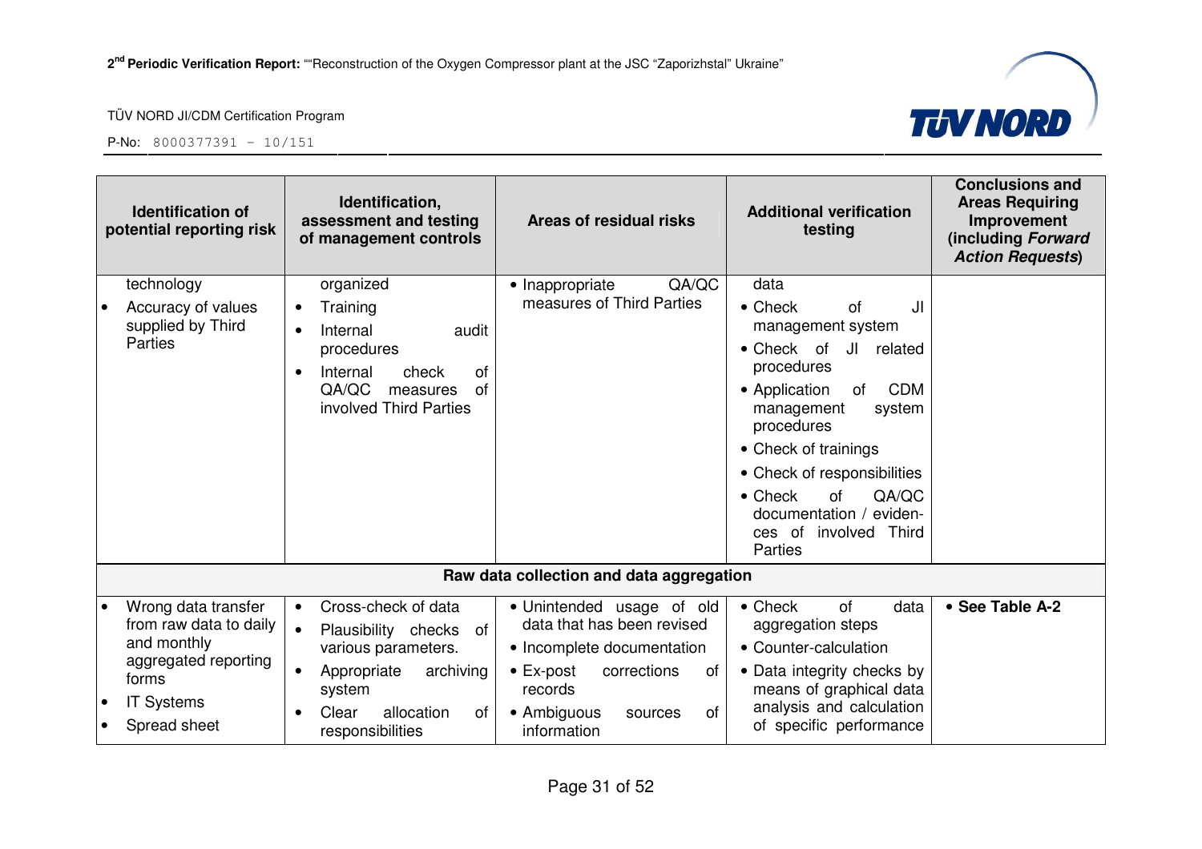| Identification of potential reporting risk | Identification, assessment and testing of management controls | Areas of residual risks | Additional verification testing | Conclusions and Areas Requiring Improvement (including *Forward Action Requests*) |
|---|---|---|---|---|
| technology<br>• Accuracy of values supplied by Third Parties | organized<br>• Training<br>• Internal audit procedures<br>• Internal check of QA/QC measures of involved Third Parties | • Inappropriate QA/QC measures of Third Parties | data<br>• Check of JI management system<br>• Check of JI related procedures<br>• Application of CDM management system procedures<br>• Check of trainings<br>• Check of responsibilities<br>• Check of QA/QC documentation / evidences of involved Third Parties | |
| **Raw data collection and data aggregation** | | | | |
| • Wrong data transfer from raw data to daily and monthly aggregated reporting forms<br>• IT Systems<br>• Spread sheet | • Cross-check of data<br>• Plausibility checks of various parameters.<br>• Appropriate archiving system<br>• Clear allocation of responsibilities | • Unintended usage of old data that has been revised<br>• Incomplete documentation<br>• Ex-post corrections of records<br>• Ambiguous sources of information | • Check of data aggregation steps<br>• Counter-calculation<br>• Data integrity checks by means of graphical data analysis and calculation of specific performance | • **See Table A-2** |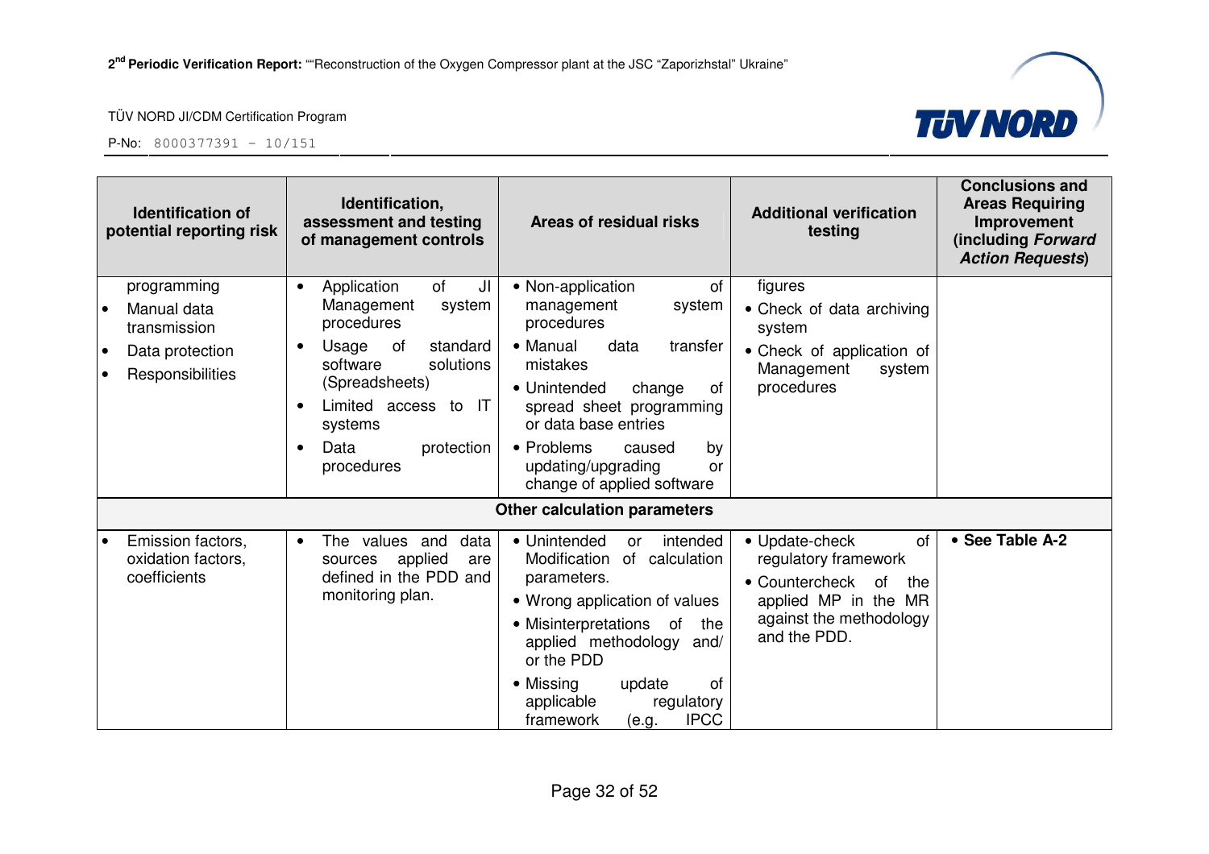| Identification of potential reporting risk | Identification, assessment and testing of management controls | Areas of residual risks | Additional verification testing | Conclusions and Areas Requiring Improvement (including *Forward Action Requests*) |
|---|---|---|---|---|
| programming<br>• Manual data transmission<br>• Data protection<br>• Responsibilities | • Application of JI Management system procedures<br>• Usage of standard software solutions (Spreadsheets)<br>• Limited access to IT systems<br>• Data protection procedures | • Non-application of management system procedures<br>• Manual data transfer mistakes<br>• Unintended change of spread sheet programming or data base entries<br>• Problems caused by updating/upgrading or change of applied software | figures<br>• Check of data archiving system<br>• Check of application of Management system procedures | |
| **Other calculation parameters** | | | | |
| • Emission factors, oxidation factors, coefficients | • The values and data sources applied are defined in the PDD and monitoring plan. | • Unintended or intended Modification of calculation parameters.<br>• Wrong application of values<br>• Misinterpretations of the applied methodology and/ or the PDD<br>• Missing update of applicable regulatory framework (e.g. IPCC | • Update-check of regulatory framework<br>• Countercheck of the applied MP in the MR against the methodology and the PDD. | • **See Table A-2** |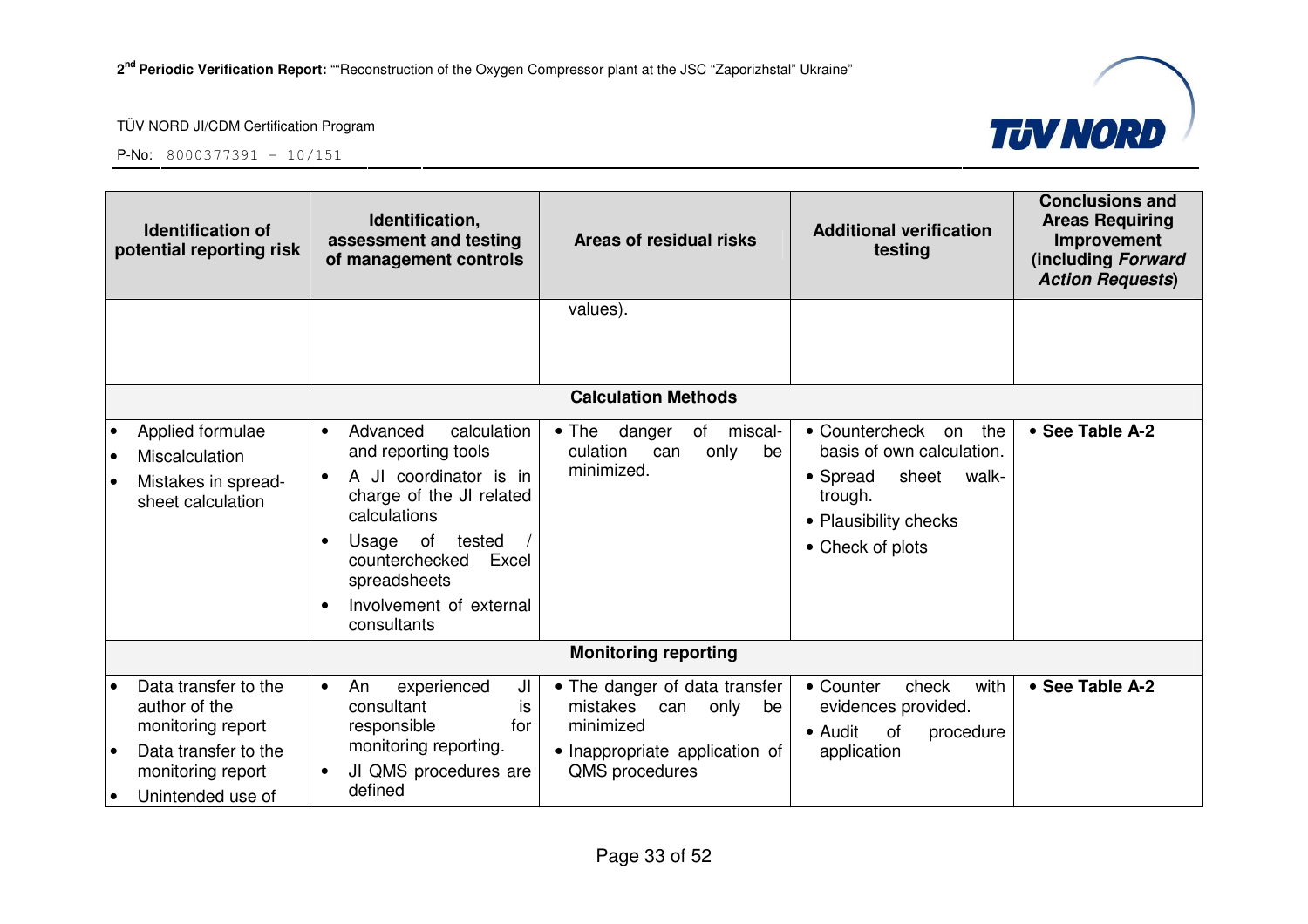| Identification of potential reporting risk | Identification, assessment and testing of management controls | Areas of residual risks | Additional verification testing | Conclusions and Areas Requiring Improvement (including *Forward Action Requests*) |
|---|---|---|---|---|
| | | values). | | |
| **Calculation Methods** | | | | |
| • Applied formulae<br>• Miscalculation<br>• Mistakes in spread-sheet calculation | • Advanced calculation and reporting tools<br>• A JI coordinator is in charge of the JI related calculations<br>• Usage of tested / counterchecked Excel spreadsheets<br>• Involvement of external consultants | • The danger of miscal-culation can only be minimized. | • Countercheck on the basis of own calculation.<br>• Spread sheet walk-trough.<br>• Plausibility checks<br>• Check of plots | • **See Table A-2** |
| **Monitoring reporting** | | | | |
| • Data transfer to the author of the monitoring report<br>• Data transfer to the monitoring report<br>• Unintended use of | • An experienced JI consultant is responsible for monitoring reporting.<br>• JI QMS procedures are defined | • The danger of data transfer mistakes can only be minimized<br>• Inappropriate application of QMS procedures | • Counter check with evidences provided.<br>• Audit of procedure application | • **See Table A-2** |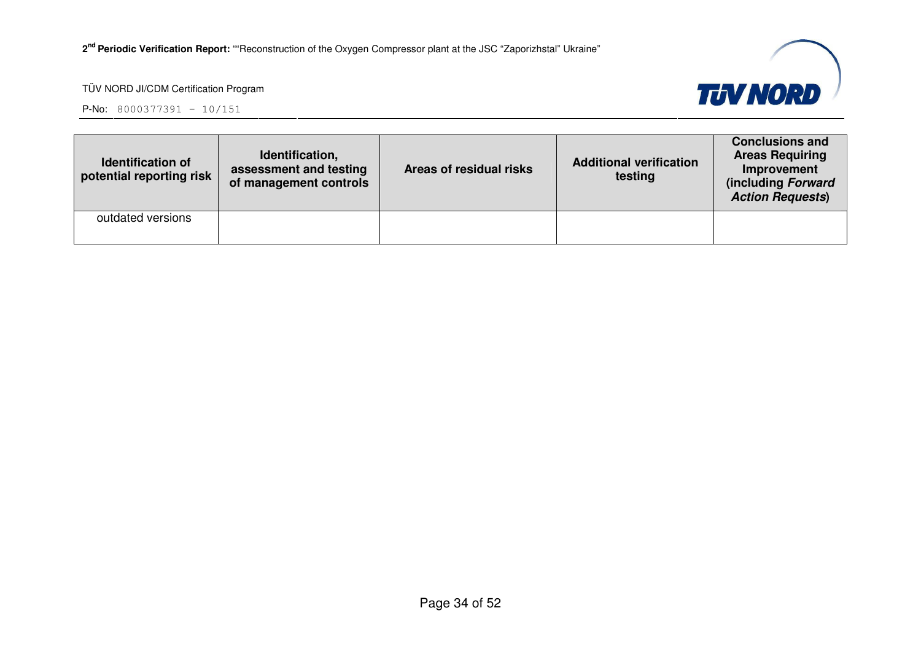| Identification of potential reporting risk | Identification, assessment and testing of management controls | Areas of residual risks | Additional verification testing | Conclusions and Areas Requiring Improvement (including *Forward Action Requests*) |
|---|---|---|---|---|
| outdated versions | | | | |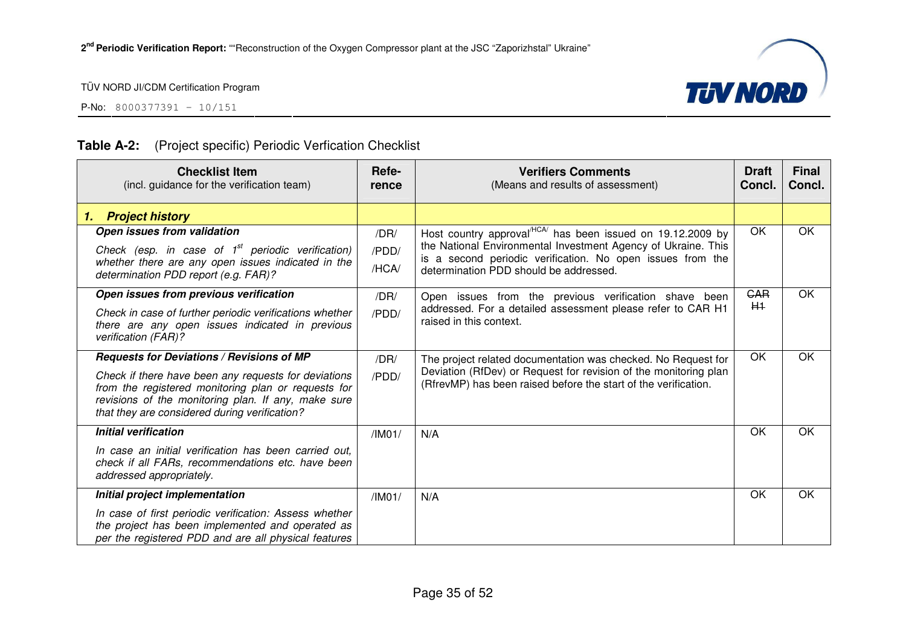**Table A-2:** (Project specific) Periodic Verfication Checklist

| Checklist Item (incl. guidance for the verification team) | Refe-rence | Verifiers Comments (Means and results of assessment) | Draft Concl. | Final Concl. |
|---|---|---|---|---|
| ***1. Project history*** | | | | |
| ***Open issues from validation*** <br> *Check (esp. in case of 1st periodic verification) whether there are any open issues indicated in the determination PDD report (e.g. FAR)?* | /DR/ <br> /PDD/ <br> /HCA/ | Host country approval[/HCA/] has been issued on 19.12.2009 by the National Environmental Investment Agency of Ukraine. This is a second periodic verification. No open issues from the determination PDD should be addressed. | OK | OK |
| ***Open issues from previous verification*** <br> *Check in case of further periodic verifications whether there are any open issues indicated in previous verification (FAR)?* | /DR/ <br> /PDD/ | Open issues from the previous verification shave been addressed. For a detailed assessment please refer to CAR H1 raised in this context. | ~~CAR H1~~ | OK |
| ***Requests for Deviations / Revisions of MP*** <br> *Check if there have been any requests for deviations from the registered monitoring plan or requests for revisions of the monitoring plan. If any, make sure that they are considered during verification?* | /DR/ <br> /PDD/ | The project related documentation was checked. No Request for Deviation (RfDev) or Request for revision of the monitoring plan (RfrevMP) has been raised before the start of the verification. | OK | OK |
| ***Initial verification*** <br> *In case an initial verification has been carried out, check if all FARs, recommendations etc. have been addressed appropriately.* | /IM01/ | N/A | OK | OK |
| ***Initial project implementation*** <br> *In case of first periodic verification: Assess whether the project has been implemented and operated as per the registered PDD and are all physical features* | /IM01/ | N/A | OK | OK |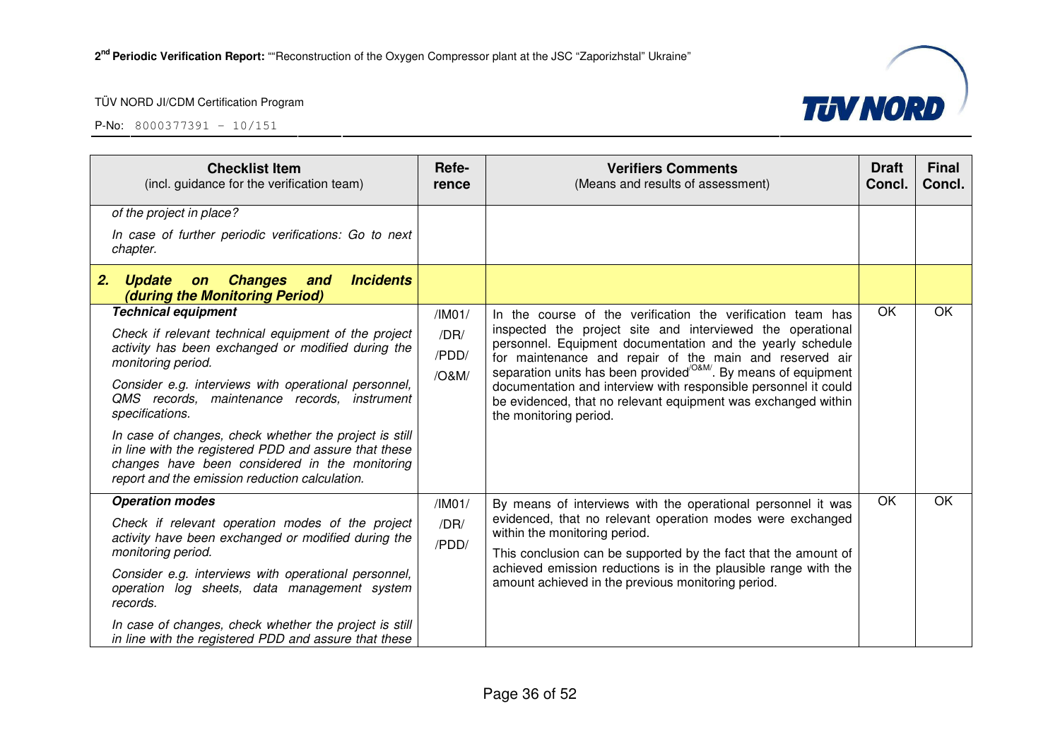| Checklist Item (incl. guidance for the verification team) | Refe-rence | Verifiers Comments (Means and results of assessment) | Draft Concl. | Final Concl. |
|---|---|---|---|---|
| *of the project in place?* *In case of further periodic verifications: Go to next chapter.* | | | | |
| ***2. Update on Changes and Incidents (during the Monitoring Period)*** | | | | |
| ***Technical equipment*** *Check if relevant technical equipment of the project activity has been exchanged or modified during the monitoring period.* *Consider e.g. interviews with operational personnel, QMS records, maintenance records, instrument specifications.* *In case of changes, check whether the project is still in line with the registered PDD and assure that these changes have been considered in the monitoring report and the emission reduction calculation.* | /IM01/ /DR/ /PDD/ /O&M/ | In the course of the verification the verification team has inspected the project site and interviewed the operational personnel. Equipment documentation and the yearly schedule for maintenance and repair of the main and reserved air separation units has been provided/O&M/. By means of equipment documentation and interview with responsible personnel it could be evidenced, that no relevant equipment was exchanged within the monitoring period. | OK | OK |
| ***Operation modes*** *Check if relevant operation modes of the project activity have been exchanged or modified during the monitoring period.* *Consider e.g. interviews with operational personnel, operation log sheets, data management system records.* *In case of changes, check whether the project is still in line with the registered PDD and assure that these* | /IM01/ /DR/ /PDD/ | By means of interviews with the operational personnel it was evidenced, that no relevant operation modes were exchanged within the monitoring period. This conclusion can be supported by the fact that the amount of achieved emission reductions is in the plausible range with the amount achieved in the previous monitoring period. | OK | OK |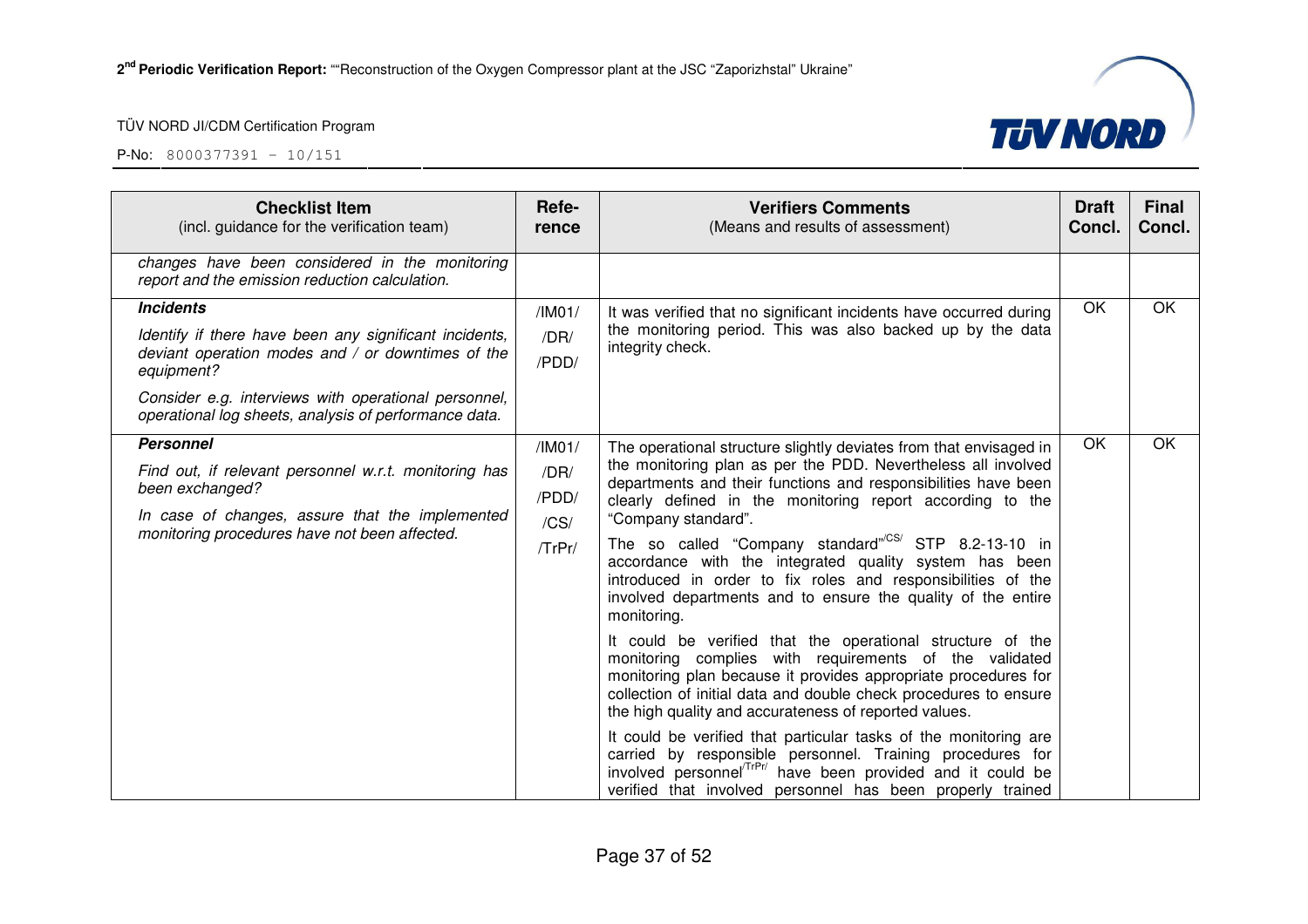| Checklist Item (incl. guidance for the verification team) | Refe-rence | Verifiers Comments (Means and results of assessment) | Draft Concl. | Final Concl. |
|---|---|---|---|---|
| *changes have been considered in the monitoring report and the emission reduction calculation.* | | | | |
| ***Incidents*** *Identify if there have been any significant incidents, deviant operation modes and / or downtimes of the equipment?* *Consider e.g. interviews with operational personnel, operational log sheets, analysis of performance data.* | /IM01/ /DR/ /PDD/ | It was verified that no significant incidents have occurred during the monitoring period. This was also backed up by the data integrity check. | OK | OK |
| ***Personnel*** *Find out, if relevant personnel w.r.t. monitoring has been exchanged?* *In case of changes, assure that the implemented monitoring procedures have not been affected.* | /IM01/ /DR/ /PDD/ /CS/ /TrPr/ | The operational structure slightly deviates from that envisaged in the monitoring plan as per the PDD. Nevertheless all involved departments and their functions and responsibilities have been clearly defined in the monitoring report according to the "Company standard". The so called "Company standard"/CS/ STP 8.2-13-10 in accordance with the integrated quality system has been introduced in order to fix roles and responsibilities of the involved departments and to ensure the quality of the entire monitoring. It could be verified that the operational structure of the monitoring complies with requirements of the validated monitoring plan because it provides appropriate procedures for collection of initial data and double check procedures to ensure the high quality and accurateness of reported values. It could be verified that particular tasks of the monitoring are carried by responsible personnel. Training procedures for involved personnel/TrPr/ have been provided and it could be verified that involved personnel has been properly trained | OK | OK |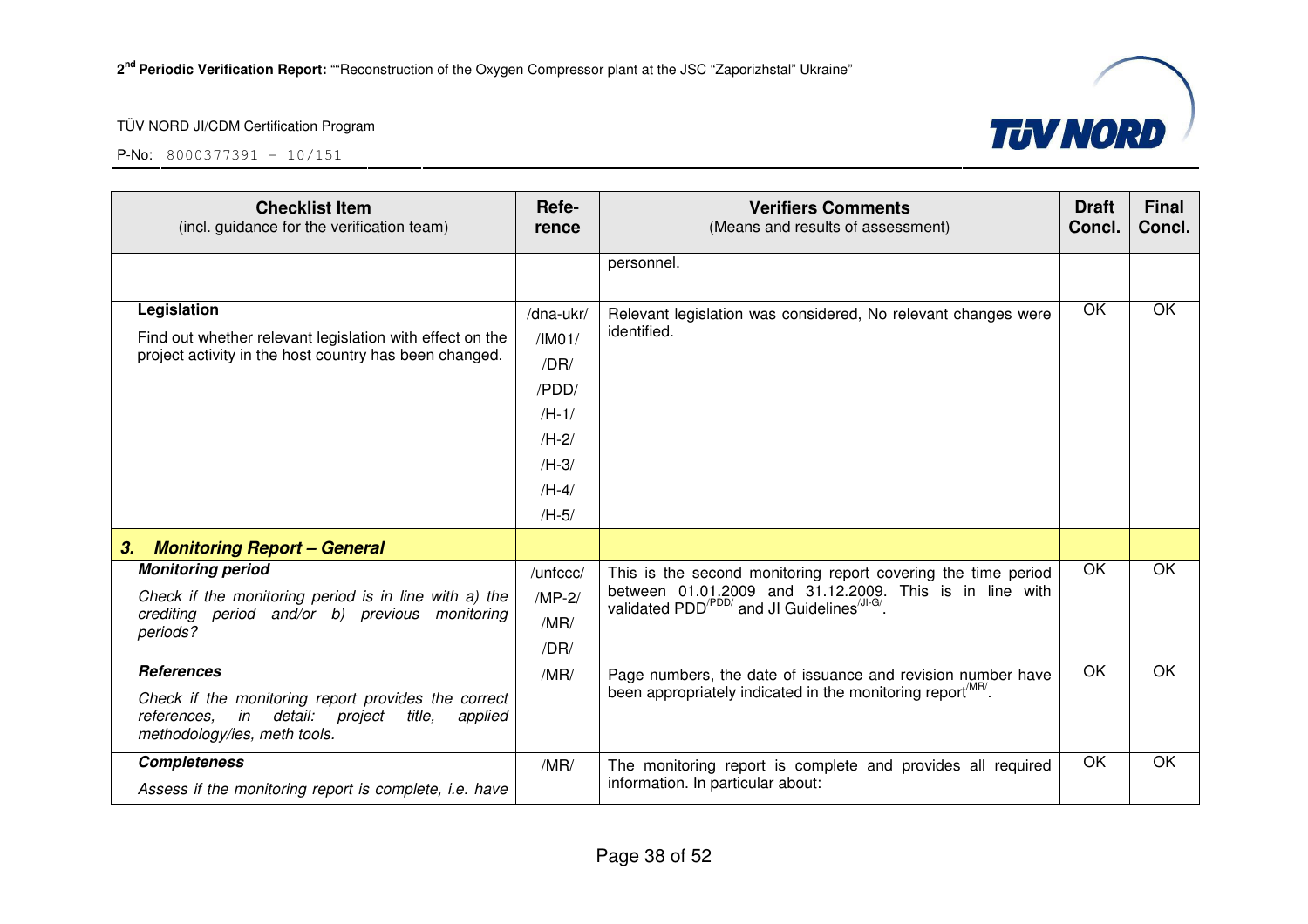| Checklist Item (incl. guidance for the verification team) | Refe-rence | Verifiers Comments (Means and results of assessment) | Draft Concl. | Final Concl. |
|---|---|---|---|---|
| | | personnel. | | |
| **Legislation**<br>Find out whether relevant legislation with effect on the project activity in the host country has been changed. | /dna-ukr/<br>/IM01/<br>/DR/<br>/PDD/<br>/H-1/<br>/H-2/<br>/H-3/<br>/H-4/<br>/H-5/ | Relevant legislation was considered, No relevant changes were identified. | OK | OK |
| ***3. Monitoring Report – General*** | | | | |
| ***Monitoring period***<br>*Check if the monitoring period is in line with a) the crediting period and/or b) previous monitoring periods?* | /unfccc/<br>/MP-2/<br>/MR/<br>/DR/ | This is the second monitoring report covering the time period between 01.01.2009 and 31.12.2009. This is in line with validated PDD[/PDD/] and JI Guidelines[/JI-G/]. | OK | OK |
| ***References***<br>*Check if the monitoring report provides the correct references, in detail: project title, applied methodology/ies, meth tools.* | /MR/ | Page numbers, the date of issuance and revision number have been appropriately indicated in the monitoring report[/MR/]. | OK | OK |
| ***Completeness***<br>*Assess if the monitoring report is complete, i.e. have* | /MR/ | The monitoring report is complete and provides all required information. In particular about: | OK | OK |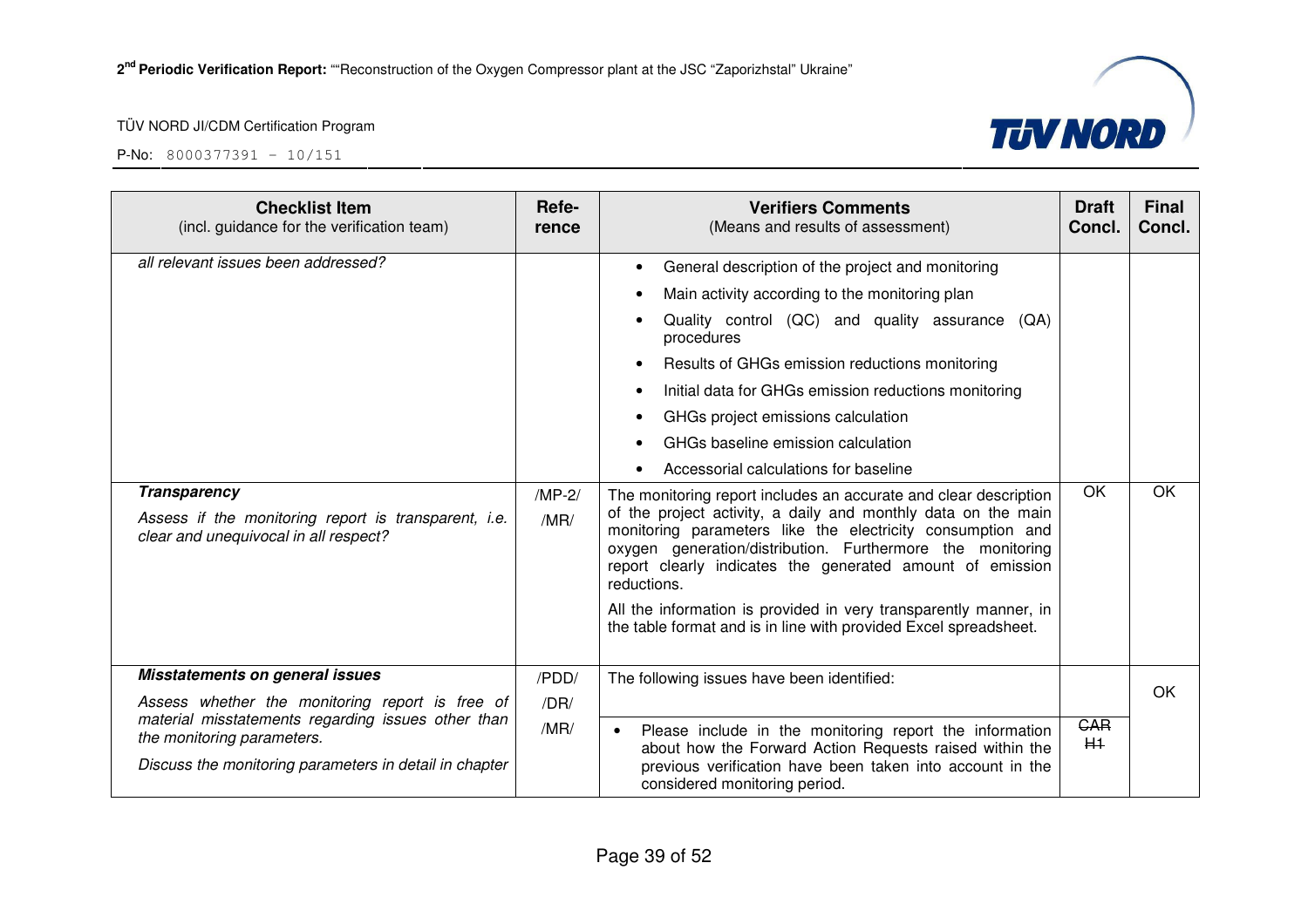| Checklist Item (incl. guidance for the verification team) | Refe-rence | Verifiers Comments (Means and results of assessment) | Draft Concl. | Final Concl. |
|---|---|---|---|---|
| *all relevant issues been addressed?* | | • General description of the project and monitoring<br>• Main activity according to the monitoring plan<br>• Quality control (QC) and quality assurance (QA) procedures<br>• Results of GHGs emission reductions monitoring<br>• Initial data for GHGs emission reductions monitoring<br>• GHGs project emissions calculation<br>• GHGs baseline emission calculation<br>• Accessorial calculations for baseline | | |
| ***Transparency***<br>*Assess if the monitoring report is transparent, i.e. clear and unequivocal in all respect?* | /MP-2/<br>/MR/ | The monitoring report includes an accurate and clear description of the project activity, a daily and monthly data on the main monitoring parameters like the electricity consumption and oxygen generation/distribution. Furthermore the monitoring report clearly indicates the generated amount of emission reductions.<br>All the information is provided in very transparently manner, in the table format and is in line with provided Excel spreadsheet. | OK | OK |
| ***Misstatements on general issues***<br>*Assess whether the monitoring report is free of material misstatements regarding issues other than the monitoring parameters.*<br>*Discuss the monitoring parameters in detail in chapter* | /PDD/<br>/DR/<br>/MR/ | The following issues have been identified:<br>• Please include in the monitoring report the information about how the Forward Action Requests raised within the previous verification have been taken into account in the considered monitoring period. | ~~CAR H1~~ | OK |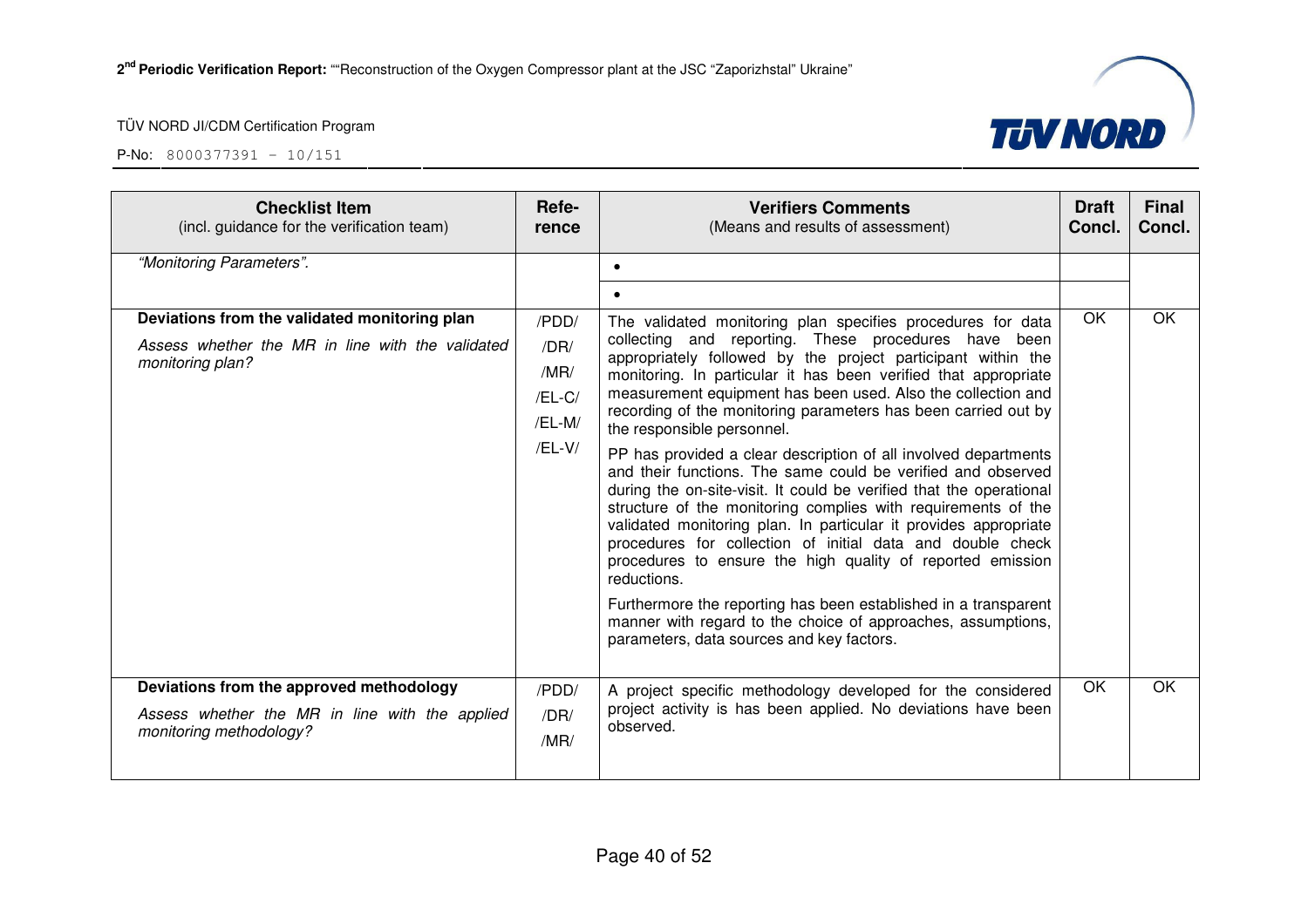| Checklist Item<br>(incl. guidance for the verification team) | Refe-rence | Verifiers Comments<br>(Means and results of assessment) | Draft Concl. | Final Concl. |
|---|---|---|---|---|
| *"Monitoring Parameters".* | | • | | |
| | | • | | |
| **Deviations from the validated monitoring plan**<br>*Assess whether the MR in line with the validated monitoring plan?* | /PDD/<br>/DR/<br>/MR/<br>/EL-C/<br>/EL-M/<br>/EL-V/ | The validated monitoring plan specifies procedures for data collecting and reporting. These procedures have been appropriately followed by the project participant within the monitoring. In particular it has been verified that appropriate measurement equipment has been used. Also the collection and recording of the monitoring parameters has been carried out by the responsible personnel.<br>PP has provided a clear description of all involved departments and their functions. The same could be verified and observed during the on-site-visit. It could be verified that the operational structure of the monitoring complies with requirements of the validated monitoring plan. In particular it provides appropriate procedures for collection of initial data and double check procedures to ensure the high quality of reported emission reductions.<br>Furthermore the reporting has been established in a transparent manner with regard to the choice of approaches, assumptions, parameters, data sources and key factors. | OK | OK |
| **Deviations from the approved methodology**<br>*Assess whether the MR in line with the applied monitoring methodology?* | /PDD/<br>/DR/<br>/MR/ | A project specific methodology developed for the considered project activity is has been applied. No deviations have been observed. | OK | OK |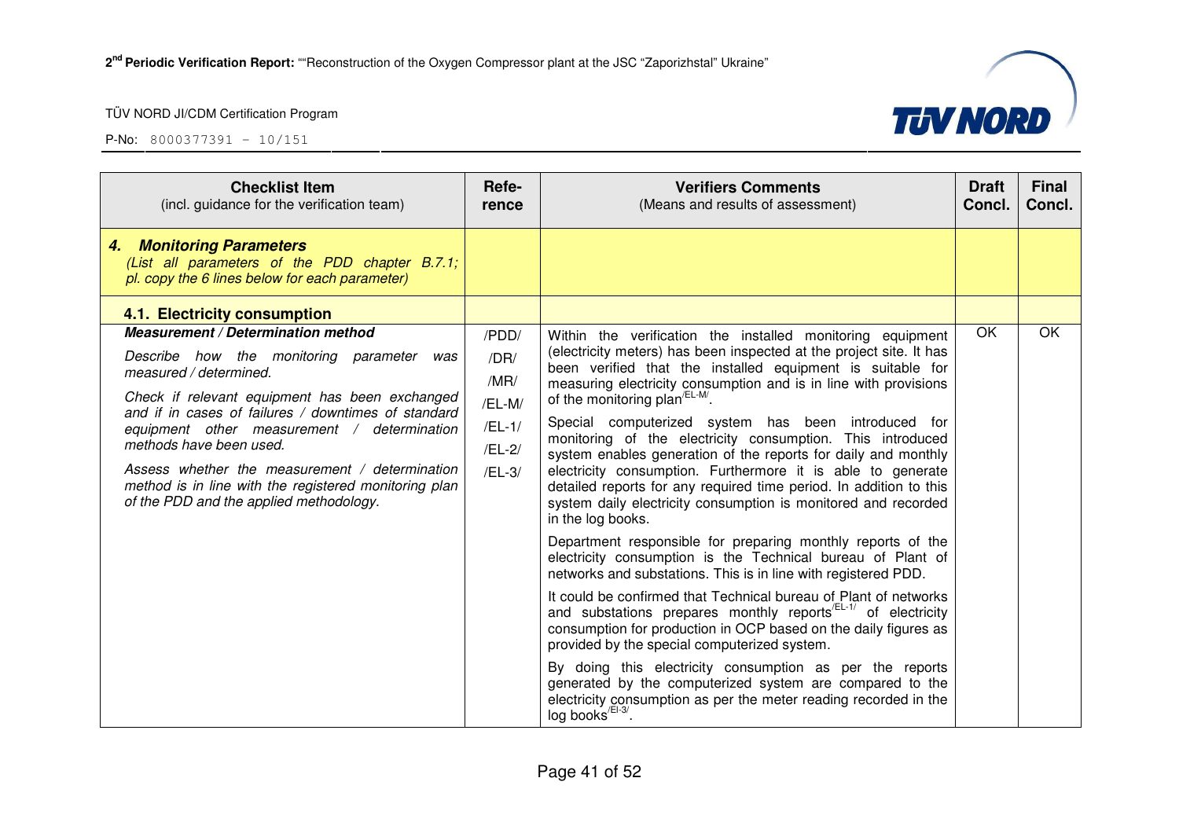| Checklist Item (incl. guidance for the verification team) | Refe-rence | Verifiers Comments (Means and results of assessment) | Draft Concl. | Final Concl. |
|---|---|---|---|---|
| ***4. Monitoring Parameters*** *(List all parameters of the PDD chapter B.7.1; pl. copy the 6 lines below for each parameter)* | | | | |
| **4.1. Electricity consumption** | | | | |
| ***Measurement / Determination method*** <br> *Describe how the monitoring parameter was measured / determined.* <br> *Check if relevant equipment has been exchanged and if in cases of failures / downtimes of standard equipment other measurement / determination methods have been used.* <br> *Assess whether the measurement / determination method is in line with the registered monitoring plan of the PDD and the applied methodology.* | /PDD/ <br> /DR/ <br> /MR/ <br> /EL-M/ <br> /EL-1/ <br> /EL-2/ <br> /EL-3/ | Within the verification the installed monitoring equipment (electricity meters) has been inspected at the project site. It has been verified that the installed equipment is suitable for measuring electricity consumption and is in line with provisions of the monitoring plan[/EL-M/]. <br> Special computerized system has been introduced for monitoring of the electricity consumption. This introduced system enables generation of the reports for daily and monthly electricity consumption. Furthermore it is able to generate detailed reports for any required time period. In addition to this system daily electricity consumption is monitored and recorded in the log books. <br> Department responsible for preparing monthly reports of the electricity consumption is the Technical bureau of Plant of networks and substations. This is in line with registered PDD. <br> It could be confirmed that Technical bureau of Plant of networks and substations prepares monthly reports[/EL-1/] of electricity consumption for production in OCP based on the daily figures as provided by the special computerized system. <br> By doing this electricity consumption as per the reports generated by the computerized system are compared to the electricity consumption as per the meter reading recorded in the log books[/El-3/]. | OK | OK |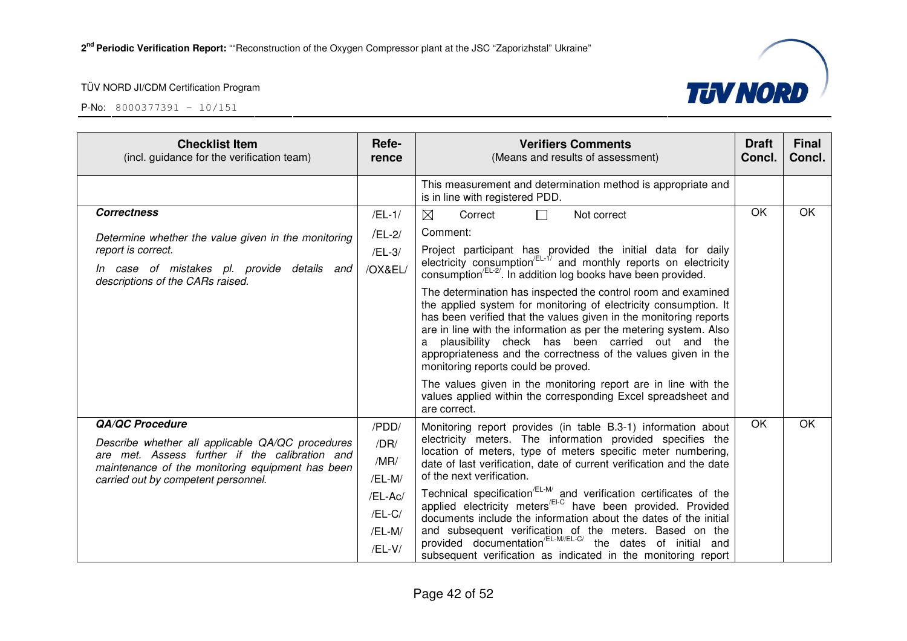| Checklist Item (incl. guidance for the verification team) | Refe-rence | Verifiers Comments (Means and results of assessment) | Draft Concl. | Final Concl. |
|---|---|---|---|---|
| | | This measurement and determination method is appropriate and is in line with registered PDD. | | |
| ***Correctness*** <br> *Determine whether the value given in the monitoring report is correct.* <br> *In case of mistakes pl. provide details and descriptions of the CARs raised.* | /EL-1/ <br> /EL-2/ <br> /EL-3/ <br> /OX&EL/ | ☒ Correct ☐ Not correct <br> Comment: <br> Project participant has provided the initial data for daily electricity consumption[/EL-1/] and monthly reports on electricity consumption[/EL-2/]. In addition log books have been provided. <br> The determination has inspected the control room and examined the applied system for monitoring of electricity consumption. It has been verified that the values given in the monitoring reports are in line with the information as per the metering system. Also a plausibility check has been carried out and the appropriateness and the correctness of the values given in the monitoring reports could be proved. <br> The values given in the monitoring report are in line with the values applied within the corresponding Excel spreadsheet and are correct. | OK | OK |
| ***QA/QC Procedure*** <br> *Describe whether all applicable QA/QC procedures are met. Assess further if the calibration and maintenance of the monitoring equipment has been carried out by competent personnel.* | /PDD/ <br> /DR/ <br> /MR/ <br> /EL-M/ <br> /EL-Ac/ <br> /EL-C/ <br> /EL-M/ <br> /EL-V/ | Monitoring report provides (in table B.3-1) information about electricity meters. The information provided specifies the location of meters, type of meters specific meter numbering, date of last verification, date of current verification and the date of the next verification. <br> Technical specification[/EL-M/] and verification certificates of the applied electricity meters[/El-C] have been provided. Provided documents include the information about the dates of the initial and subsequent verification of the meters. Based on the provided documentation[/EL-M//EL-C/] the dates of initial and subsequent verification as indicated in the monitoring report | OK | OK |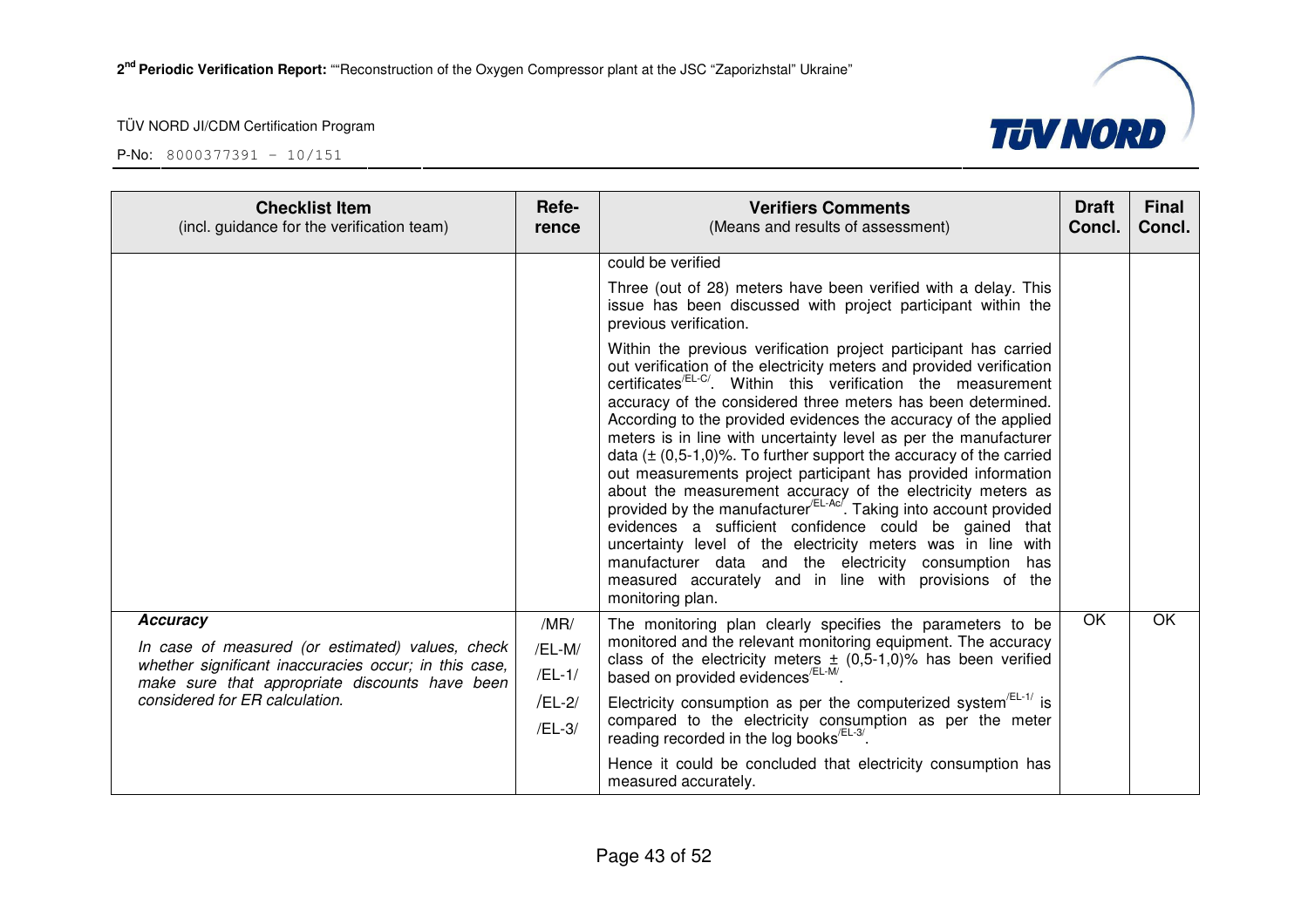| Checklist Item (incl. guidance for the verification team) | Refe-rence | Verifiers Comments (Means and results of assessment) | Draft Concl. | Final Concl. |
|---|---|---|---|---|
| | | could be verified<br><br>Three (out of 28) meters have been verified with a delay. This issue has been discussed with project participant within the previous verification.<br><br>Within the previous verification project participant has carried out verification of the electricity meters and provided verification certificates[/EL-C/]. Within this verification the measurement accuracy of the considered three meters has been determined. According to the provided evidences the accuracy of the applied meters is in line with uncertainty level as per the manufacturer data (± (0,5-1,0)%. To further support the accuracy of the carried out measurements project participant has provided information about the measurement accuracy of the electricity meters as provided by the manufacturer[/EL-Ac/]. Taking into account provided evidences a sufficient confidence could be gained that uncertainty level of the electricity meters was in line with manufacturer data and the electricity consumption has measured accurately and in line with provisions of the monitoring plan. | | |
| ***Accuracy***<br><br>*In case of measured (or estimated) values, check whether significant inaccuracies occur; in this case, make sure that appropriate discounts have been considered for ER calculation.* | /MR/<br>/EL-M/<br>/EL-1/<br>/EL-2/<br>/EL-3/ | The monitoring plan clearly specifies the parameters to be monitored and the relevant monitoring equipment. The accuracy class of the electricity meters ± (0,5-1,0)% has been verified based on provided evidences[/EL-M/].<br><br>Electricity consumption as per the computerized system[/EL-1/] is compared to the electricity consumption as per the meter reading recorded in the log books[/EL-3/].<br><br>Hence it could be concluded that electricity consumption has measured accurately. | OK | OK |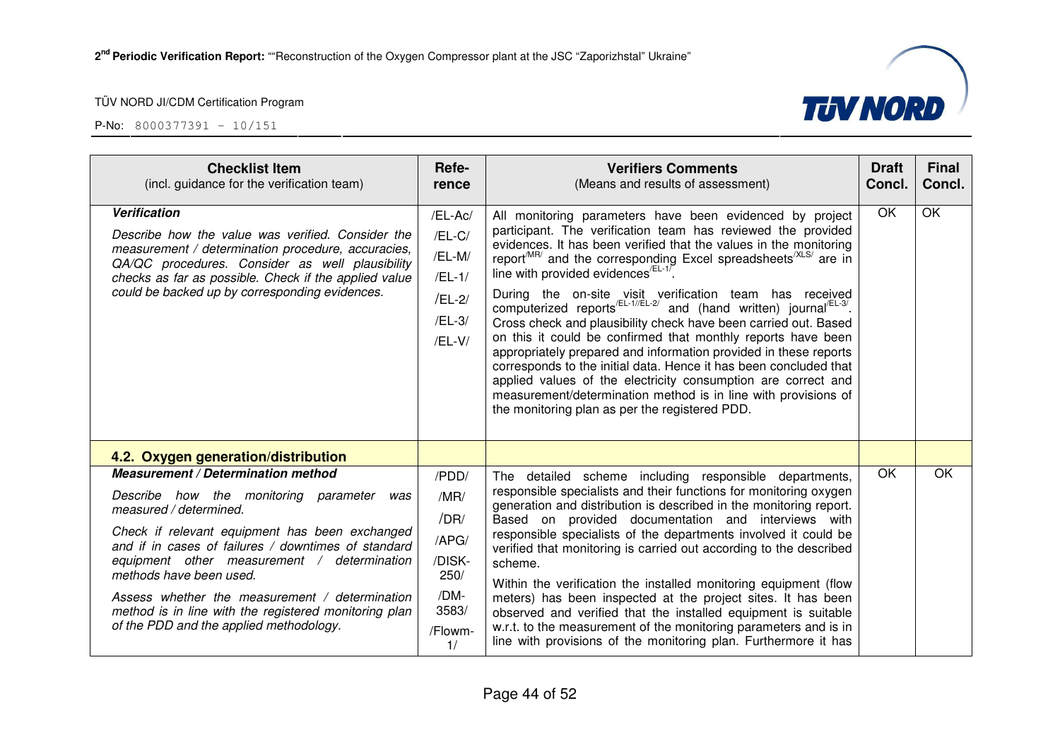| Checklist Item<br>(incl. guidance for the verification team) | Refe-rence | Verifiers Comments<br>(Means and results of assessment) | Draft Concl. | Final Concl. |
|---|---|---|---|---|
| ***Verification***<br>*Describe how the value was verified. Consider the measurement / determination procedure, accuracies, QA/QC procedures. Consider as well plausibility checks as far as possible. Check if the applied value could be backed up by corresponding evidences.* | /EL-Ac/<br>/EL-C/<br>/EL-M/<br>/EL-1/<br>/EL-2/<br>/EL-3/<br>/EL-V/ | All monitoring parameters have been evidenced by project participant. The verification team has reviewed the provided evidences. It has been verified that the values in the monitoring report[/MR/] and the corresponding Excel spreadsheets[/XLS/] are in line with provided evidences[/EL-1/].<br>During the on-site visit verification team has received computerized reports[/EL-1//EL-2/] and (hand written) journal[/EL-3/]. Cross check and plausibility check have been carried out. Based on this it could be confirmed that monthly reports have been appropriately prepared and information provided in these reports corresponds to the initial data. Hence it has been concluded that applied values of the electricity consumption are correct and measurement/determination method is in line with provisions of the monitoring plan as per the registered PDD. | OK | OK |
| **4.2. Oxygen generation/distribution** | | | | |
| ***Measurement / Determination method***<br>*Describe how the monitoring parameter was measured / determined.*<br>*Check if relevant equipment has been exchanged and if in cases of failures / downtimes of standard equipment other measurement / determination methods have been used.*<br>*Assess whether the measurement / determination method is in line with the registered monitoring plan of the PDD and the applied methodology.* | /PDD/<br>/MR/<br>/DR/<br>/APG/<br>/DISK-250/<br>/DM-3583/<br>/Flowm-1/ | The detailed scheme including responsible departments, responsible specialists and their functions for monitoring oxygen generation and distribution is described in the monitoring report. Based on provided documentation and interviews with responsible specialists of the departments involved it could be verified that monitoring is carried out according to the described scheme.<br>Within the verification the installed monitoring equipment (flow meters) has been inspected at the project sites. It has been observed and verified that the installed equipment is suitable w.r.t. to the measurement of the monitoring parameters and is in line with provisions of the monitoring plan. Furthermore it has | OK | OK |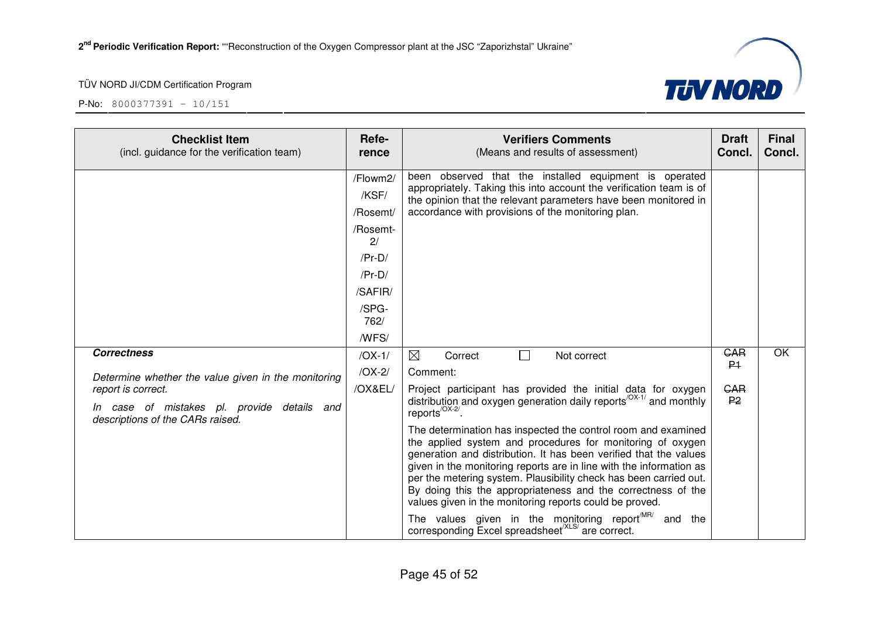| Checklist Item<br>(incl. guidance for the verification team) | Refe-rence | Verifiers Comments<br>(Means and results of assessment) | Draft Concl. | Final Concl. |
|---|---|---|---|---|
| | /Flowm2/<br>/KSF/<br>/Rosemt/<br>/Rosemt-2/<br>/Pr-D/<br>/Pr-D/<br>/SAFIR/<br>/SPG-762/<br>/WFS/ | been observed that the installed equipment is operated appropriately. Taking this into account the verification team is of the opinion that the relevant parameters have been monitored in accordance with provisions of the monitoring plan. | | |
| ***Correctness***<br><br>*Determine whether the value given in the monitoring report is correct.*<br><br>*In case of mistakes pl. provide details and descriptions of the CARs raised.* | /OX-1/<br>/OX-2/<br>/OX&EL/ | ☒ Correct ☐ Not correct<br><br>Comment:<br><br>Project participant has provided the initial data for oxygen distribution and oxygen generation daily reports[/OX-1/] and monthly reports[/OX-2/].<br><br>The determination has inspected the control room and examined the applied system and procedures for monitoring of oxygen generation and distribution. It has been verified that the values given in the monitoring reports are in line with the information as per the metering system. Plausibility check has been carried out. By doing this the appropriateness and the correctness of the values given in the monitoring reports could be proved.<br><br>The values given in the monitoring report[/MR/] and the corresponding Excel spreadsheet[/XLS/] are correct. | ~~CAR P1~~<br><br>~~CAR P2~~ | OK |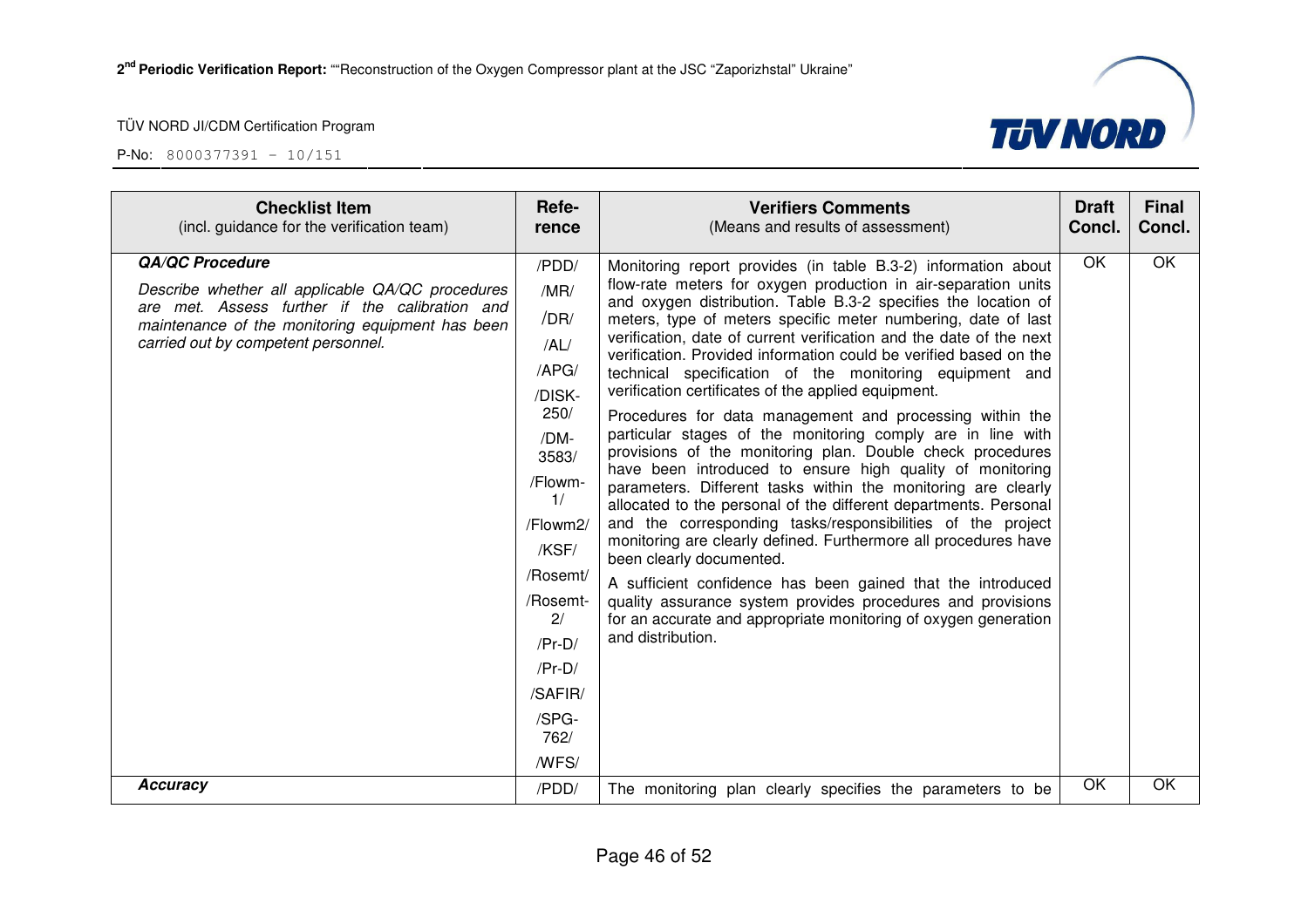| **Checklist Item** (incl. guidance for the verification team) | **Refe-rence** | **Verifiers Comments** (Means and results of assessment) | **Draft Concl.** | **Final Concl.** |
|---|---|---|---|---|
| ***QA/QC Procedure*** <br><br> *Describe whether all applicable QA/QC procedures are met. Assess further if the calibration and maintenance of the monitoring equipment has been carried out by competent personnel.* | /PDD/ <br> /MR/ <br> /DR/ <br> /AL/ <br> /APG/ <br> /DISK-250/ <br> /DM-3583/ <br> /Flowm-1/ <br> /Flowm2/ <br> /KSF/ <br> /Rosemt/ <br> /Rosemt-2/ <br> /Pr-D/ <br> /Pr-D/ <br> /SAFIR/ <br> /SPG-762/ <br> /WFS/ | Monitoring report provides (in table B.3-2) information about flow-rate meters for oxygen production in air-separation units and oxygen distribution. Table B.3-2 specifies the location of meters, type of meters specific meter numbering, date of last verification, date of current verification and the date of the next verification. Provided information could be verified based on the technical specification of the monitoring equipment and verification certificates of the applied equipment. <br><br> Procedures for data management and processing within the particular stages of the monitoring comply are in line with provisions of the monitoring plan. Double check procedures have been introduced to ensure high quality of monitoring parameters. Different tasks within the monitoring are clearly allocated to the personal of the different departments. Personal and the corresponding tasks/responsibilities of the project monitoring are clearly defined. Furthermore all procedures have been clearly documented. <br><br> A sufficient confidence has been gained that the introduced quality assurance system provides procedures and provisions for an accurate and appropriate monitoring of oxygen generation and distribution. | OK | OK |
| ***Accuracy*** | /PDD/ | The monitoring plan clearly specifies the parameters to be | OK | OK |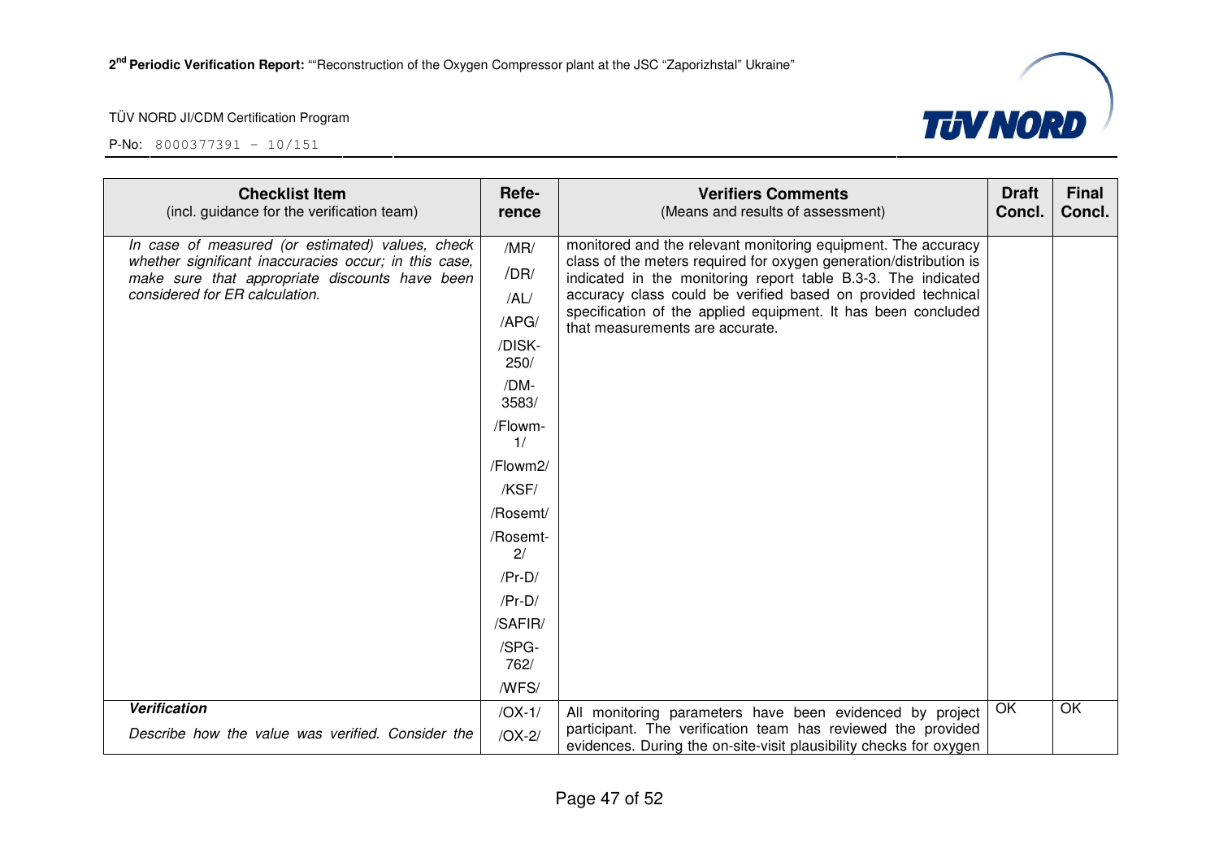| Checklist Item (incl. guidance for the verification team) | Refe-rence | Verifiers Comments (Means and results of assessment) | Draft Concl. | Final Concl. |
|---|---|---|---|---|
| *In case of measured (or estimated) values, check whether significant inaccuracies occur; in this case, make sure that appropriate discounts have been considered for ER calculation.* | /MR/ /DR/ /AL/ /APG/ /DISK-250/ /DM-3583/ /Flowm-1/ /Flowm2/ /KSF/ /Rosemt/ /Rosemt-2/ /Pr-D/ /Pr-D/ /SAFIR/ /SPG-762/ /WFS/ | monitored and the relevant monitoring equipment. The accuracy class of the meters required for oxygen generation/distribution is indicated in the monitoring report table B.3-3. The indicated accuracy class could be verified based on provided technical specification of the applied equipment. It has been concluded that measurements are accurate. | | |
| ***Verification*** *Describe how the value was verified. Consider the* | /OX-1/ /OX-2/ | All monitoring parameters have been evidenced by project participant. The verification team has reviewed the provided evidences. During the on-site-visit plausibility checks for oxygen | OK | OK |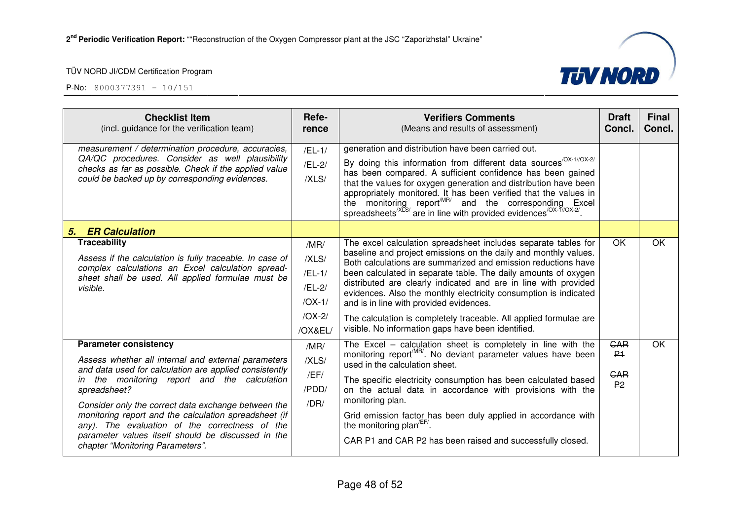| Checklist Item (incl. guidance for the verification team) | Reference | Verifiers Comments (Means and results of assessment) | Draft Concl. | Final Concl. |
|---|---|---|---|---|
| *measurement / determination procedure, accuracies, QA/QC procedures. Consider as well plausibility checks as far as possible. Check if the applied value could be backed up by corresponding evidences.* | /EL-1/ /EL-2/ /XLS/ | generation and distribution have been carried out. By doing this information from different data sources[/OX-1//OX-2/] has been compared. A sufficient confidence has been gained that the values for oxygen generation and distribution have been appropriately monitored. It has been verified that the values in the monitoring report[/MR/] and the corresponding Excel spreadsheets[/XLS/] are in line with provided evidences[/OX-1//OX-2/]. | | |
| ***5. ER Calculation*** | | | | |
| **Traceability** *Assess if the calculation is fully traceable. In case of complex calculations an Excel calculation spreadsheet shall be used. All applied formulae must be visible.* | /MR/ /XLS/ /EL-1/ /EL-2/ /OX-1/ /OX-2/ /OX&EL/ | The excel calculation spreadsheet includes separate tables for baseline and project emissions on the daily and monthly values. Both calculations are summarized and emission reductions have been calculated in separate table. The daily amounts of oxygen distributed are clearly indicated and are in line with provided evidences. Also the monthly electricity consumption is indicated and is in line with provided evidences. The calculation is completely traceable. All applied formulae are visible. No information gaps have been identified. | OK | OK |
| **Parameter consistency** *Assess whether all internal and external parameters and data used for calculation are applied consistently in the monitoring report and the calculation spreadsheet?* *Consider only the correct data exchange between the monitoring report and the calculation spreadsheet (if any). The evaluation of the correctness of the parameter values itself should be discussed in the chapter "Monitoring Parameters".* | /MR/ /XLS/ /EF/ /PDD/ /DR/ | The Excel – calculation sheet is completely in line with the monitoring report[/MR/]. No deviant parameter values have been used in the calculation sheet. The specific electricity consumption has been calculated based on the actual data in accordance with provisions with the monitoring plan. Grid emission factor has been duly applied in accordance with the monitoring plan[/EF/]. CAR P1 and CAR P2 has been raised and successfully closed. | ~~CAR P1~~ ~~CAR P2~~ | OK |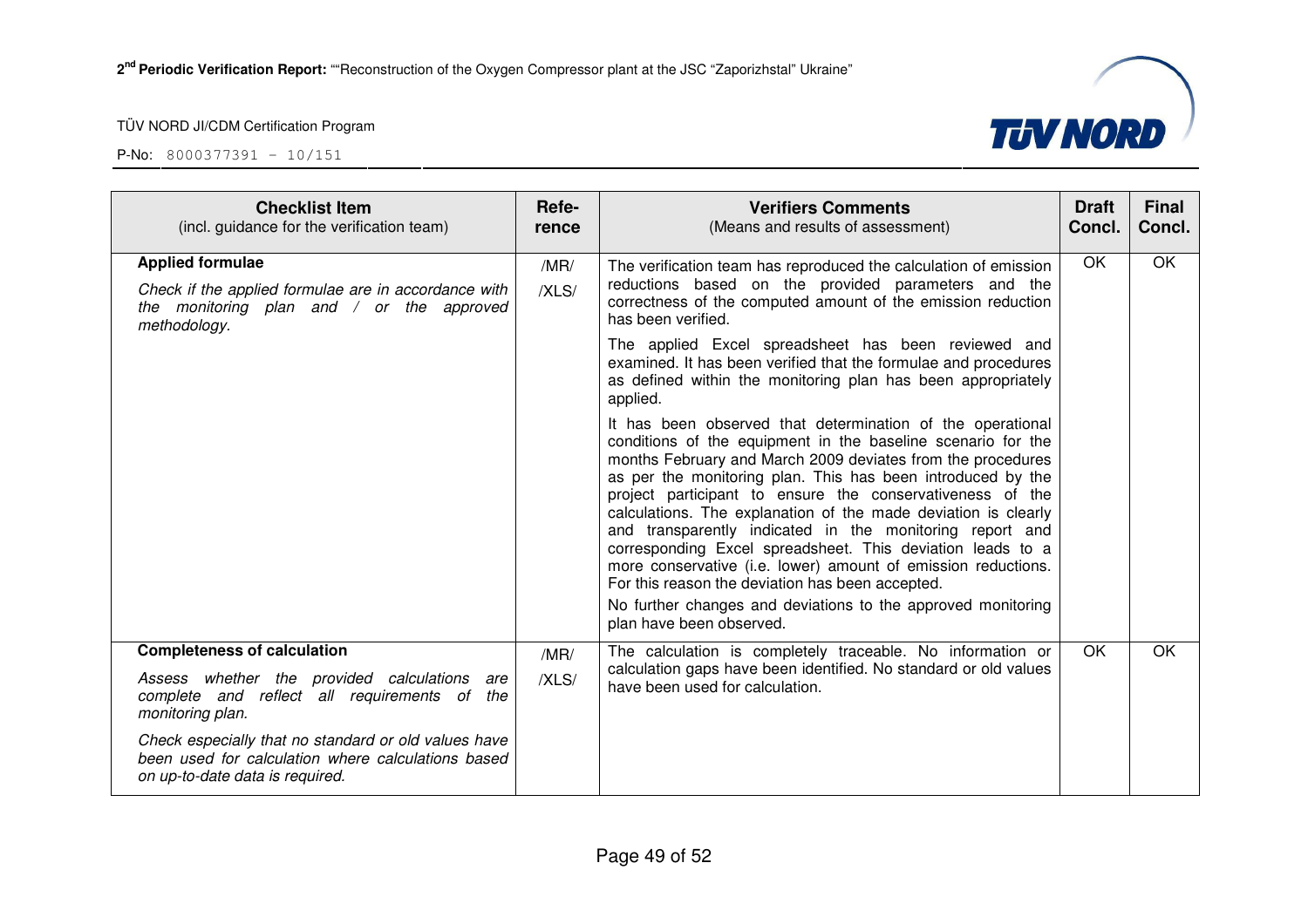| Checklist Item (incl. guidance for the verification team) | Refe-rence | Verifiers Comments (Means and results of assessment) | Draft Concl. | Final Concl. |
|---|---|---|---|---|
| **Applied formulae**<br><br>*Check if the applied formulae are in accordance with the monitoring plan and / or the approved methodology.* | /MR/<br><br>/XLS/ | The verification team has reproduced the calculation of emission reductions based on the provided parameters and the correctness of the computed amount of the emission reduction has been verified.<br><br>The applied Excel spreadsheet has been reviewed and examined. It has been verified that the formulae and procedures as defined within the monitoring plan has been appropriately applied.<br><br>It has been observed that determination of the operational conditions of the equipment in the baseline scenario for the months February and March 2009 deviates from the procedures as per the monitoring plan. This has been introduced by the project participant to ensure the conservativeness of the calculations. The explanation of the made deviation is clearly and transparently indicated in the monitoring report and corresponding Excel spreadsheet. This deviation leads to a more conservative (i.e. lower) amount of emission reductions. For this reason the deviation has been accepted.<br><br>No further changes and deviations to the approved monitoring plan have been observed. | OK | OK |
| **Completeness of calculation**<br><br>*Assess whether the provided calculations are complete and reflect all requirements of the monitoring plan.*<br><br>*Check especially that no standard or old values have been used for calculation where calculations based on up-to-date data is required.* | /MR/<br><br>/XLS/ | The calculation is completely traceable. No information or calculation gaps have been identified. No standard or old values have been used for calculation. | OK | OK |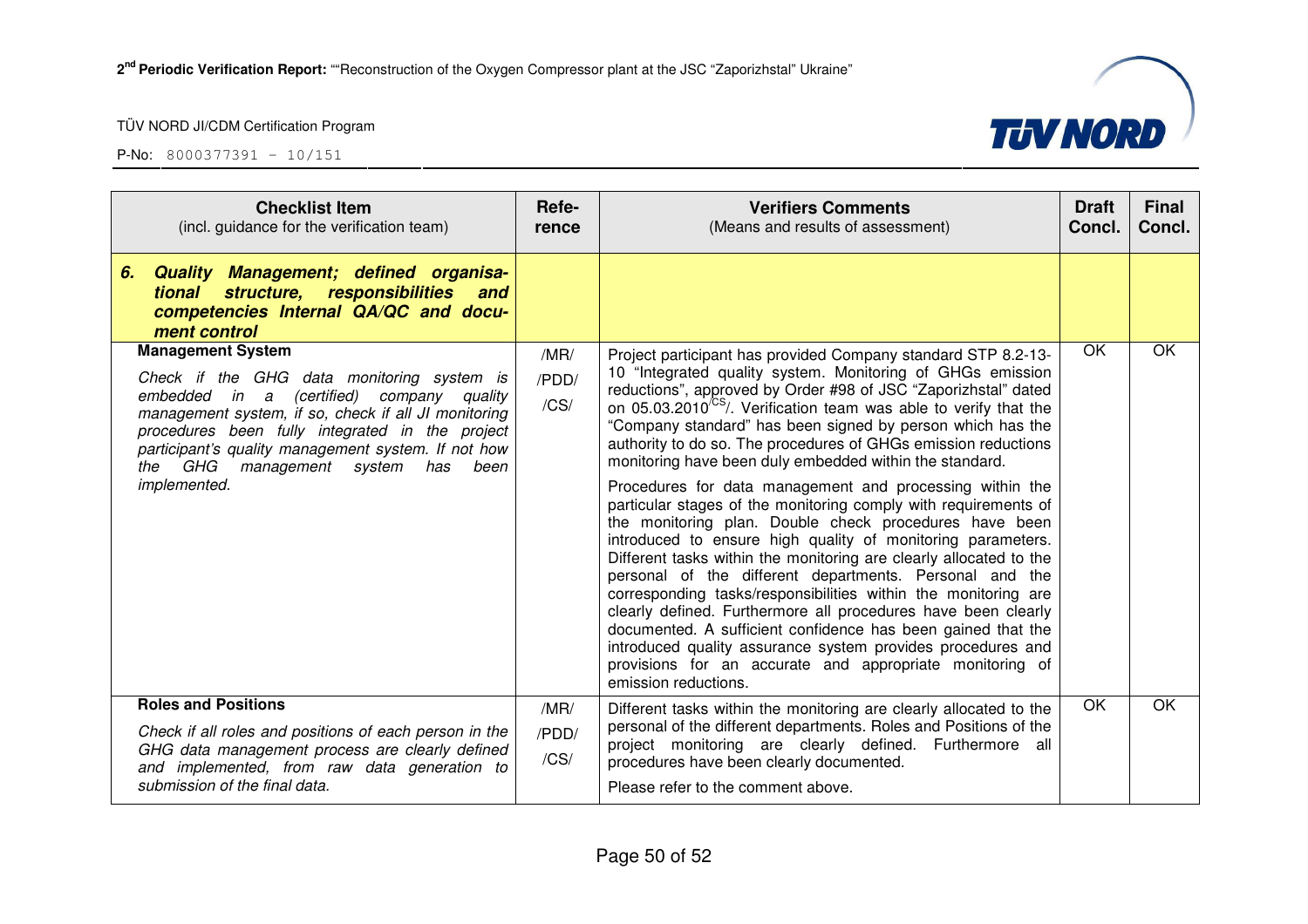| Checklist Item (incl. guidance for the verification team) | Refe-rence | Verifiers Comments (Means and results of assessment) | Draft Concl. | Final Concl. |
|---|---|---|---|---|
| ***6. Quality Management; defined organisational structure, responsibilities and competencies Internal QA/QC and document control*** | | | | |
| **Management System**<br><br>*Check if the GHG data monitoring system is embedded in a (certified) company quality management system, if so, check if all JI monitoring procedures been fully integrated in the project participant's quality management system. If not how the GHG management system has been implemented.* | /MR/<br>/PDD/<br>/CS/ | Project participant has provided Company standard STP 8.2-13-10 "Integrated quality system. Monitoring of GHGs emission reductions", approved by Order #98 of JSC "Zaporizhstal" dated on 05.03.2010 /CS/. Verification team was able to verify that the "Company standard" has been signed by person which has the authority to do so. The procedures of GHGs emission reductions monitoring have been duly embedded within the standard.<br><br>Procedures for data management and processing within the particular stages of the monitoring comply with requirements of the monitoring plan. Double check procedures have been introduced to ensure high quality of monitoring parameters. Different tasks within the monitoring are clearly allocated to the personal of the different departments. Personal and the corresponding tasks/responsibilities within the monitoring are clearly defined. Furthermore all procedures have been clearly documented. A sufficient confidence has been gained that the introduced quality assurance system provides procedures and provisions for an accurate and appropriate monitoring of emission reductions. | OK | OK |
| **Roles and Positions**<br><br>*Check if all roles and positions of each person in the GHG data management process are clearly defined and implemented, from raw data generation to submission of the final data.* | /MR/<br>/PDD/<br>/CS/ | Different tasks within the monitoring are clearly allocated to the personal of the different departments. Roles and Positions of the project monitoring are clearly defined. Furthermore all procedures have been clearly documented.<br><br>Please refer to the comment above. | OK | OK |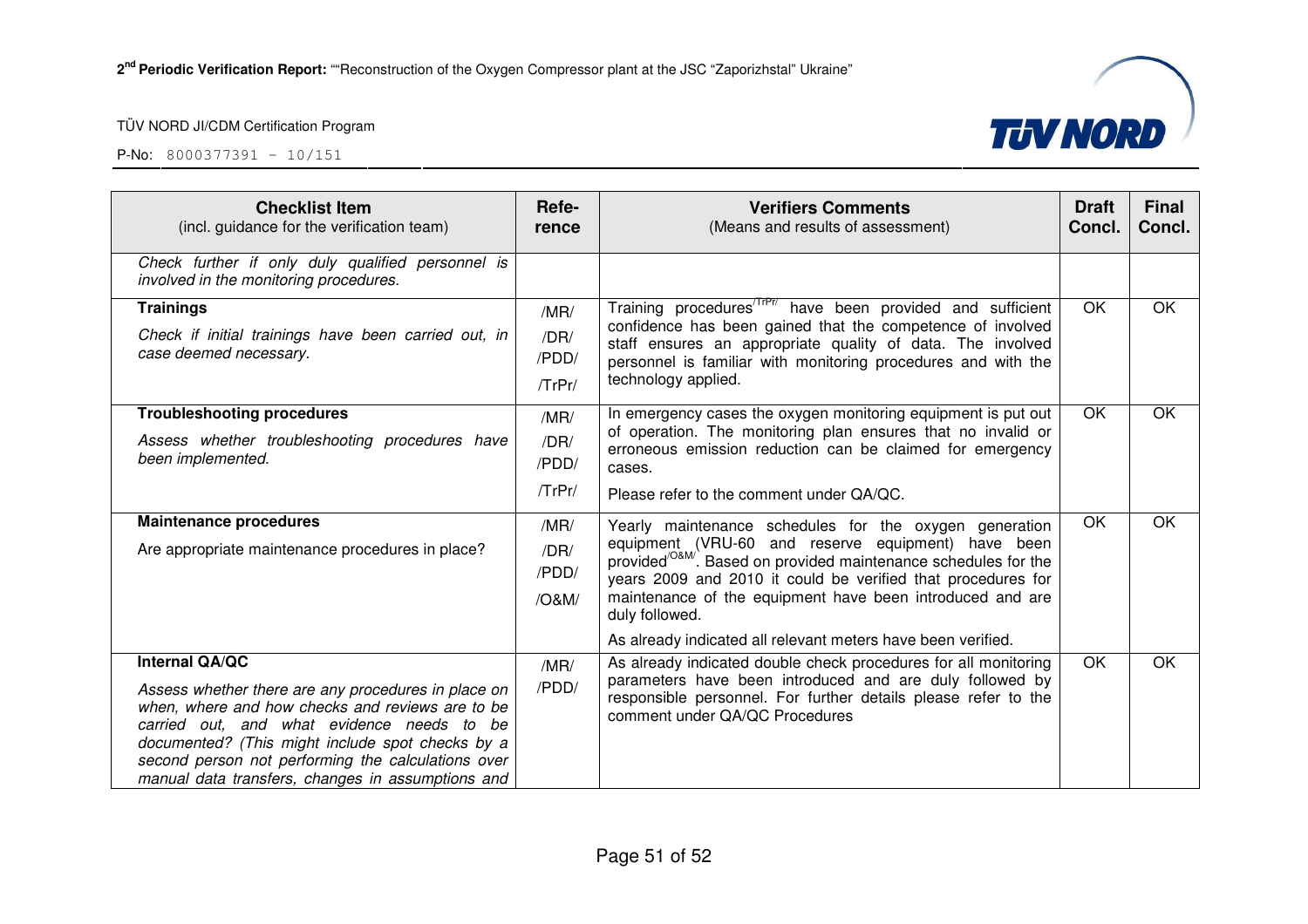| **Checklist Item** (incl. guidance for the verification team) | **Refe-rence** | **Verifiers Comments** (Means and results of assessment) | **Draft Concl.** | **Final Concl.** |
|---|---|---|---|---|
| *Check further if only duly qualified personnel is involved in the monitoring procedures.* | | | | |
| **Trainings**<br>*Check if initial trainings have been carried out, in case deemed necessary.* | /MR/<br>/DR/<br>/PDD/<br>/TrPr/ | Training procedures[/TrPr/] have been provided and sufficient confidence has been gained that the competence of involved staff ensures an appropriate quality of data. The involved personnel is familiar with monitoring procedures and with the technology applied. | OK | OK |
| **Troubleshooting procedures**<br>*Assess whether troubleshooting procedures have been implemented.* | /MR/<br>/DR/<br>/PDD/<br>/TrPr/ | In emergency cases the oxygen monitoring equipment is put out of operation. The monitoring plan ensures that no invalid or erroneous emission reduction can be claimed for emergency cases.<br>Please refer to the comment under QA/QC. | OK | OK |
| **Maintenance procedures**<br>Are appropriate maintenance procedures in place? | /MR/<br>/DR/<br>/PDD/<br>/O&M/ | Yearly maintenance schedules for the oxygen generation equipment (VRU-60 and reserve equipment) have been provided[/O&M/]. Based on provided maintenance schedules for the years 2009 and 2010 it could be verified that procedures for maintenance of the equipment have been introduced and are duly followed.<br>As already indicated all relevant meters have been verified. | OK | OK |
| **Internal QA/QC**<br>*Assess whether there are any procedures in place on when, where and how checks and reviews are to be carried out, and what evidence needs to be documented? (This might include spot checks by a second person not performing the calculations over manual data transfers, changes in assumptions and* | /MR/<br>/PDD/ | As already indicated double check procedures for all monitoring parameters have been introduced and are duly followed by responsible personnel. For further details please refer to the comment under QA/QC Procedures | OK | OK |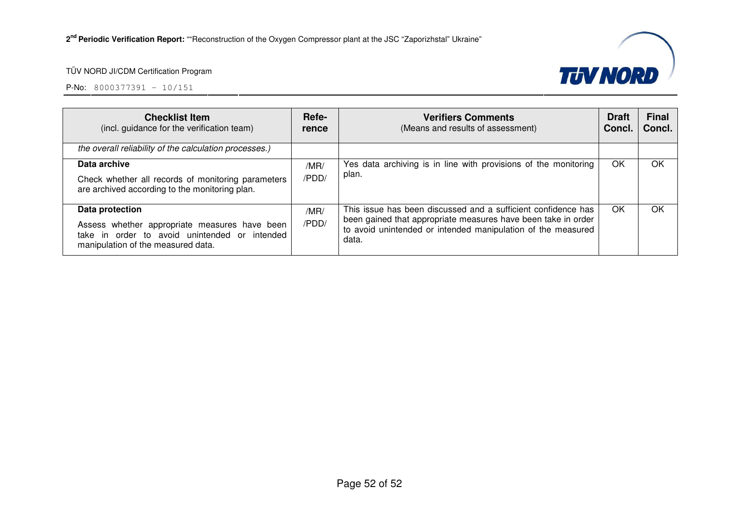| Checklist Item (incl. guidance for the verification team) | Refe-rence | Verifiers Comments (Means and results of assessment) | Draft Concl. | Final Concl. |
|---|---|---|---|---|
| *the overall reliability of the calculation processes.)* | | | | |
| **Data archive** Check whether all records of monitoring parameters are archived according to the monitoring plan. | /MR/ /PDD/ | Yes data archiving is in line with provisions of the monitoring plan. | OK | OK |
| **Data protection** Assess whether appropriate measures have been take in order to avoid unintended or intended manipulation of the measured data. | /MR/ /PDD/ | This issue has been discussed and a sufficient confidence has been gained that appropriate measures have been take in order to avoid unintended or intended manipulation of the measured data. | OK | OK |